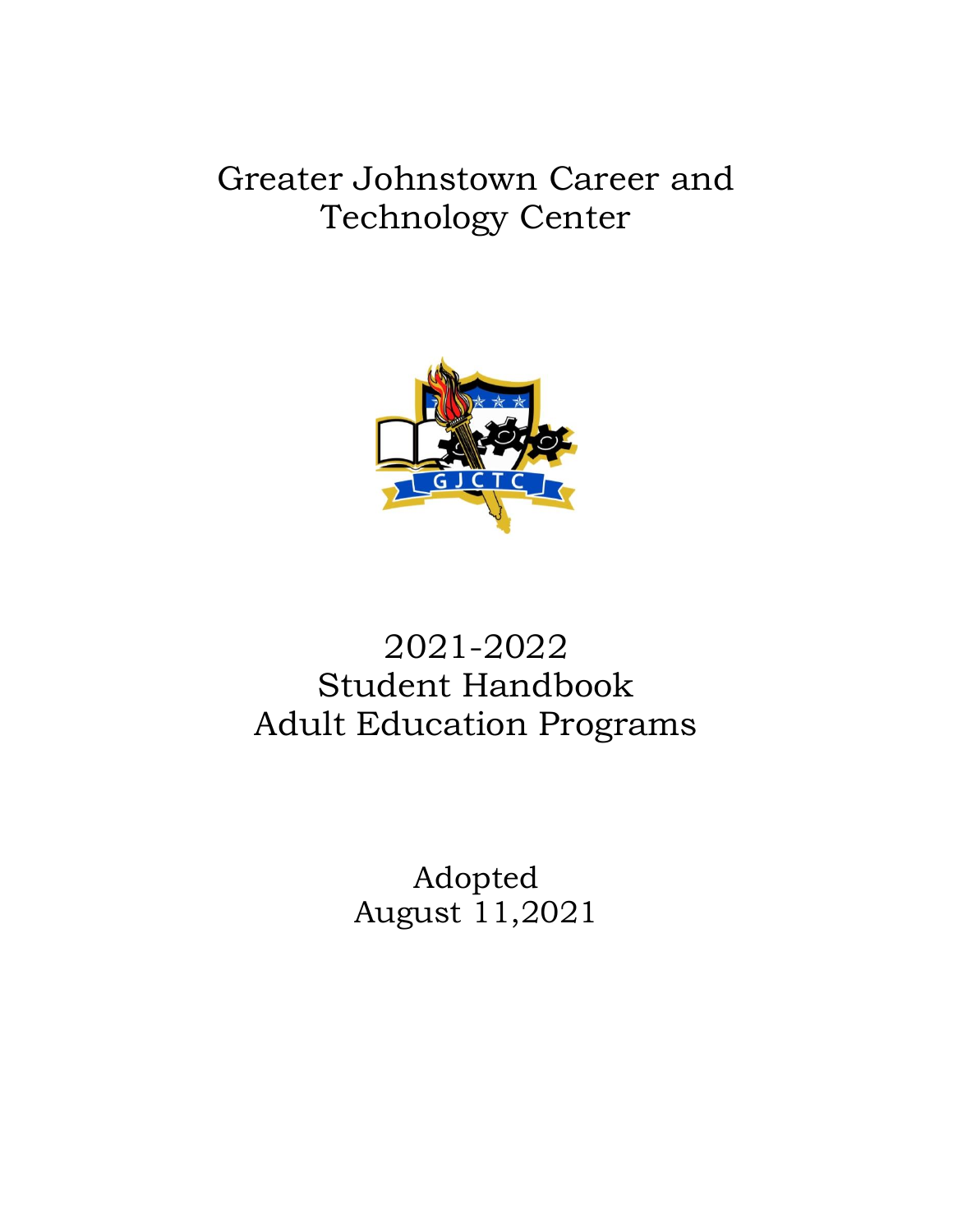# Greater Johnstown Career and Technology Center

# 2021-2022 Student Handbook Adult Education Programs

Adopted
August 11,2021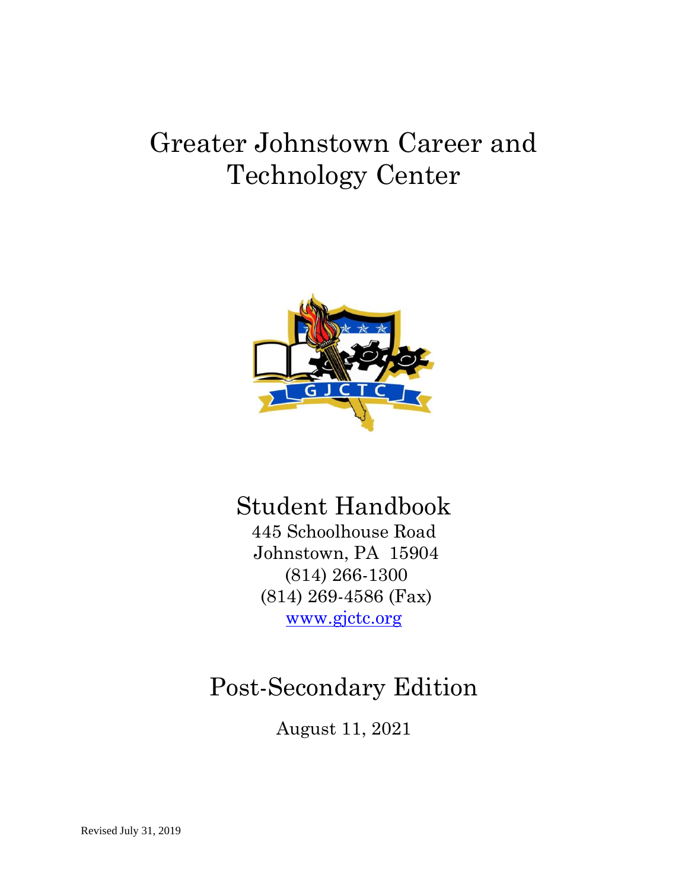# Greater Johnstown Career and Technology Center

# Student Handbook

445 Schoolhouse Road
Johnstown, PA 15904
(814) 266-1300
(814) 269-4586 (Fax)
www.gjctc.org

# Post-Secondary Edition

August 11, 2021

Revised July 31, 2019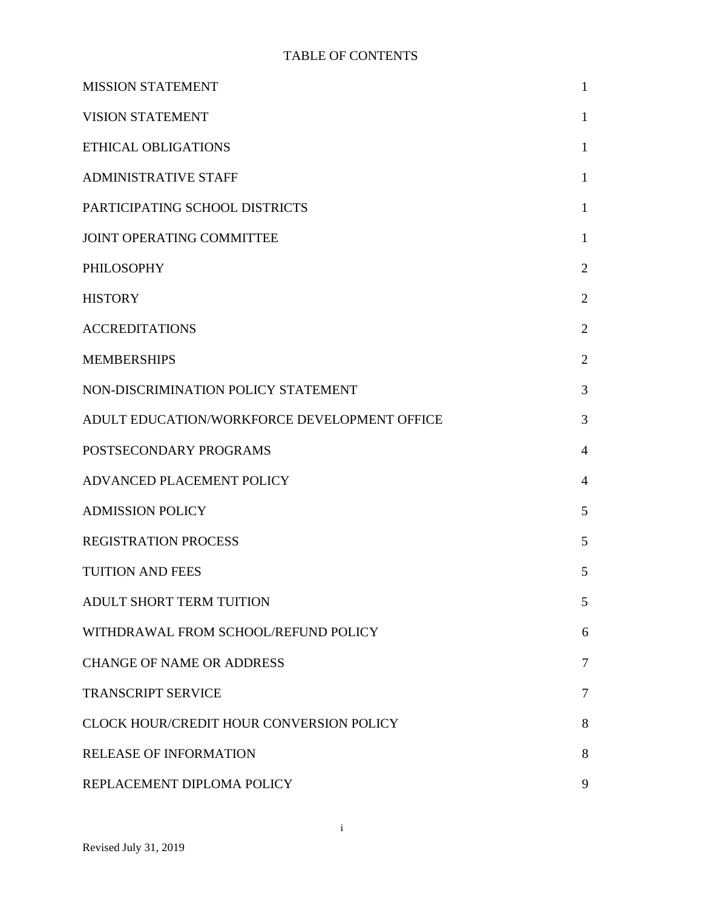# TABLE OF CONTENTS

| | |
|---|---|
| MISSION STATEMENT | 1 |
| VISION STATEMENT | 1 |
| ETHICAL OBLIGATIONS | 1 |
| ADMINISTRATIVE STAFF | 1 |
| PARTICIPATING SCHOOL DISTRICTS | 1 |
| JOINT OPERATING COMMITTEE | 1 |
| PHILOSOPHY | 2 |
| HISTORY | 2 |
| ACCREDITATIONS | 2 |
| MEMBERSHIPS | 2 |
| NON-DISCRIMINATION POLICY STATEMENT | 3 |
| ADULT EDUCATION/WORKFORCE DEVELOPMENT OFFICE | 3 |
| POSTSECONDARY PROGRAMS | 4 |
| ADVANCED PLACEMENT POLICY | 4 |
| ADMISSION POLICY | 5 |
| REGISTRATION PROCESS | 5 |
| TUITION AND FEES | 5 |
| ADULT SHORT TERM TUITION | 5 |
| WITHDRAWAL FROM SCHOOL/REFUND POLICY | 6 |
| CHANGE OF NAME OR ADDRESS | 7 |
| TRANSCRIPT SERVICE | 7 |
| CLOCK HOUR/CREDIT HOUR CONVERSION POLICY | 8 |
| RELEASE OF INFORMATION | 8 |
| REPLACEMENT DIPLOMA POLICY | 9 |

Revised July 31, 2019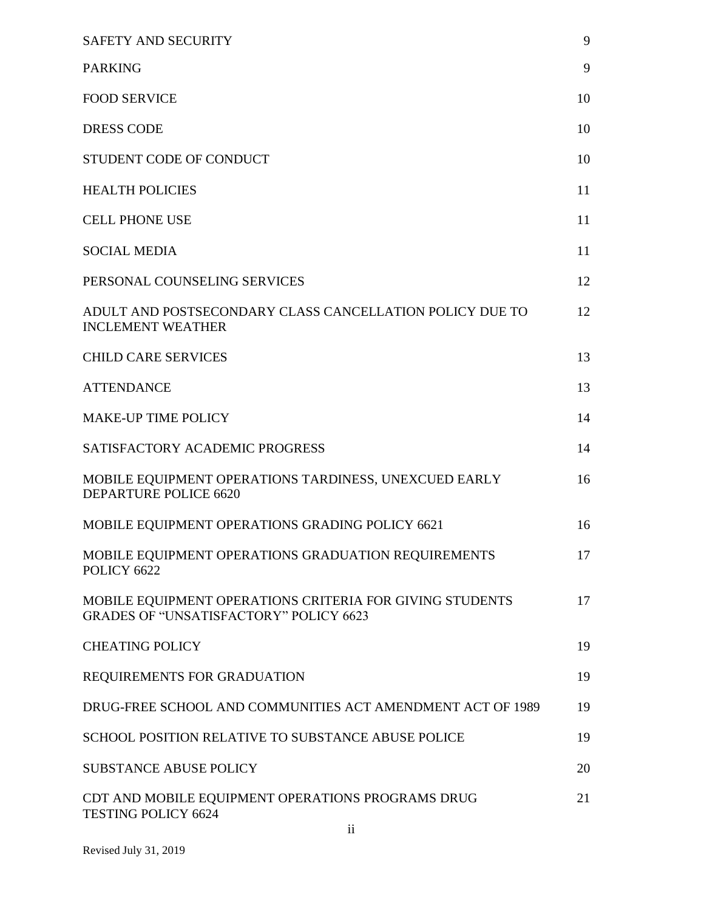| | |
|---|---|
| SAFETY AND SECURITY | 9 |
| PARKING | 9 |
| FOOD SERVICE | 10 |
| DRESS CODE | 10 |
| STUDENT CODE OF CONDUCT | 10 |
| HEALTH POLICIES | 11 |
| CELL PHONE USE | 11 |
| SOCIAL MEDIA | 11 |
| PERSONAL COUNSELING SERVICES | 12 |
| ADULT AND POSTSECONDARY CLASS CANCELLATION POLICY DUE TO INCLEMENT WEATHER | 12 |
| CHILD CARE SERVICES | 13 |
| ATTENDANCE | 13 |
| MAKE-UP TIME POLICY | 14 |
| SATISFACTORY ACADEMIC PROGRESS | 14 |
| MOBILE EQUIPMENT OPERATIONS TARDINESS, UNEXCUED EARLY DEPARTURE POLICE 6620 | 16 |
| MOBILE EQUIPMENT OPERATIONS GRADING POLICY 6621 | 16 |
| MOBILE EQUIPMENT OPERATIONS GRADUATION REQUIREMENTS POLICY 6622 | 17 |
| MOBILE EQUIPMENT OPERATIONS CRITERIA FOR GIVING STUDENTS GRADES OF "UNSATISFACTORY" POLICY 6623 | 17 |
| CHEATING POLICY | 19 |
| REQUIREMENTS FOR GRADUATION | 19 |
| DRUG-FREE SCHOOL AND COMMUNITIES ACT AMENDMENT ACT OF 1989 | 19 |
| SCHOOL POSITION RELATIVE TO SUBSTANCE ABUSE POLICE | 19 |
| SUBSTANCE ABUSE POLICY | 20 |
| CDT AND MOBILE EQUIPMENT OPERATIONS PROGRAMS DRUG TESTING POLICY 6624 | 21 |

Revised July 31, 2019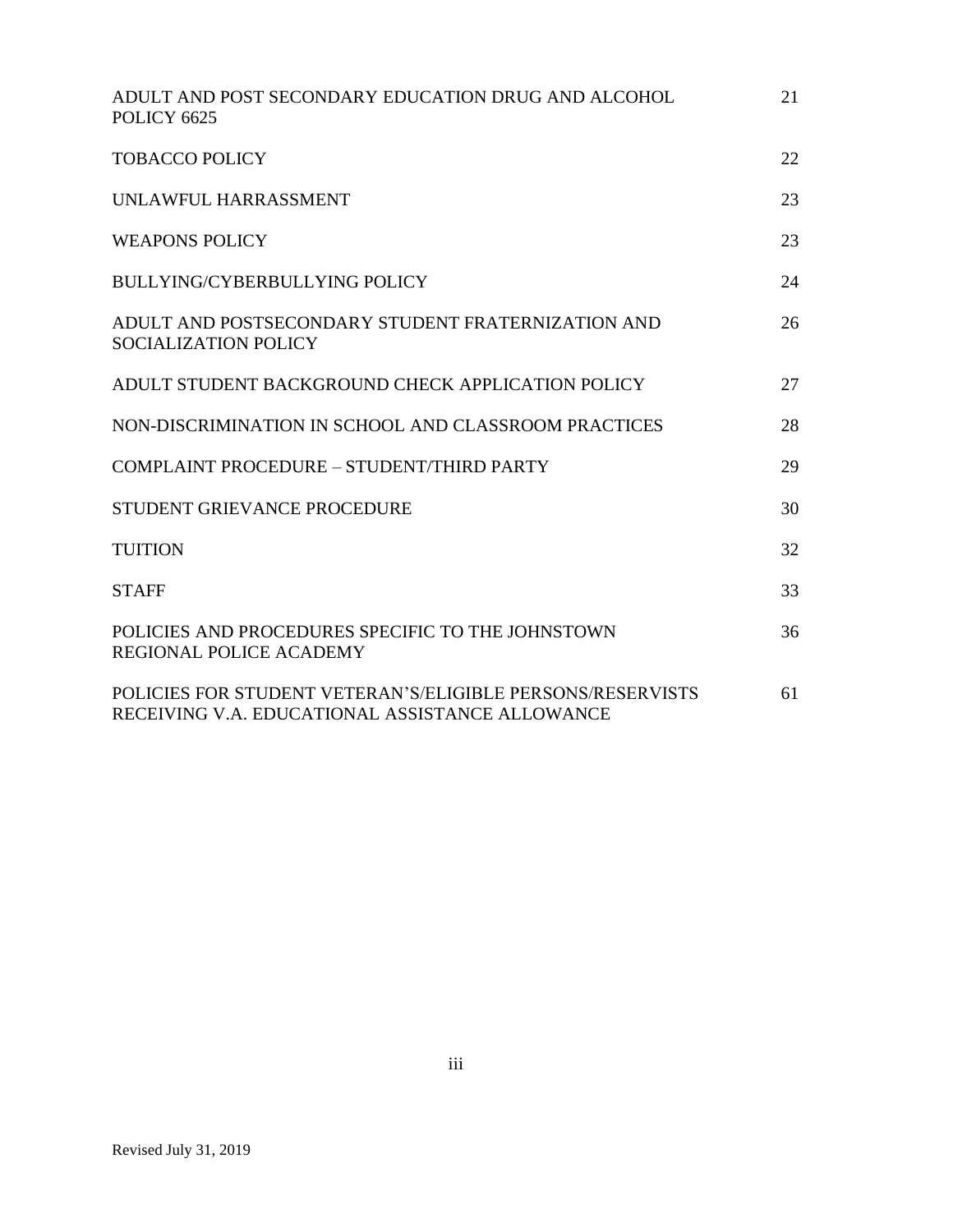| | |
|---|---|
| ADULT AND POST SECONDARY EDUCATION DRUG AND ALCOHOL POLICY 6625 | 21 |
| TOBACCO POLICY | 22 |
| UNLAWFUL HARRASSMENT | 23 |
| WEAPONS POLICY | 23 |
| BULLYING/CYBERBULLYING POLICY | 24 |
| ADULT AND POSTSECONDARY STUDENT FRATERNIZATION AND SOCIALIZATION POLICY | 26 |
| ADULT STUDENT BACKGROUND CHECK APPLICATION POLICY | 27 |
| NON-DISCRIMINATION IN SCHOOL AND CLASSROOM PRACTICES | 28 |
| COMPLAINT PROCEDURE – STUDENT/THIRD PARTY | 29 |
| STUDENT GRIEVANCE PROCEDURE | 30 |
| TUITION | 32 |
| STAFF | 33 |
| POLICIES AND PROCEDURES SPECIFIC TO THE JOHNSTOWN REGIONAL POLICE ACADEMY | 36 |
| POLICIES FOR STUDENT VETERAN'S/ELIGIBLE PERSONS/RESERVISTS RECEIVING V.A. EDUCATIONAL ASSISTANCE ALLOWANCE | 61 |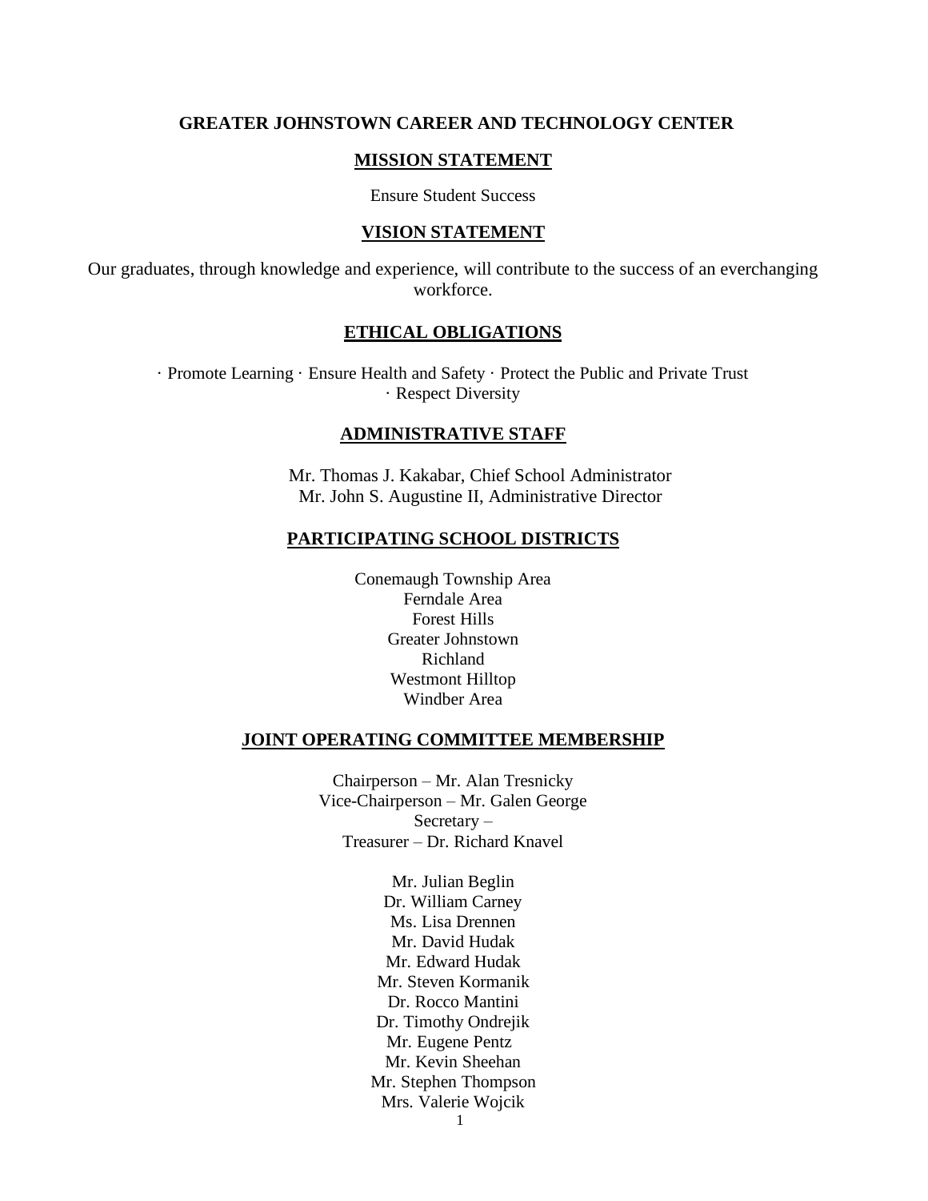# GREATER JOHNSTOWN CAREER AND TECHNOLOGY CENTER

## MISSION STATEMENT

Ensure Student Success

## VISION STATEMENT

Our graduates, through knowledge and experience, will contribute to the success of an everchanging workforce.

## ETHICAL OBLIGATIONS

· Promote Learning · Ensure Health and Safety · Protect the Public and Private Trust · Respect Diversity

## ADMINISTRATIVE STAFF

Mr. Thomas J. Kakabar, Chief School Administrator
Mr. John S. Augustine II, Administrative Director

## PARTICIPATING SCHOOL DISTRICTS

Conemaugh Township Area
Ferndale Area
Forest Hills
Greater Johnstown
Richland
Westmont Hilltop
Windber Area

## JOINT OPERATING COMMITTEE MEMBERSHIP

Chairperson – Mr. Alan Tresnicky
Vice-Chairperson – Mr. Galen George
Secretary –
Treasurer – Dr. Richard Knavel

Mr. Julian Beglin
Dr. William Carney
Ms. Lisa Drennen
Mr. David Hudak
Mr. Edward Hudak
Mr. Steven Kormanik
Dr. Rocco Mantini
Dr. Timothy Ondrejik
Mr. Eugene Pentz
Mr. Kevin Sheehan
Mr. Stephen Thompson
Mrs. Valerie Wojcik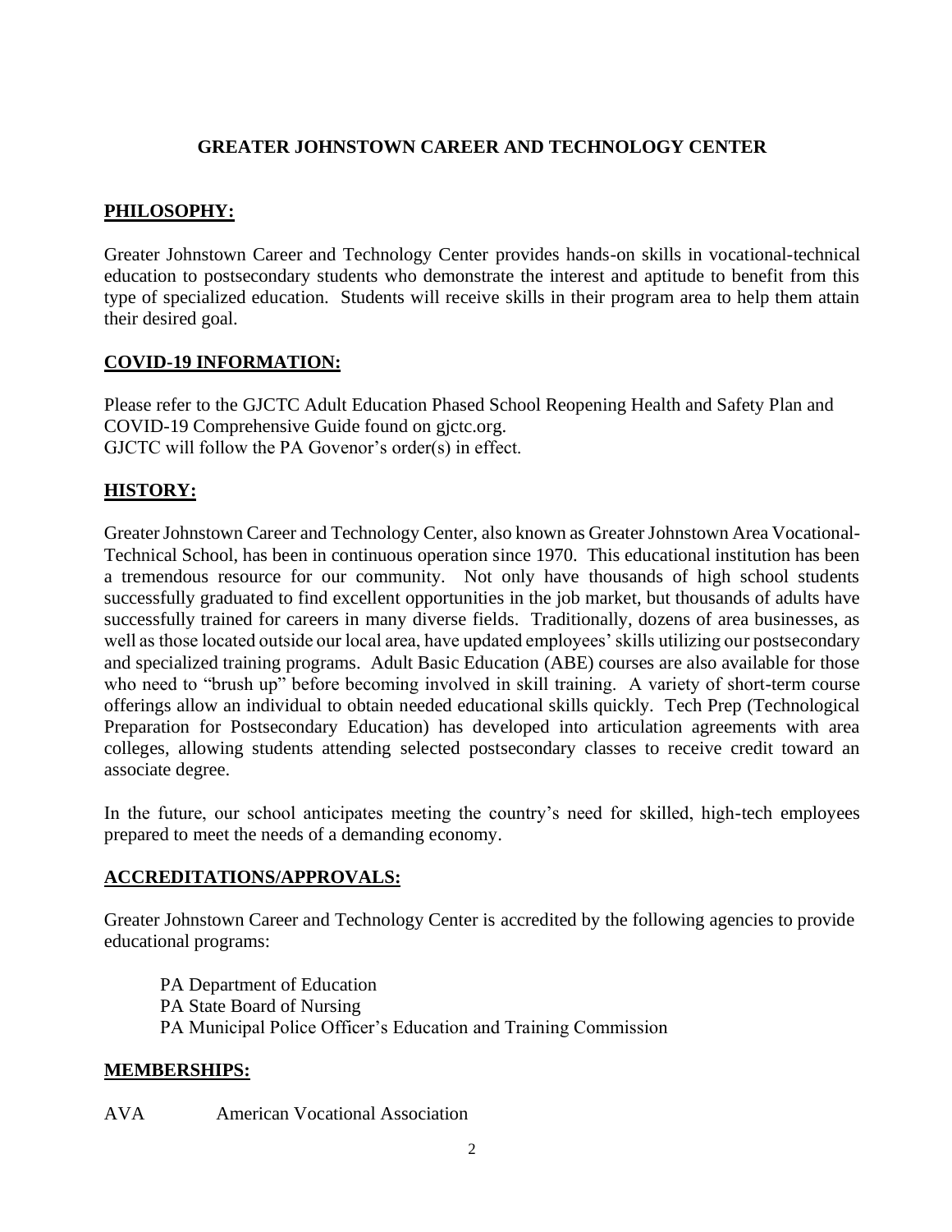# GREATER JOHNSTOWN CAREER AND TECHNOLOGY CENTER

## PHILOSOPHY:

Greater Johnstown Career and Technology Center provides hands-on skills in vocational-technical education to postsecondary students who demonstrate the interest and aptitude to benefit from this type of specialized education. Students will receive skills in their program area to help them attain their desired goal.

## COVID-19 INFORMATION:

Please refer to the GJCTC Adult Education Phased School Reopening Health and Safety Plan and COVID-19 Comprehensive Guide found on gjctc.org.
GJCTC will follow the PA Govenor's order(s) in effect.

## HISTORY:

Greater Johnstown Career and Technology Center, also known as Greater Johnstown Area Vocational-Technical School, has been in continuous operation since 1970. This educational institution has been a tremendous resource for our community. Not only have thousands of high school students successfully graduated to find excellent opportunities in the job market, but thousands of adults have successfully trained for careers in many diverse fields. Traditionally, dozens of area businesses, as well as those located outside our local area, have updated employees' skills utilizing our postsecondary and specialized training programs. Adult Basic Education (ABE) courses are also available for those who need to "brush up" before becoming involved in skill training. A variety of short-term course offerings allow an individual to obtain needed educational skills quickly. Tech Prep (Technological Preparation for Postsecondary Education) has developed into articulation agreements with area colleges, allowing students attending selected postsecondary classes to receive credit toward an associate degree.

In the future, our school anticipates meeting the country's need for skilled, high-tech employees prepared to meet the needs of a demanding economy.

## ACCREDITATIONS/APPROVALS:

Greater Johnstown Career and Technology Center is accredited by the following agencies to provide educational programs:

PA Department of Education
PA State Board of Nursing
PA Municipal Police Officer's Education and Training Commission

## MEMBERSHIPS:

AVA American Vocational Association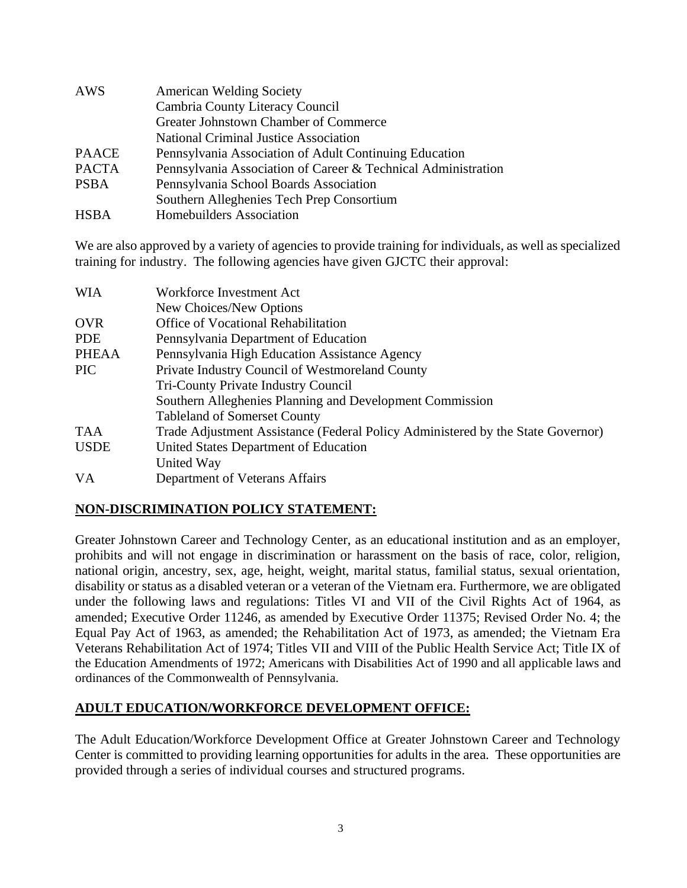| | |
|---|---|
| AWS | American Welding Society |
| | Cambria County Literacy Council |
| | Greater Johnstown Chamber of Commerce |
| | National Criminal Justice Association |
| PAACE | Pennsylvania Association of Adult Continuing Education |
| PACTA | Pennsylvania Association of Career & Technical Administration |
| PSBA | Pennsylvania School Boards Association |
| | Southern Alleghenies Tech Prep Consortium |
| HSBA | Homebuilders Association |

We are also approved by a variety of agencies to provide training for individuals, as well as specialized training for industry. The following agencies have given GJCTC their approval:

| | |
|---|---|
| WIA | Workforce Investment Act |
| | New Choices/New Options |
| OVR | Office of Vocational Rehabilitation |
| PDE | Pennsylvania Department of Education |
| PHEAA | Pennsylvania High Education Assistance Agency |
| PIC | Private Industry Council of Westmoreland County |
| | Tri-County Private Industry Council |
| | Southern Alleghenies Planning and Development Commission |
| | Tableland of Somerset County |
| TAA | Trade Adjustment Assistance (Federal Policy Administered by the State Governor) |
| USDE | United States Department of Education |
| | United Way |
| VA | Department of Veterans Affairs |

## NON-DISCRIMINATION POLICY STATEMENT:

Greater Johnstown Career and Technology Center, as an educational institution and as an employer, prohibits and will not engage in discrimination or harassment on the basis of race, color, religion, national origin, ancestry, sex, age, height, weight, marital status, familial status, sexual orientation, disability or status as a disabled veteran or a veteran of the Vietnam era. Furthermore, we are obligated under the following laws and regulations: Titles VI and VII of the Civil Rights Act of 1964, as amended; Executive Order 11246, as amended by Executive Order 11375; Revised Order No. 4; the Equal Pay Act of 1963, as amended; the Rehabilitation Act of 1973, as amended; the Vietnam Era Veterans Rehabilitation Act of 1974; Titles VII and VIII of the Public Health Service Act; Title IX of the Education Amendments of 1972; Americans with Disabilities Act of 1990 and all applicable laws and ordinances of the Commonwealth of Pennsylvania.

## ADULT EDUCATION/WORKFORCE DEVELOPMENT OFFICE:

The Adult Education/Workforce Development Office at Greater Johnstown Career and Technology Center is committed to providing learning opportunities for adults in the area. These opportunities are provided through a series of individual courses and structured programs.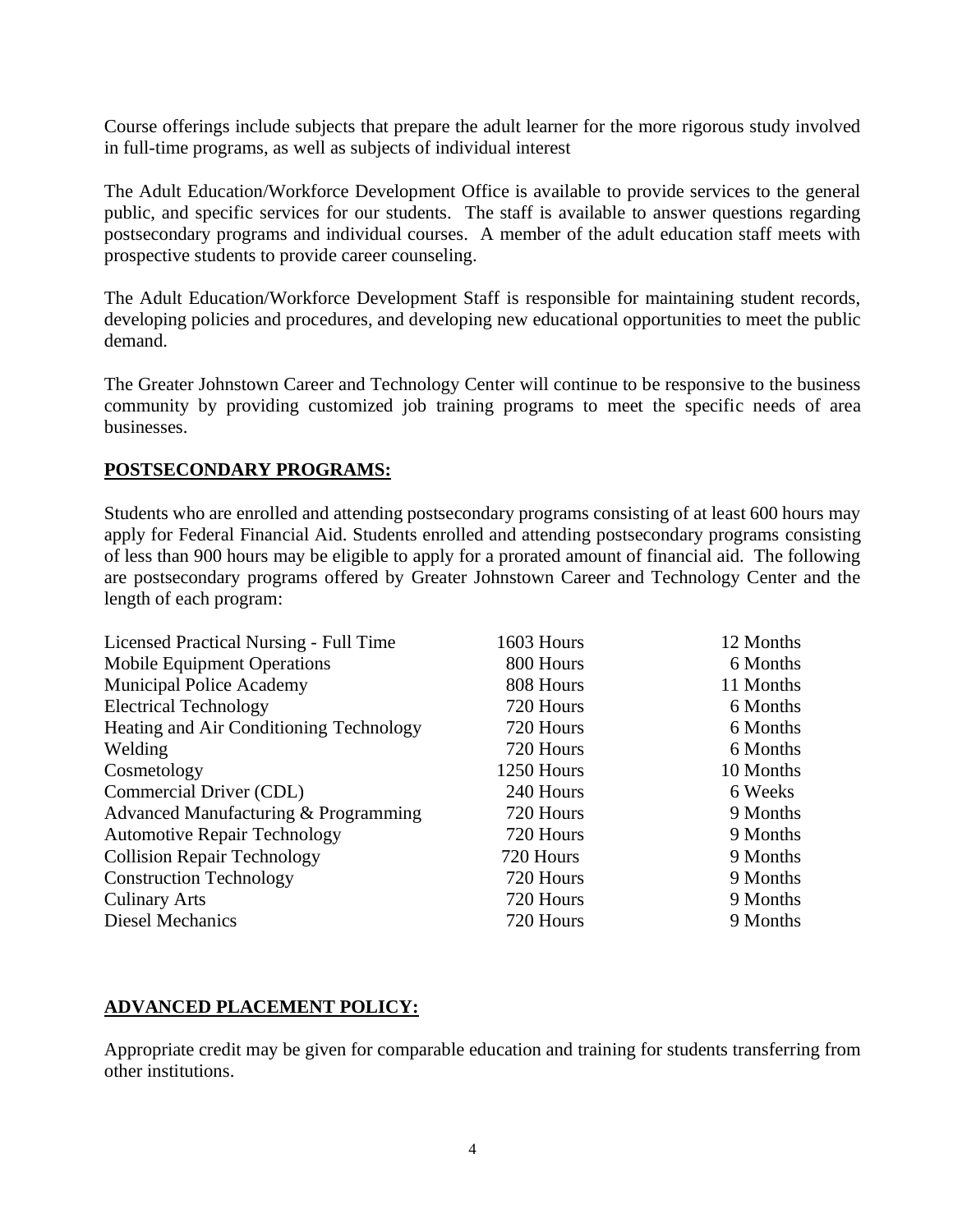Course offerings include subjects that prepare the adult learner for the more rigorous study involved in full-time programs, as well as subjects of individual interest

The Adult Education/Workforce Development Office is available to provide services to the general public, and specific services for our students. The staff is available to answer questions regarding postsecondary programs and individual courses. A member of the adult education staff meets with prospective students to provide career counseling.

The Adult Education/Workforce Development Staff is responsible for maintaining student records, developing policies and procedures, and developing new educational opportunities to meet the public demand.

The Greater Johnstown Career and Technology Center will continue to be responsive to the business community by providing customized job training programs to meet the specific needs of area businesses.

## **POSTSECONDARY PROGRAMS:**

Students who are enrolled and attending postsecondary programs consisting of at least 600 hours may apply for Federal Financial Aid. Students enrolled and attending postsecondary programs consisting of less than 900 hours may be eligible to apply for a prorated amount of financial aid. The following are postsecondary programs offered by Greater Johnstown Career and Technology Center and the length of each program:

| Program | Hours | Length |
|---|---|---|
| Licensed Practical Nursing - Full Time | 1603 Hours | 12 Months |
| Mobile Equipment Operations | 800 Hours | 6 Months |
| Municipal Police Academy | 808 Hours | 11 Months |
| Electrical Technology | 720 Hours | 6 Months |
| Heating and Air Conditioning Technology | 720 Hours | 6 Months |
| Welding | 720 Hours | 6 Months |
| Cosmetology | 1250 Hours | 10 Months |
| Commercial Driver (CDL) | 240 Hours | 6 Weeks |
| Advanced Manufacturing & Programming | 720 Hours | 9 Months |
| Automotive Repair Technology | 720 Hours | 9 Months |
| Collision Repair Technology | 720 Hours | 9 Months |
| Construction Technology | 720 Hours | 9 Months |
| Culinary Arts | 720 Hours | 9 Months |
| Diesel Mechanics | 720 Hours | 9 Months |

## **ADVANCED PLACEMENT POLICY:**

Appropriate credit may be given for comparable education and training for students transferring from other institutions.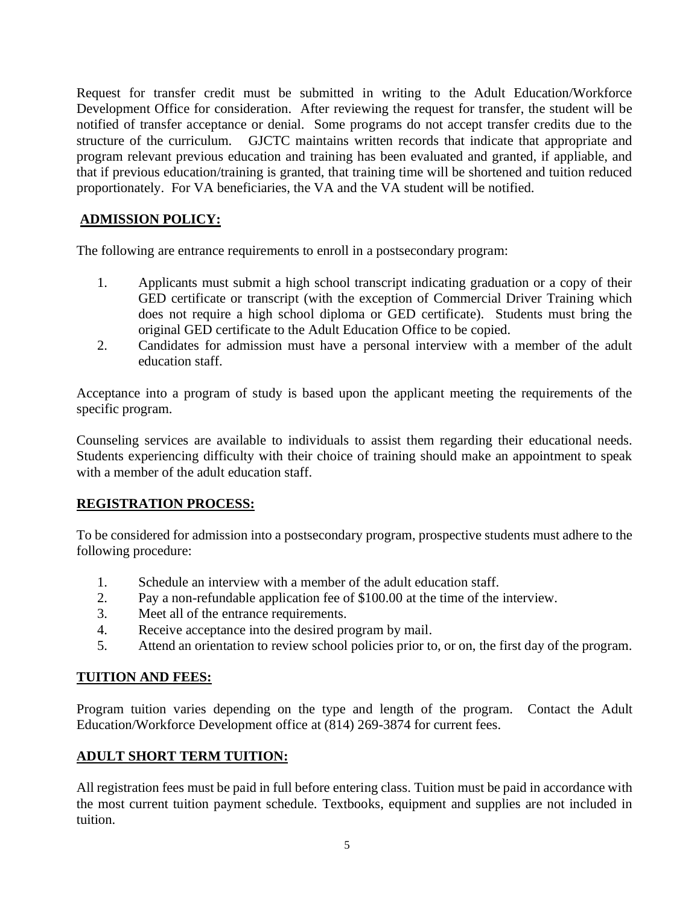Request for transfer credit must be submitted in writing to the Adult Education/Workforce Development Office for consideration. After reviewing the request for transfer, the student will be notified of transfer acceptance or denial. Some programs do not accept transfer credits due to the structure of the curriculum. GJCTC maintains written records that indicate that appropriate and program relevant previous education and training has been evaluated and granted, if appliable, and that if previous education/training is granted, that training time will be shortened and tuition reduced proportionately. For VA beneficiaries, the VA and the VA student will be notified.

## ADMISSION POLICY:

The following are entrance requirements to enroll in a postsecondary program:

1. Applicants must submit a high school transcript indicating graduation or a copy of their GED certificate or transcript (with the exception of Commercial Driver Training which does not require a high school diploma or GED certificate). Students must bring the original GED certificate to the Adult Education Office to be copied.
2. Candidates for admission must have a personal interview with a member of the adult education staff.

Acceptance into a program of study is based upon the applicant meeting the requirements of the specific program.

Counseling services are available to individuals to assist them regarding their educational needs. Students experiencing difficulty with their choice of training should make an appointment to speak with a member of the adult education staff.

## REGISTRATION PROCESS:

To be considered for admission into a postsecondary program, prospective students must adhere to the following procedure:

1. Schedule an interview with a member of the adult education staff.
2. Pay a non-refundable application fee of $100.00 at the time of the interview.
3. Meet all of the entrance requirements.
4. Receive acceptance into the desired program by mail.
5. Attend an orientation to review school policies prior to, or on, the first day of the program.

## TUITION AND FEES:

Program tuition varies depending on the type and length of the program. Contact the Adult Education/Workforce Development office at (814) 269-3874 for current fees.

## ADULT SHORT TERM TUITION:

All registration fees must be paid in full before entering class. Tuition must be paid in accordance with the most current tuition payment schedule. Textbooks, equipment and supplies are not included in tuition.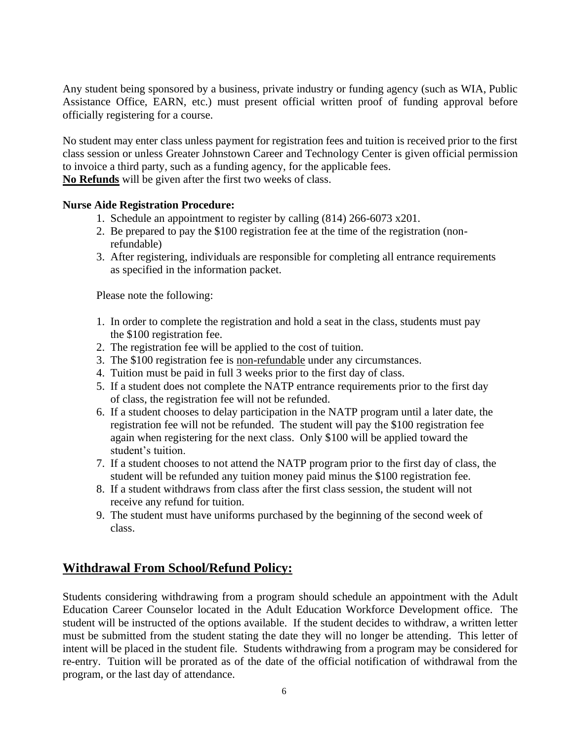Any student being sponsored by a business, private industry or funding agency (such as WIA, Public Assistance Office, EARN, etc.) must present official written proof of funding approval before officially registering for a course.

No student may enter class unless payment for registration fees and tuition is received prior to the first class session or unless Greater Johnstown Career and Technology Center is given official permission to invoice a third party, such as a funding agency, for the applicable fees.
**No Refunds** will be given after the first two weeks of class.

**Nurse Aide Registration Procedure:**

1. Schedule an appointment to register by calling (814) 266-6073 x201.
2. Be prepared to pay the $100 registration fee at the time of the registration (non-refundable)
3. After registering, individuals are responsible for completing all entrance requirements as specified in the information packet.

Please note the following:

1. In order to complete the registration and hold a seat in the class, students must pay the $100 registration fee.
2. The registration fee will be applied to the cost of tuition.
3. The $100 registration fee is non-refundable under any circumstances.
4. Tuition must be paid in full 3 weeks prior to the first day of class.
5. If a student does not complete the NATP entrance requirements prior to the first day of class, the registration fee will not be refunded.
6. If a student chooses to delay participation in the NATP program until a later date, the registration fee will not be refunded. The student will pay the $100 registration fee again when registering for the next class. Only $100 will be applied toward the student's tuition.
7. If a student chooses to not attend the NATP program prior to the first day of class, the student will be refunded any tuition money paid minus the $100 registration fee.
8. If a student withdraws from class after the first class session, the student will not receive any refund for tuition.
9. The student must have uniforms purchased by the beginning of the second week of class.

## Withdrawal From School/Refund Policy:

Students considering withdrawing from a program should schedule an appointment with the Adult Education Career Counselor located in the Adult Education Workforce Development office. The student will be instructed of the options available. If the student decides to withdraw, a written letter must be submitted from the student stating the date they will no longer be attending. This letter of intent will be placed in the student file. Students withdrawing from a program may be considered for re-entry. Tuition will be prorated as of the date of the official notification of withdrawal from the program, or the last day of attendance.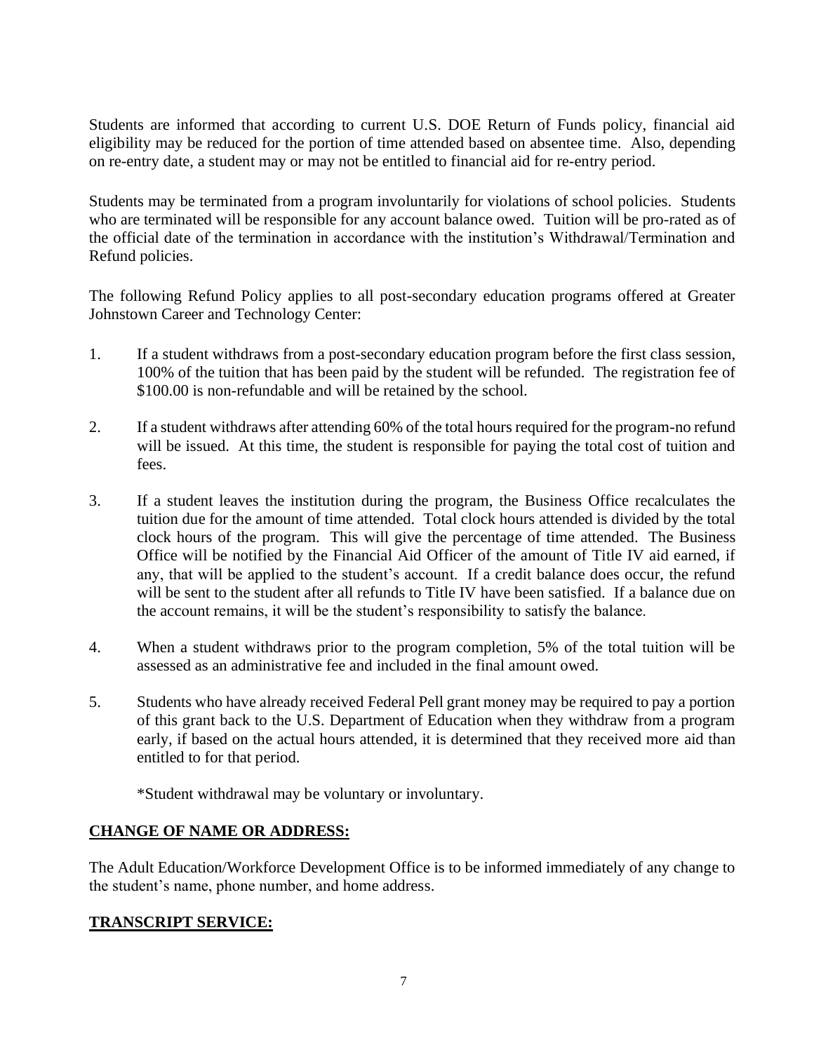Students are informed that according to current U.S. DOE Return of Funds policy, financial aid eligibility may be reduced for the portion of time attended based on absentee time. Also, depending on re-entry date, a student may or may not be entitled to financial aid for re-entry period.

Students may be terminated from a program involuntarily for violations of school policies. Students who are terminated will be responsible for any account balance owed. Tuition will be pro-rated as of the official date of the termination in accordance with the institution's Withdrawal/Termination and Refund policies.

The following Refund Policy applies to all post-secondary education programs offered at Greater Johnstown Career and Technology Center:

1. If a student withdraws from a post-secondary education program before the first class session, 100% of the tuition that has been paid by the student will be refunded. The registration fee of $100.00 is non-refundable and will be retained by the school.

2. If a student withdraws after attending 60% of the total hours required for the program-no refund will be issued. At this time, the student is responsible for paying the total cost of tuition and fees.

3. If a student leaves the institution during the program, the Business Office recalculates the tuition due for the amount of time attended. Total clock hours attended is divided by the total clock hours of the program. This will give the percentage of time attended. The Business Office will be notified by the Financial Aid Officer of the amount of Title IV aid earned, if any, that will be applied to the student's account. If a credit balance does occur, the refund will be sent to the student after all refunds to Title IV have been satisfied. If a balance due on the account remains, it will be the student's responsibility to satisfy the balance.

4. When a student withdraws prior to the program completion, 5% of the total tuition will be assessed as an administrative fee and included in the final amount owed.

5. Students who have already received Federal Pell grant money may be required to pay a portion of this grant back to the U.S. Department of Education when they withdraw from a program early, if based on the actual hours attended, it is determined that they received more aid than entitled to for that period.

   *Student withdrawal may be voluntary or involuntary.

## CHANGE OF NAME OR ADDRESS:

The Adult Education/Workforce Development Office is to be informed immediately of any change to the student's name, phone number, and home address.

## TRANSCRIPT SERVICE: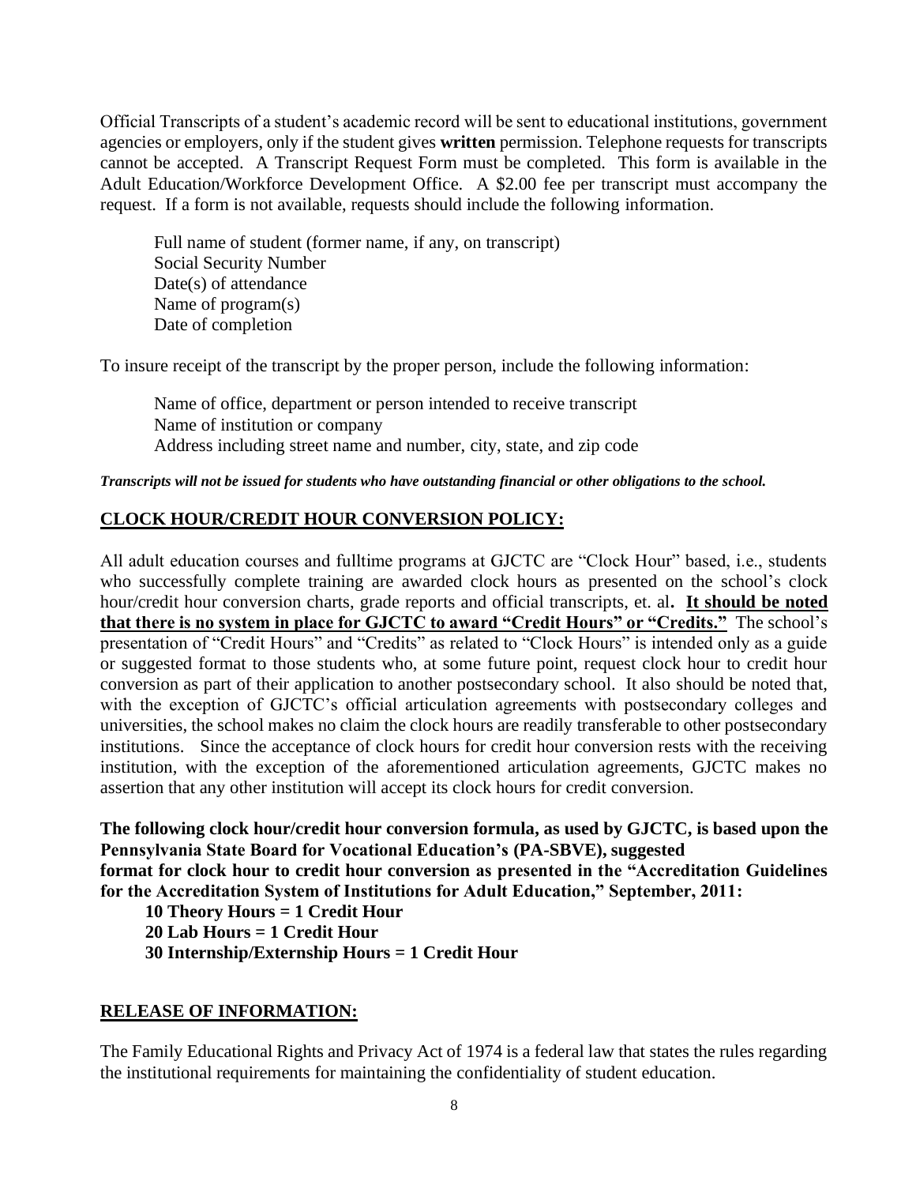Official Transcripts of a student's academic record will be sent to educational institutions, government agencies or employers, only if the student gives **written** permission. Telephone requests for transcripts cannot be accepted. A Transcript Request Form must be completed. This form is available in the Adult Education/Workforce Development Office. A $2.00 fee per transcript must accompany the request. If a form is not available, requests should include the following information.

Full name of student (former name, if any, on transcript)
Social Security Number
Date(s) of attendance
Name of program(s)
Date of completion

To insure receipt of the transcript by the proper person, include the following information:

Name of office, department or person intended to receive transcript
Name of institution or company
Address including street name and number, city, state, and zip code

***Transcripts will not be issued for students who have outstanding financial or other obligations to the school.***

## CLOCK HOUR/CREDIT HOUR CONVERSION POLICY:

All adult education courses and fulltime programs at GJCTC are "Clock Hour" based, i.e., students who successfully complete training are awarded clock hours as presented on the school's clock hour/credit hour conversion charts, grade reports and official transcripts, et. al**.** **It should be noted that there is no system in place for GJCTC to award "Credit Hours" or "Credits."** The school's presentation of "Credit Hours" and "Credits" as related to "Clock Hours" is intended only as a guide or suggested format to those students who, at some future point, request clock hour to credit hour conversion as part of their application to another postsecondary school. It also should be noted that, with the exception of GJCTC's official articulation agreements with postsecondary colleges and universities, the school makes no claim the clock hours are readily transferable to other postsecondary institutions. Since the acceptance of clock hours for credit hour conversion rests with the receiving institution, with the exception of the aforementioned articulation agreements, GJCTC makes no assertion that any other institution will accept its clock hours for credit conversion.

**The following clock hour/credit hour conversion formula, as used by GJCTC, is based upon the Pennsylvania State Board for Vocational Education's (PA-SBVE), suggested format for clock hour to credit hour conversion as presented in the "Accreditation Guidelines for the Accreditation System of Institutions for Adult Education," September, 2011:**

**10 Theory Hours = 1 Credit Hour**
**20 Lab Hours = 1 Credit Hour**
**30 Internship/Externship Hours = 1 Credit Hour**

## RELEASE OF INFORMATION:

The Family Educational Rights and Privacy Act of 1974 is a federal law that states the rules regarding the institutional requirements for maintaining the confidentiality of student education.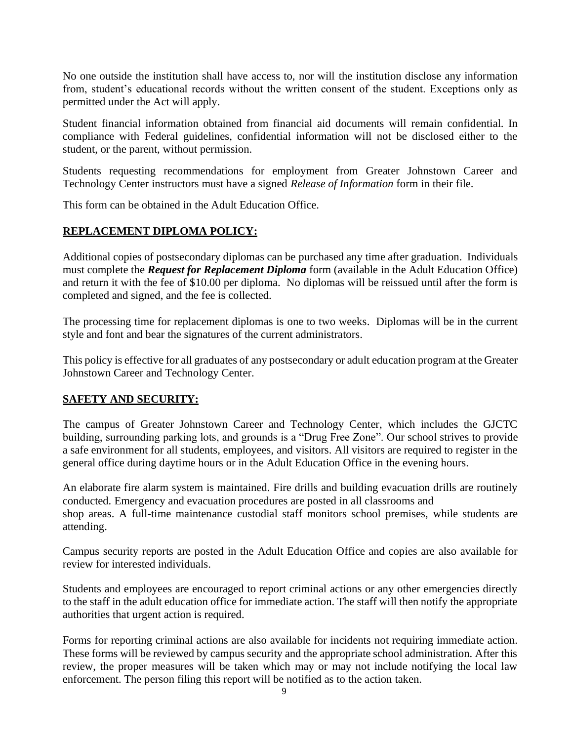No one outside the institution shall have access to, nor will the institution disclose any information from, student's educational records without the written consent of the student. Exceptions only as permitted under the Act will apply.

Student financial information obtained from financial aid documents will remain confidential. In compliance with Federal guidelines, confidential information will not be disclosed either to the student, or the parent, without permission.

Students requesting recommendations for employment from Greater Johnstown Career and Technology Center instructors must have a signed *Release of Information* form in their file.

This form can be obtained in the Adult Education Office.

## REPLACEMENT DIPLOMA POLICY:

Additional copies of postsecondary diplomas can be purchased any time after graduation. Individuals must complete the ***Request for Replacement Diploma*** form (available in the Adult Education Office) and return it with the fee of $10.00 per diploma. No diplomas will be reissued until after the form is completed and signed, and the fee is collected.

The processing time for replacement diplomas is one to two weeks. Diplomas will be in the current style and font and bear the signatures of the current administrators.

This policy is effective for all graduates of any postsecondary or adult education program at the Greater Johnstown Career and Technology Center.

## SAFETY AND SECURITY:

The campus of Greater Johnstown Career and Technology Center, which includes the GJCTC building, surrounding parking lots, and grounds is a "Drug Free Zone". Our school strives to provide a safe environment for all students, employees, and visitors. All visitors are required to register in the general office during daytime hours or in the Adult Education Office in the evening hours.

An elaborate fire alarm system is maintained. Fire drills and building evacuation drills are routinely conducted. Emergency and evacuation procedures are posted in all classrooms and shop areas. A full-time maintenance custodial staff monitors school premises, while students are attending.

Campus security reports are posted in the Adult Education Office and copies are also available for review for interested individuals.

Students and employees are encouraged to report criminal actions or any other emergencies directly to the staff in the adult education office for immediate action. The staff will then notify the appropriate authorities that urgent action is required.

Forms for reporting criminal actions are also available for incidents not requiring immediate action. These forms will be reviewed by campus security and the appropriate school administration. After this review, the proper measures will be taken which may or may not include notifying the local law enforcement. The person filing this report will be notified as to the action taken.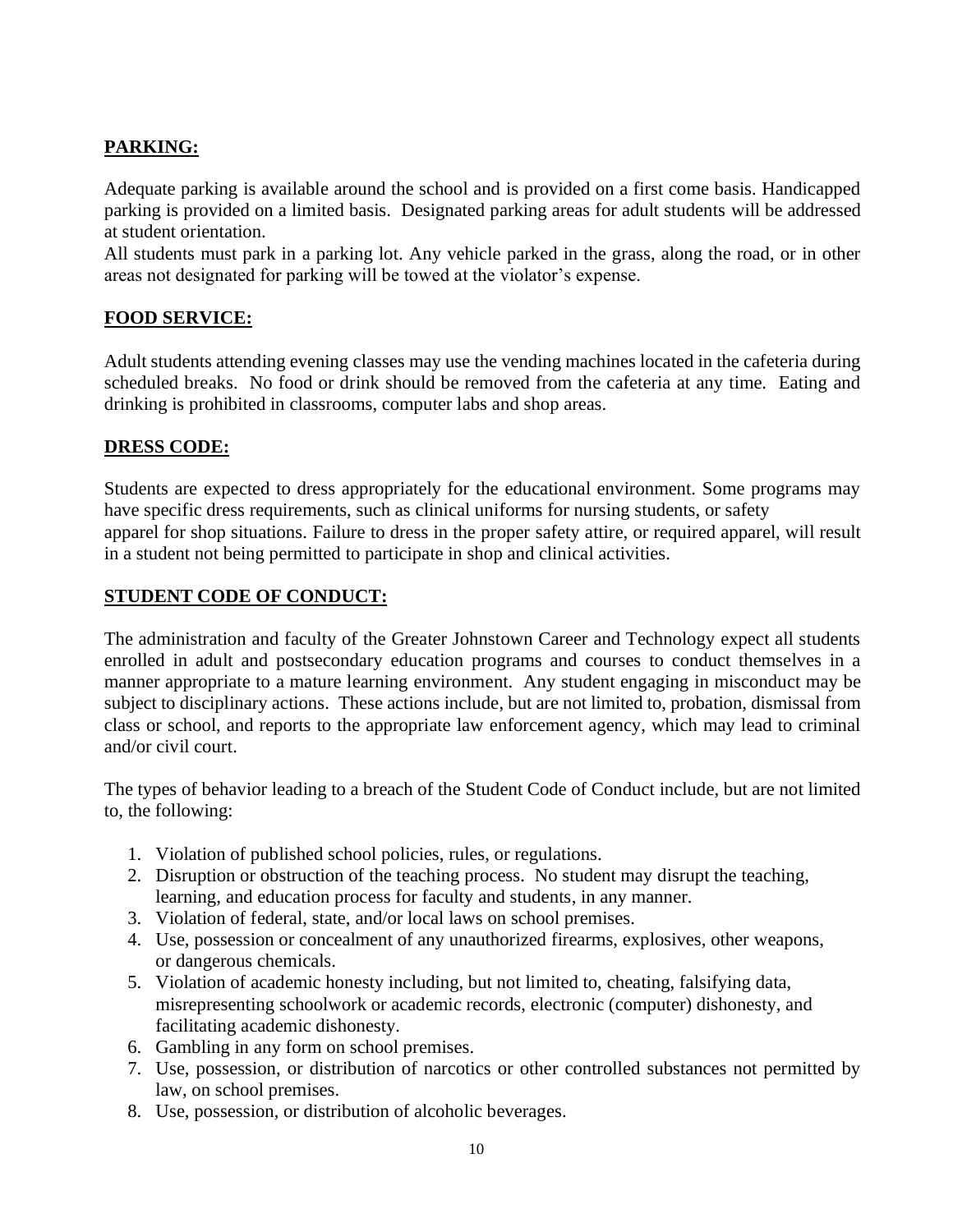## PARKING:

Adequate parking is available around the school and is provided on a first come basis. Handicapped parking is provided on a limited basis. Designated parking areas for adult students will be addressed at student orientation.

All students must park in a parking lot. Any vehicle parked in the grass, along the road, or in other areas not designated for parking will be towed at the violator's expense.

## FOOD SERVICE:

Adult students attending evening classes may use the vending machines located in the cafeteria during scheduled breaks. No food or drink should be removed from the cafeteria at any time. Eating and drinking is prohibited in classrooms, computer labs and shop areas.

## DRESS CODE:

Students are expected to dress appropriately for the educational environment. Some programs may have specific dress requirements, such as clinical uniforms for nursing students, or safety apparel for shop situations. Failure to dress in the proper safety attire, or required apparel, will result in a student not being permitted to participate in shop and clinical activities.

## STUDENT CODE OF CONDUCT:

The administration and faculty of the Greater Johnstown Career and Technology expect all students enrolled in adult and postsecondary education programs and courses to conduct themselves in a manner appropriate to a mature learning environment. Any student engaging in misconduct may be subject to disciplinary actions. These actions include, but are not limited to, probation, dismissal from class or school, and reports to the appropriate law enforcement agency, which may lead to criminal and/or civil court.

The types of behavior leading to a breach of the Student Code of Conduct include, but are not limited to, the following:

1. Violation of published school policies, rules, or regulations.
2. Disruption or obstruction of the teaching process. No student may disrupt the teaching, learning, and education process for faculty and students, in any manner.
3. Violation of federal, state, and/or local laws on school premises.
4. Use, possession or concealment of any unauthorized firearms, explosives, other weapons, or dangerous chemicals.
5. Violation of academic honesty including, but not limited to, cheating, falsifying data, misrepresenting schoolwork or academic records, electronic (computer) dishonesty, and facilitating academic dishonesty.
6. Gambling in any form on school premises.
7. Use, possession, or distribution of narcotics or other controlled substances not permitted by law, on school premises.
8. Use, possession, or distribution of alcoholic beverages.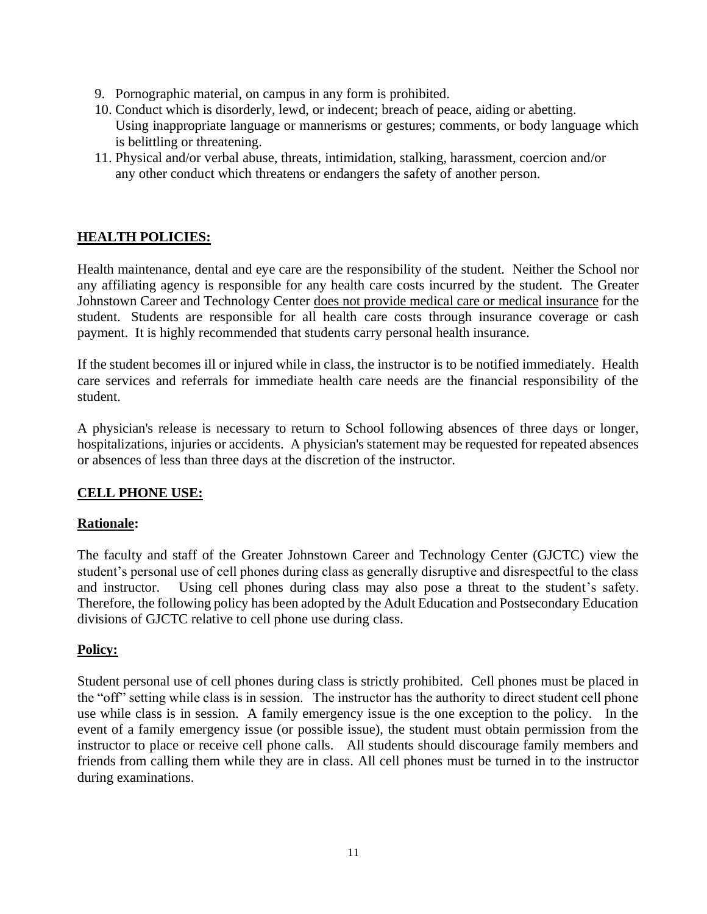9. Pornographic material, on campus in any form is prohibited.
10. Conduct which is disorderly, lewd, or indecent; breach of peace, aiding or abetting. Using inappropriate language or mannerisms or gestures; comments, or body language which is belittling or threatening.
11. Physical and/or verbal abuse, threats, intimidation, stalking, harassment, coercion and/or any other conduct which threatens or endangers the safety of another person.

## HEALTH POLICIES:

Health maintenance, dental and eye care are the responsibility of the student. Neither the School nor any affiliating agency is responsible for any health care costs incurred by the student. The Greater Johnstown Career and Technology Center does not provide medical care or medical insurance for the student. Students are responsible for all health care costs through insurance coverage or cash payment. It is highly recommended that students carry personal health insurance.

If the student becomes ill or injured while in class, the instructor is to be notified immediately. Health care services and referrals for immediate health care needs are the financial responsibility of the student.

A physician's release is necessary to return to School following absences of three days or longer, hospitalizations, injuries or accidents. A physician's statement may be requested for repeated absences or absences of less than three days at the discretion of the instructor.

## CELL PHONE USE:

### Rationale:

The faculty and staff of the Greater Johnstown Career and Technology Center (GJCTC) view the student's personal use of cell phones during class as generally disruptive and disrespectful to the class and instructor. Using cell phones during class may also pose a threat to the student's safety. Therefore, the following policy has been adopted by the Adult Education and Postsecondary Education divisions of GJCTC relative to cell phone use during class.

### Policy:

Student personal use of cell phones during class is strictly prohibited. Cell phones must be placed in the "off" setting while class is in session. The instructor has the authority to direct student cell phone use while class is in session. A family emergency issue is the one exception to the policy. In the event of a family emergency issue (or possible issue), the student must obtain permission from the instructor to place or receive cell phone calls. All students should discourage family members and friends from calling them while they are in class. All cell phones must be turned in to the instructor during examinations.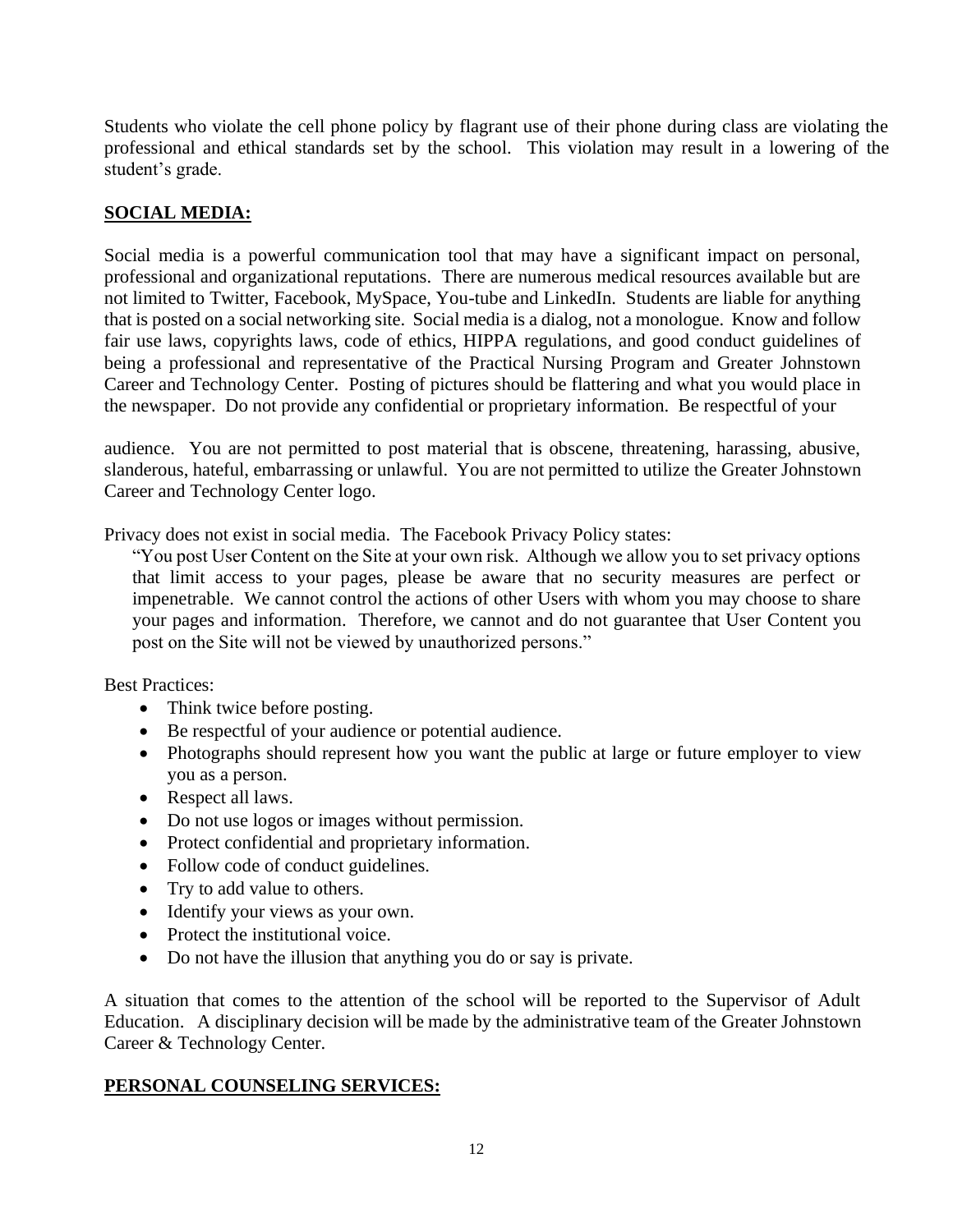Students who violate the cell phone policy by flagrant use of their phone during class are violating the professional and ethical standards set by the school. This violation may result in a lowering of the student's grade.

## SOCIAL MEDIA:

Social media is a powerful communication tool that may have a significant impact on personal, professional and organizational reputations. There are numerous medical resources available but are not limited to Twitter, Facebook, MySpace, You-tube and LinkedIn. Students are liable for anything that is posted on a social networking site. Social media is a dialog, not a monologue. Know and follow fair use laws, copyrights laws, code of ethics, HIPPA regulations, and good conduct guidelines of being a professional and representative of the Practical Nursing Program and Greater Johnstown Career and Technology Center. Posting of pictures should be flattering and what you would place in the newspaper. Do not provide any confidential or proprietary information. Be respectful of your audience. You are not permitted to post material that is obscene, threatening, harassing, abusive, slanderous, hateful, embarrassing or unlawful. You are not permitted to utilize the Greater Johnstown Career and Technology Center logo.

Privacy does not exist in social media. The Facebook Privacy Policy states:

> "You post User Content on the Site at your own risk. Although we allow you to set privacy options that limit access to your pages, please be aware that no security measures are perfect or impenetrable. We cannot control the actions of other Users with whom you may choose to share your pages and information. Therefore, we cannot and do not guarantee that User Content you post on the Site will not be viewed by unauthorized persons."

Best Practices:

- Think twice before posting.
- Be respectful of your audience or potential audience.
- Photographs should represent how you want the public at large or future employer to view you as a person.
- Respect all laws.
- Do not use logos or images without permission.
- Protect confidential and proprietary information.
- Follow code of conduct guidelines.
- Try to add value to others.
- Identify your views as your own.
- Protect the institutional voice.
- Do not have the illusion that anything you do or say is private.

A situation that comes to the attention of the school will be reported to the Supervisor of Adult Education. A disciplinary decision will be made by the administrative team of the Greater Johnstown Career & Technology Center.

## PERSONAL COUNSELING SERVICES: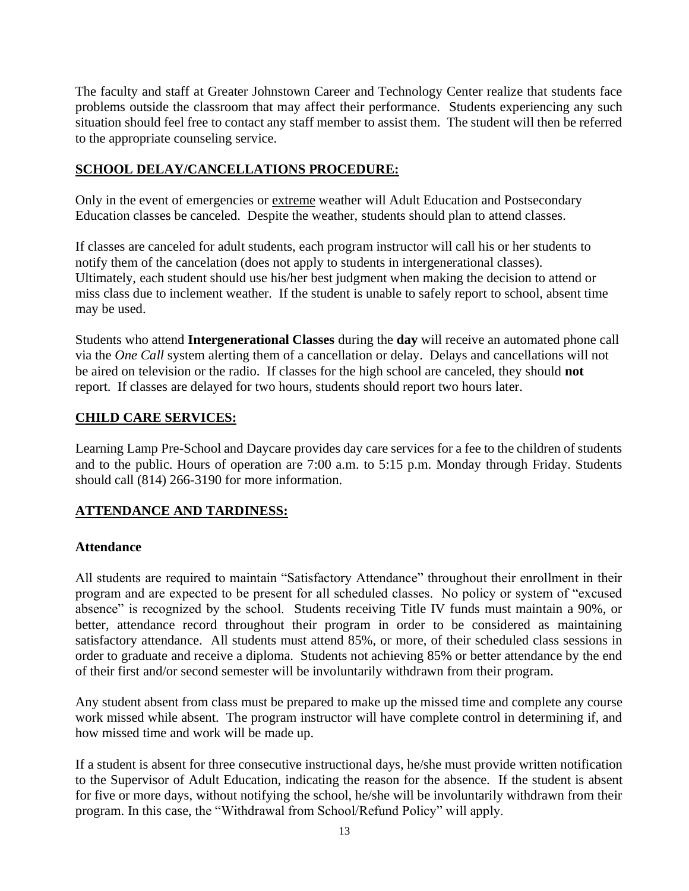The faculty and staff at Greater Johnstown Career and Technology Center realize that students face problems outside the classroom that may affect their performance. Students experiencing any such situation should feel free to contact any staff member to assist them. The student will then be referred to the appropriate counseling service.

## SCHOOL DELAY/CANCELLATIONS PROCEDURE:

Only in the event of emergencies or extreme weather will Adult Education and Postsecondary Education classes be canceled. Despite the weather, students should plan to attend classes.

If classes are canceled for adult students, each program instructor will call his or her students to notify them of the cancelation (does not apply to students in intergenerational classes). Ultimately, each student should use his/her best judgment when making the decision to attend or miss class due to inclement weather. If the student is unable to safely report to school, absent time may be used.

Students who attend **Intergenerational Classes** during the **day** will receive an automated phone call via the *One Call* system alerting them of a cancellation or delay. Delays and cancellations will not be aired on television or the radio. If classes for the high school are canceled, they should **not** report. If classes are delayed for two hours, students should report two hours later.

## CHILD CARE SERVICES:

Learning Lamp Pre-School and Daycare provides day care services for a fee to the children of students and to the public. Hours of operation are 7:00 a.m. to 5:15 p.m. Monday through Friday. Students should call (814) 266-3190 for more information.

## ATTENDANCE AND TARDINESS:

### Attendance

All students are required to maintain "Satisfactory Attendance" throughout their enrollment in their program and are expected to be present for all scheduled classes. No policy or system of "excused absence" is recognized by the school. Students receiving Title IV funds must maintain a 90%, or better, attendance record throughout their program in order to be considered as maintaining satisfactory attendance. All students must attend 85%, or more, of their scheduled class sessions in order to graduate and receive a diploma. Students not achieving 85% or better attendance by the end of their first and/or second semester will be involuntarily withdrawn from their program.

Any student absent from class must be prepared to make up the missed time and complete any course work missed while absent. The program instructor will have complete control in determining if, and how missed time and work will be made up.

If a student is absent for three consecutive instructional days, he/she must provide written notification to the Supervisor of Adult Education, indicating the reason for the absence. If the student is absent for five or more days, without notifying the school, he/she will be involuntarily withdrawn from their program. In this case, the "Withdrawal from School/Refund Policy" will apply.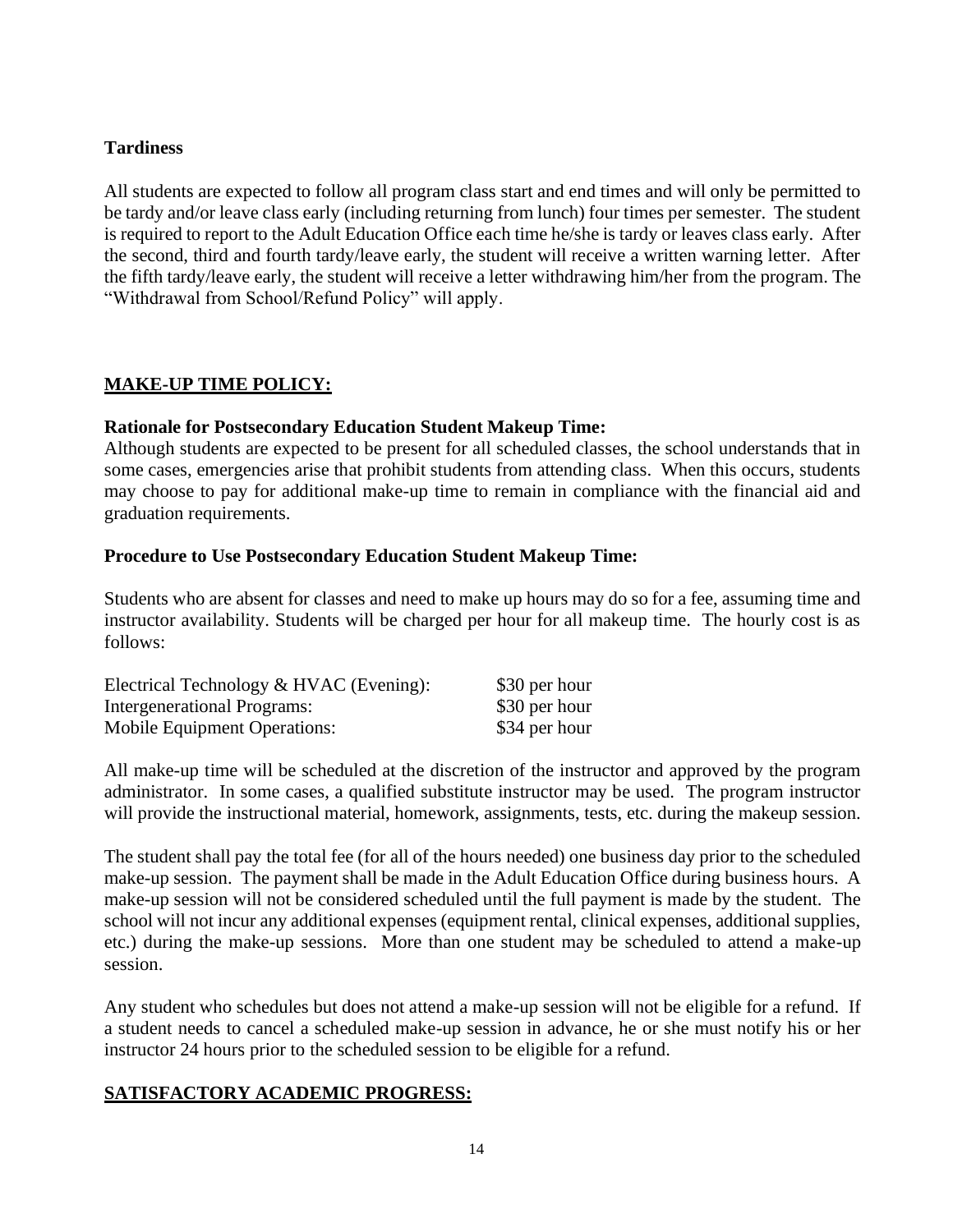**Tardiness**

All students are expected to follow all program class start and end times and will only be permitted to be tardy and/or leave class early (including returning from lunch) four times per semester. The student is required to report to the Adult Education Office each time he/she is tardy or leaves class early. After the second, third and fourth tardy/leave early, the student will receive a written warning letter. After the fifth tardy/leave early, the student will receive a letter withdrawing him/her from the program. The "Withdrawal from School/Refund Policy" will apply.

## MAKE-UP TIME POLICY:

**Rationale for Postsecondary Education Student Makeup Time:**
Although students are expected to be present for all scheduled classes, the school understands that in some cases, emergencies arise that prohibit students from attending class. When this occurs, students may choose to pay for additional make-up time to remain in compliance with the financial aid and graduation requirements.

**Procedure to Use Postsecondary Education Student Makeup Time:**

Students who are absent for classes and need to make up hours may do so for a fee, assuming time and instructor availability. Students will be charged per hour for all makeup time. The hourly cost is as follows:

| | |
|---|---|
| Electrical Technology & HVAC (Evening): | $30 per hour |
| Intergenerational Programs: | $30 per hour |
| Mobile Equipment Operations: | $34 per hour |

All make-up time will be scheduled at the discretion of the instructor and approved by the program administrator. In some cases, a qualified substitute instructor may be used. The program instructor will provide the instructional material, homework, assignments, tests, etc. during the makeup session.

The student shall pay the total fee (for all of the hours needed) one business day prior to the scheduled make-up session. The payment shall be made in the Adult Education Office during business hours. A make-up session will not be considered scheduled until the full payment is made by the student. The school will not incur any additional expenses (equipment rental, clinical expenses, additional supplies, etc.) during the make-up sessions. More than one student may be scheduled to attend a make-up session.

Any student who schedules but does not attend a make-up session will not be eligible for a refund. If a student needs to cancel a scheduled make-up session in advance, he or she must notify his or her instructor 24 hours prior to the scheduled session to be eligible for a refund.

## SATISFACTORY ACADEMIC PROGRESS: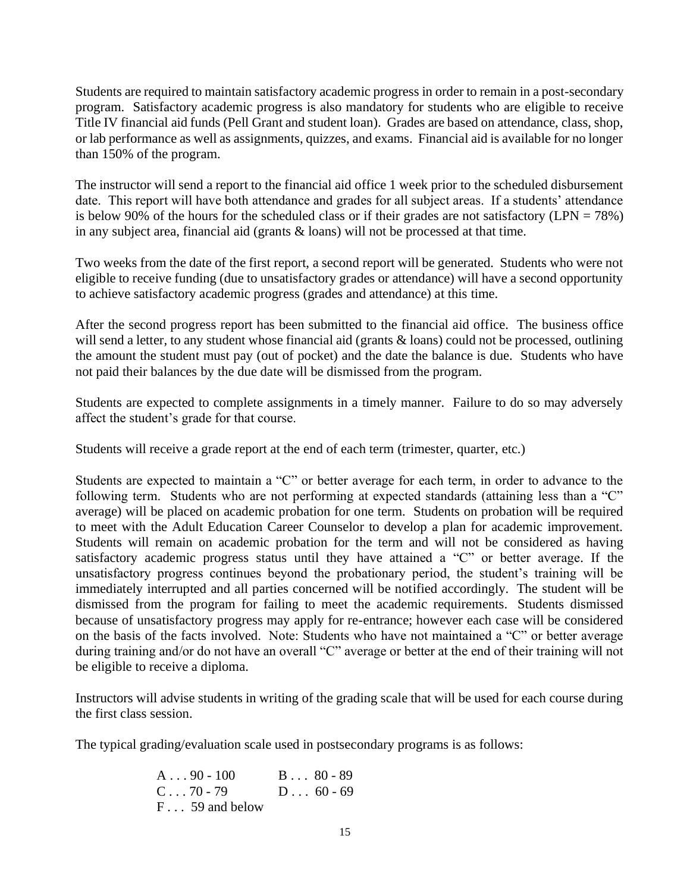Students are required to maintain satisfactory academic progress in order to remain in a post-secondary program. Satisfactory academic progress is also mandatory for students who are eligible to receive Title IV financial aid funds (Pell Grant and student loan). Grades are based on attendance, class, shop, or lab performance as well as assignments, quizzes, and exams. Financial aid is available for no longer than 150% of the program.

The instructor will send a report to the financial aid office 1 week prior to the scheduled disbursement date. This report will have both attendance and grades for all subject areas. If a students' attendance is below 90% of the hours for the scheduled class or if their grades are not satisfactory (LPN = 78%) in any subject area, financial aid (grants & loans) will not be processed at that time.

Two weeks from the date of the first report, a second report will be generated. Students who were not eligible to receive funding (due to unsatisfactory grades or attendance) will have a second opportunity to achieve satisfactory academic progress (grades and attendance) at this time.

After the second progress report has been submitted to the financial aid office. The business office will send a letter, to any student whose financial aid (grants & loans) could not be processed, outlining the amount the student must pay (out of pocket) and the date the balance is due. Students who have not paid their balances by the due date will be dismissed from the program.

Students are expected to complete assignments in a timely manner. Failure to do so may adversely affect the student's grade for that course.

Students will receive a grade report at the end of each term (trimester, quarter, etc.)

Students are expected to maintain a "C" or better average for each term, in order to advance to the following term. Students who are not performing at expected standards (attaining less than a "C" average) will be placed on academic probation for one term. Students on probation will be required to meet with the Adult Education Career Counselor to develop a plan for academic improvement. Students will remain on academic probation for the term and will not be considered as having satisfactory academic progress status until they have attained a "C" or better average. If the unsatisfactory progress continues beyond the probationary period, the student's training will be immediately interrupted and all parties concerned will be notified accordingly. The student will be dismissed from the program for failing to meet the academic requirements. Students dismissed because of unsatisfactory progress may apply for re-entrance; however each case will be considered on the basis of the facts involved. Note: Students who have not maintained a "C" or better average during training and/or do not have an overall "C" average or better at the end of their training will not be eligible to receive a diploma.

Instructors will advise students in writing of the grading scale that will be used for each course during the first class session.

The typical grading/evaluation scale used in postsecondary programs is as follows:

A . . . 90 - 100  B . . . 80 - 89
C . . . 70 - 79  D . . . 60 - 69
F . . . 59 and below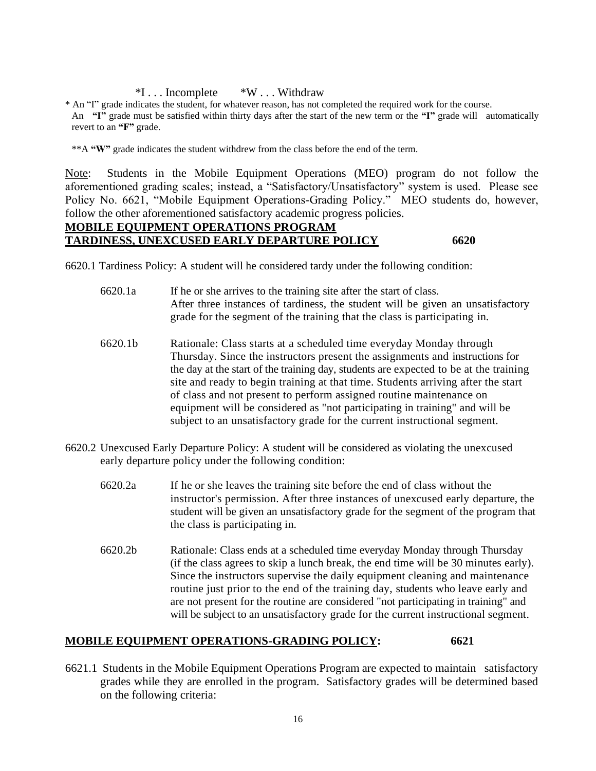*I . . . Incomplete   *W . . . Withdraw

* An "I" grade indicates the student, for whatever reason, has not completed the required work for the course. An **"I"** grade must be satisfied within thirty days after the start of the new term or the **"I"** grade will automatically revert to an **"F"** grade.

**A **"W"** grade indicates the student withdrew from the class before the end of the term.

Note: Students in the Mobile Equipment Operations (MEO) program do not follow the aforementioned grading scales; instead, a "Satisfactory/Unsatisfactory" system is used. Please see Policy No. 6621, "Mobile Equipment Operations-Grading Policy." MEO students do, however, follow the other aforementioned satisfactory academic progress policies.

## MOBILE EQUIPMENT OPERATIONS PROGRAM TARDINESS, UNEXCUSED EARLY DEPARTURE POLICY 6620

6620.1 Tardiness Policy: A student will he considered tardy under the following condition:

6620.1a If he or she arrives to the training site after the start of class. After three instances of tardiness, the student will be given an unsatisfactory grade for the segment of the training that the class is participating in.

6620.1b Rationale: Class starts at a scheduled time everyday Monday through Thursday. Since the instructors present the assignments and instructions for the day at the start of the training day, students are expected to be at the training site and ready to begin training at that time. Students arriving after the start of class and not present to perform assigned routine maintenance on equipment will be considered as "not participating in training" and will be subject to an unsatisfactory grade for the current instructional segment.

6620.2 Unexcused Early Departure Policy: A student will be considered as violating the unexcused early departure policy under the following condition:

6620.2a If he or she leaves the training site before the end of class without the instructor's permission. After three instances of unexcused early departure, the student will be given an unsatisfactory grade for the segment of the program that the class is participating in.

6620.2b Rationale: Class ends at a scheduled time everyday Monday through Thursday (if the class agrees to skip a lunch break, the end time will be 30 minutes early). Since the instructors supervise the daily equipment cleaning and maintenance routine just prior to the end of the training day, students who leave early and are not present for the routine are considered "not participating in training" and will be subject to an unsatisfactory grade for the current instructional segment.

## MOBILE EQUIPMENT OPERATIONS-GRADING POLICY: 6621

6621.1 Students in the Mobile Equipment Operations Program are expected to maintain satisfactory grades while they are enrolled in the program. Satisfactory grades will be determined based on the following criteria: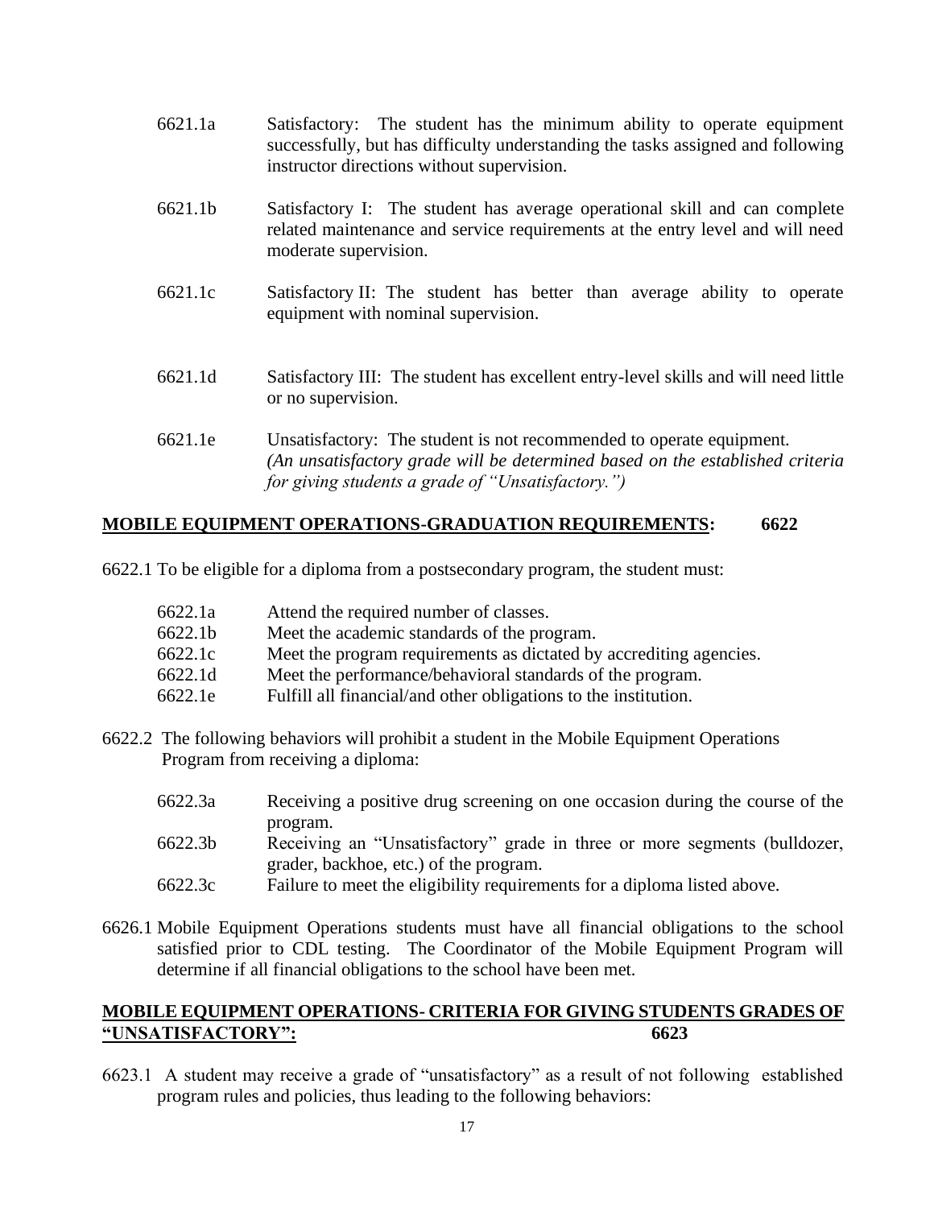6621.1a Satisfactory: The student has the minimum ability to operate equipment successfully, but has difficulty understanding the tasks assigned and following instructor directions without supervision.

6621.1b Satisfactory I: The student has average operational skill and can complete related maintenance and service requirements at the entry level and will need moderate supervision.

6621.1c Satisfactory II: The student has better than average ability to operate equipment with nominal supervision.

6621.1d Satisfactory III: The student has excellent entry-level skills and will need little or no supervision.

6621.1e Unsatisfactory: The student is not recommended to operate equipment. *(An unsatisfactory grade will be determined based on the established criteria for giving students a grade of "Unsatisfactory.")*

## **MOBILE EQUIPMENT OPERATIONS-GRADUATION REQUIREMENTS: 6622**

6622.1 To be eligible for a diploma from a postsecondary program, the student must:

6622.1a Attend the required number of classes.
6622.1b Meet the academic standards of the program.
6622.1c Meet the program requirements as dictated by accrediting agencies.
6622.1d Meet the performance/behavioral standards of the program.
6622.1e Fulfill all financial/and other obligations to the institution.

6622.2 The following behaviors will prohibit a student in the Mobile Equipment Operations Program from receiving a diploma:

6622.3a Receiving a positive drug screening on one occasion during the course of the program.
6622.3b Receiving an "Unsatisfactory" grade in three or more segments (bulldozer, grader, backhoe, etc.) of the program.
6622.3c Failure to meet the eligibility requirements for a diploma listed above.

6626.1 Mobile Equipment Operations students must have all financial obligations to the school satisfied prior to CDL testing. The Coordinator of the Mobile Equipment Program will determine if all financial obligations to the school have been met.

## **MOBILE EQUIPMENT OPERATIONS- CRITERIA FOR GIVING STUDENTS GRADES OF "UNSATISFACTORY": 6623**

6623.1 A student may receive a grade of "unsatisfactory" as a result of not following established program rules and policies, thus leading to the following behaviors: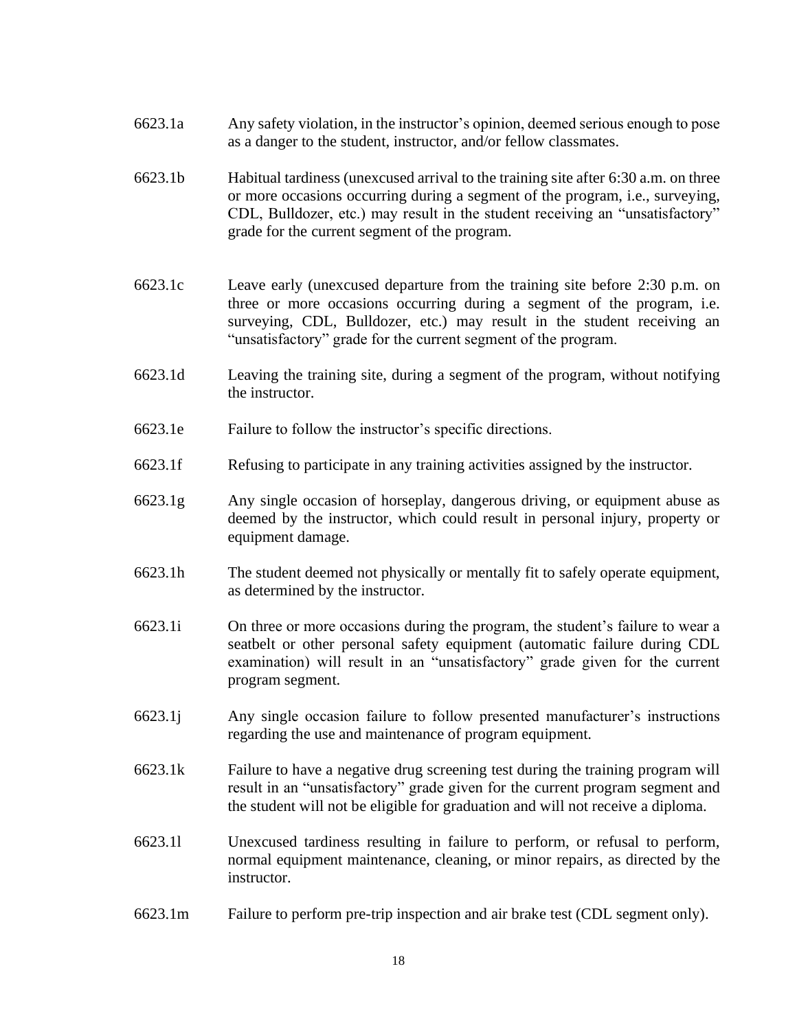6623.1a Any safety violation, in the instructor's opinion, deemed serious enough to pose as a danger to the student, instructor, and/or fellow classmates.

6623.1b Habitual tardiness (unexcused arrival to the training site after 6:30 a.m. on three or more occasions occurring during a segment of the program, i.e., surveying, CDL, Bulldozer, etc.) may result in the student receiving an "unsatisfactory" grade for the current segment of the program.

6623.1c Leave early (unexcused departure from the training site before 2:30 p.m. on three or more occasions occurring during a segment of the program, i.e. surveying, CDL, Bulldozer, etc.) may result in the student receiving an "unsatisfactory" grade for the current segment of the program.

6623.1d Leaving the training site, during a segment of the program, without notifying the instructor.

6623.1e Failure to follow the instructor's specific directions.

6623.1f Refusing to participate in any training activities assigned by the instructor.

6623.1g Any single occasion of horseplay, dangerous driving, or equipment abuse as deemed by the instructor, which could result in personal injury, property or equipment damage.

6623.1h The student deemed not physically or mentally fit to safely operate equipment, as determined by the instructor.

6623.1i On three or more occasions during the program, the student's failure to wear a seatbelt or other personal safety equipment (automatic failure during CDL examination) will result in an "unsatisfactory" grade given for the current program segment.

6623.1j Any single occasion failure to follow presented manufacturer's instructions regarding the use and maintenance of program equipment.

6623.1k Failure to have a negative drug screening test during the training program will result in an "unsatisfactory" grade given for the current program segment and the student will not be eligible for graduation and will not receive a diploma.

6623.1l Unexcused tardiness resulting in failure to perform, or refusal to perform, normal equipment maintenance, cleaning, or minor repairs, as directed by the instructor.

6623.1m Failure to perform pre-trip inspection and air brake test (CDL segment only).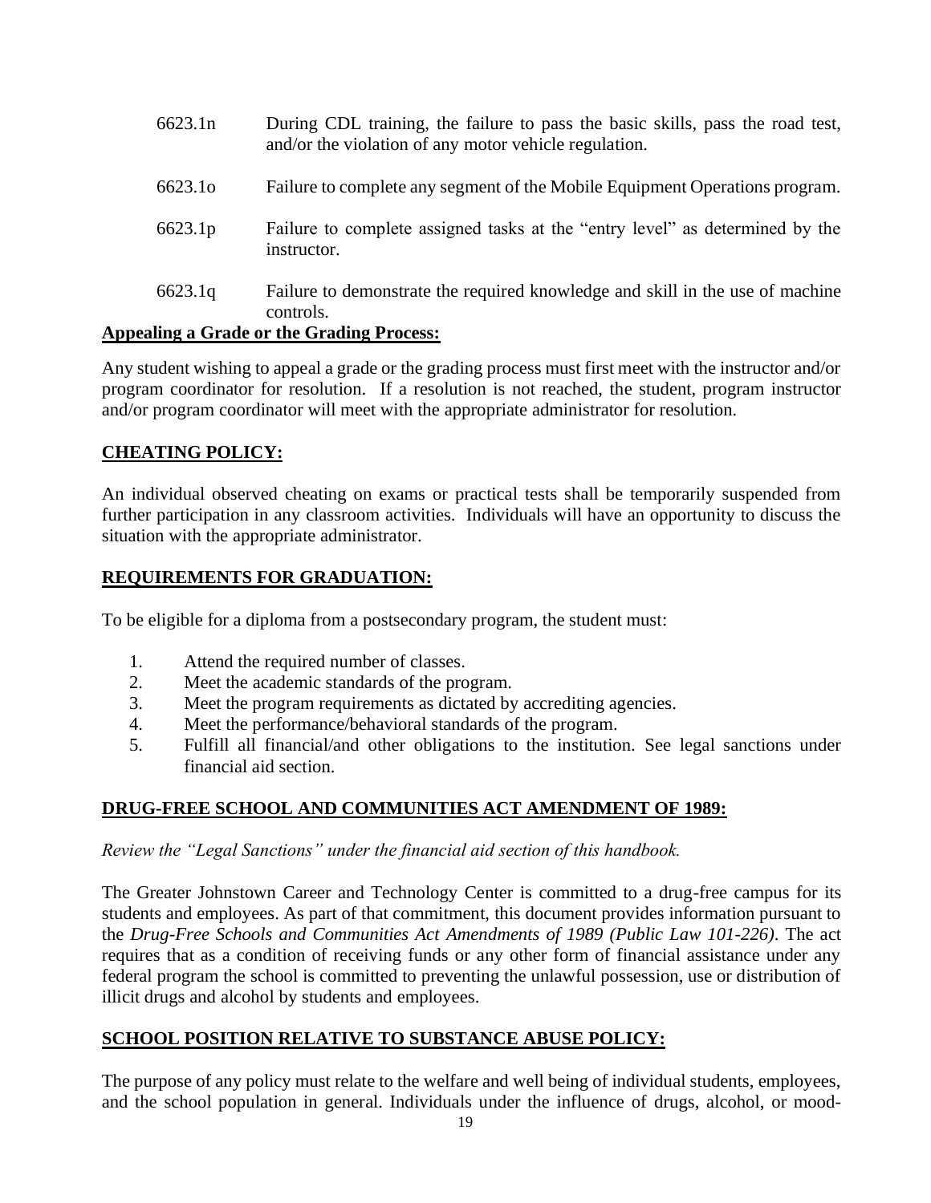6623.1n During CDL training, the failure to pass the basic skills, pass the road test, and/or the violation of any motor vehicle regulation.

6623.1o Failure to complete any segment of the Mobile Equipment Operations program.

6623.1p Failure to complete assigned tasks at the "entry level" as determined by the instructor.

6623.1q Failure to demonstrate the required knowledge and skill in the use of machine controls.

**Appealing a Grade or the Grading Process:**

Any student wishing to appeal a grade or the grading process must first meet with the instructor and/or program coordinator for resolution. If a resolution is not reached, the student, program instructor and/or program coordinator will meet with the appropriate administrator for resolution.

## CHEATING POLICY:

An individual observed cheating on exams or practical tests shall be temporarily suspended from further participation in any classroom activities. Individuals will have an opportunity to discuss the situation with the appropriate administrator.

## REQUIREMENTS FOR GRADUATION:

To be eligible for a diploma from a postsecondary program, the student must:

1. Attend the required number of classes.
2. Meet the academic standards of the program.
3. Meet the program requirements as dictated by accrediting agencies.
4. Meet the performance/behavioral standards of the program.
5. Fulfill all financial/and other obligations to the institution. See legal sanctions under financial aid section.

## DRUG-FREE SCHOOL AND COMMUNITIES ACT AMENDMENT OF 1989:

*Review the "Legal Sanctions" under the financial aid section of this handbook.*

The Greater Johnstown Career and Technology Center is committed to a drug-free campus for its students and employees. As part of that commitment, this document provides information pursuant to the *Drug-Free Schools and Communities Act Amendments of 1989 (Public Law 101-226)*. The act requires that as a condition of receiving funds or any other form of financial assistance under any federal program the school is committed to preventing the unlawful possession, use or distribution of illicit drugs and alcohol by students and employees.

## SCHOOL POSITION RELATIVE TO SUBSTANCE ABUSE POLICY:

The purpose of any policy must relate to the welfare and well being of individual students, employees, and the school population in general. Individuals under the influence of drugs, alcohol, or mood-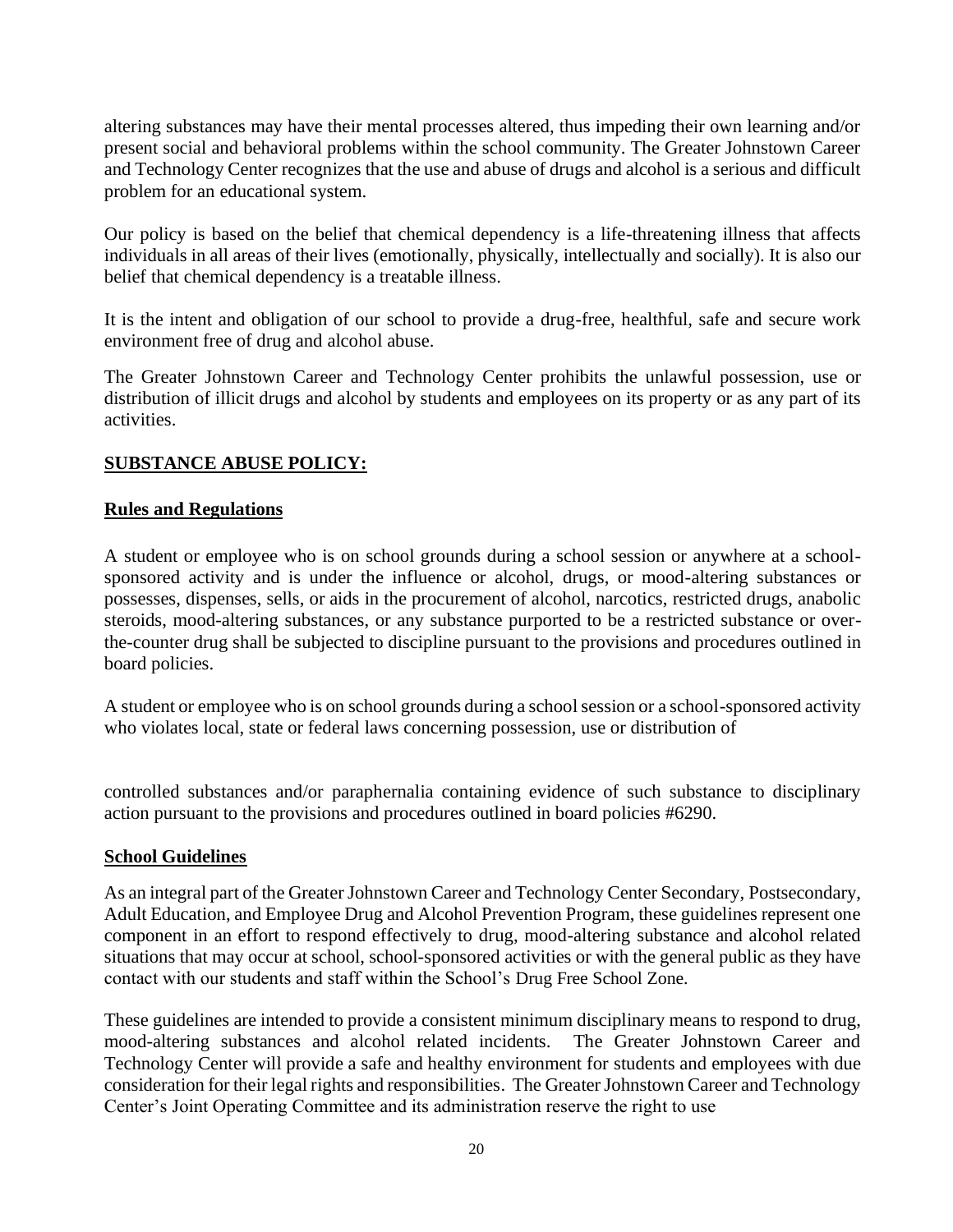altering substances may have their mental processes altered, thus impeding their own learning and/or present social and behavioral problems within the school community. The Greater Johnstown Career and Technology Center recognizes that the use and abuse of drugs and alcohol is a serious and difficult problem for an educational system.

Our policy is based on the belief that chemical dependency is a life-threatening illness that affects individuals in all areas of their lives (emotionally, physically, intellectually and socially). It is also our belief that chemical dependency is a treatable illness.

It is the intent and obligation of our school to provide a drug-free, healthful, safe and secure work environment free of drug and alcohol abuse.

The Greater Johnstown Career and Technology Center prohibits the unlawful possession, use or distribution of illicit drugs and alcohol by students and employees on its property or as any part of its activities.

## SUBSTANCE ABUSE POLICY:

### Rules and Regulations

A student or employee who is on school grounds during a school session or anywhere at a school-sponsored activity and is under the influence or alcohol, drugs, or mood-altering substances or possesses, dispenses, sells, or aids in the procurement of alcohol, narcotics, restricted drugs, anabolic steroids, mood-altering substances, or any substance purported to be a restricted substance or over-the-counter drug shall be subjected to discipline pursuant to the provisions and procedures outlined in board policies.

A student or employee who is on school grounds during a school session or a school-sponsored activity who violates local, state or federal laws concerning possession, use or distribution of controlled substances and/or paraphernalia containing evidence of such substance to disciplinary action pursuant to the provisions and procedures outlined in board policies #6290.

### School Guidelines

As an integral part of the Greater Johnstown Career and Technology Center Secondary, Postsecondary, Adult Education, and Employee Drug and Alcohol Prevention Program, these guidelines represent one component in an effort to respond effectively to drug, mood-altering substance and alcohol related situations that may occur at school, school-sponsored activities or with the general public as they have contact with our students and staff within the School's Drug Free School Zone.

These guidelines are intended to provide a consistent minimum disciplinary means to respond to drug, mood-altering substances and alcohol related incidents. The Greater Johnstown Career and Technology Center will provide a safe and healthy environment for students and employees with due consideration for their legal rights and responsibilities. The Greater Johnstown Career and Technology Center's Joint Operating Committee and its administration reserve the right to use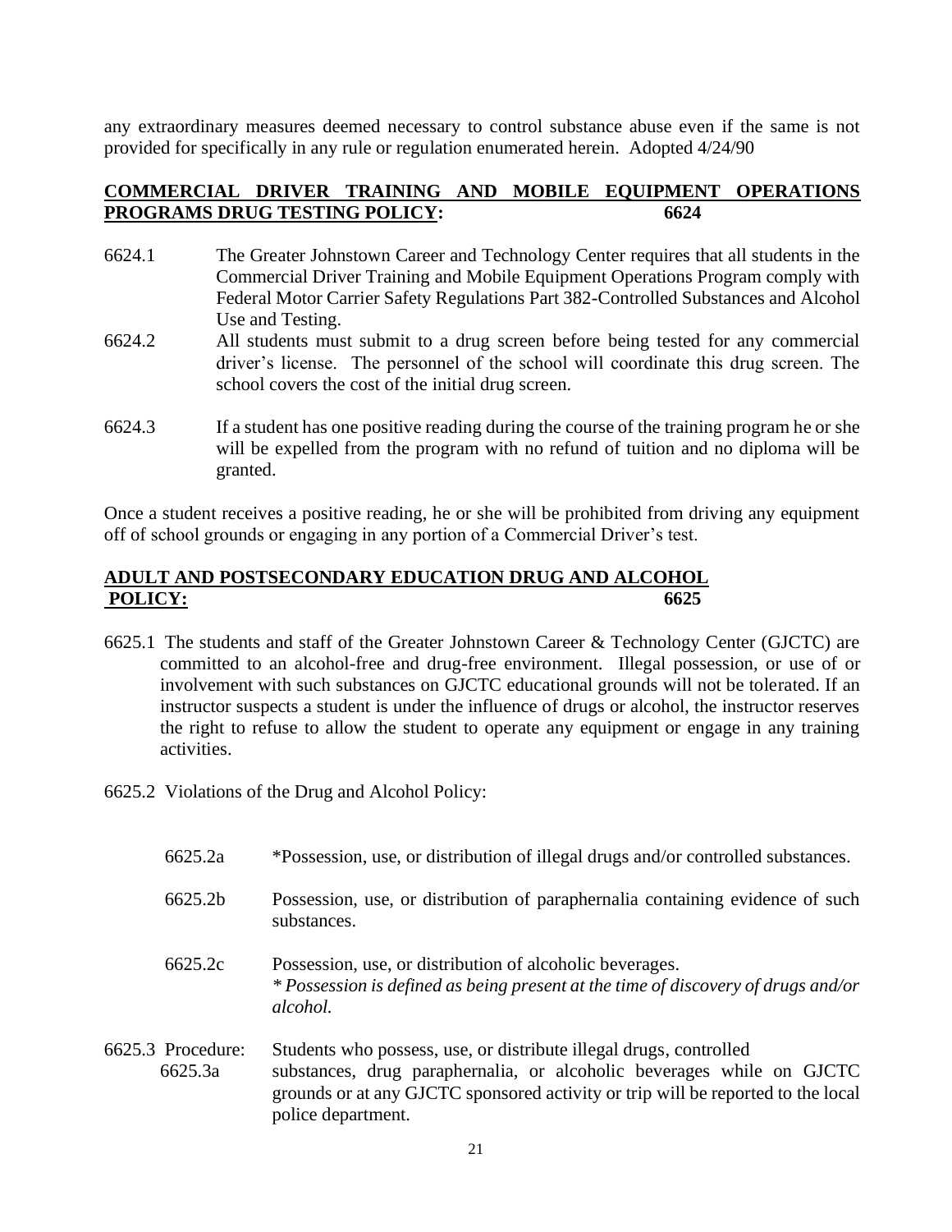any extraordinary measures deemed necessary to control substance abuse even if the same is not provided for specifically in any rule or regulation enumerated herein. Adopted 4/24/90

## **COMMERCIAL DRIVER TRAINING AND MOBILE EQUIPMENT OPERATIONS PROGRAMS DRUG TESTING POLICY: 6624**

6624.1 The Greater Johnstown Career and Technology Center requires that all students in the Commercial Driver Training and Mobile Equipment Operations Program comply with Federal Motor Carrier Safety Regulations Part 382-Controlled Substances and Alcohol Use and Testing.

6624.2 All students must submit to a drug screen before being tested for any commercial driver's license. The personnel of the school will coordinate this drug screen. The school covers the cost of the initial drug screen.

6624.3 If a student has one positive reading during the course of the training program he or she will be expelled from the program with no refund of tuition and no diploma will be granted.

Once a student receives a positive reading, he or she will be prohibited from driving any equipment off of school grounds or engaging in any portion of a Commercial Driver's test.

## **ADULT AND POSTSECONDARY EDUCATION DRUG AND ALCOHOL POLICY: 6625**

6625.1 The students and staff of the Greater Johnstown Career & Technology Center (GJCTC) are committed to an alcohol-free and drug-free environment. Illegal possession, or use of or involvement with such substances on GJCTC educational grounds will not be tolerated. If an instructor suspects a student is under the influence of drugs or alcohol, the instructor reserves the right to refuse to allow the student to operate any equipment or engage in any training activities.

6625.2 Violations of the Drug and Alcohol Policy:

6625.2a *Possession, use, or distribution of illegal drugs and/or controlled substances.

6625.2b Possession, use, or distribution of paraphernalia containing evidence of such substances.

6625.2c Possession, use, or distribution of alcoholic beverages.
*\* Possession is defined as being present at the time of discovery of drugs and/or alcohol.*

6625.3 Procedure:
6625.3a Students who possess, use, or distribute illegal drugs, controlled substances, drug paraphernalia, or alcoholic beverages while on GJCTC grounds or at any GJCTC sponsored activity or trip will be reported to the local police department.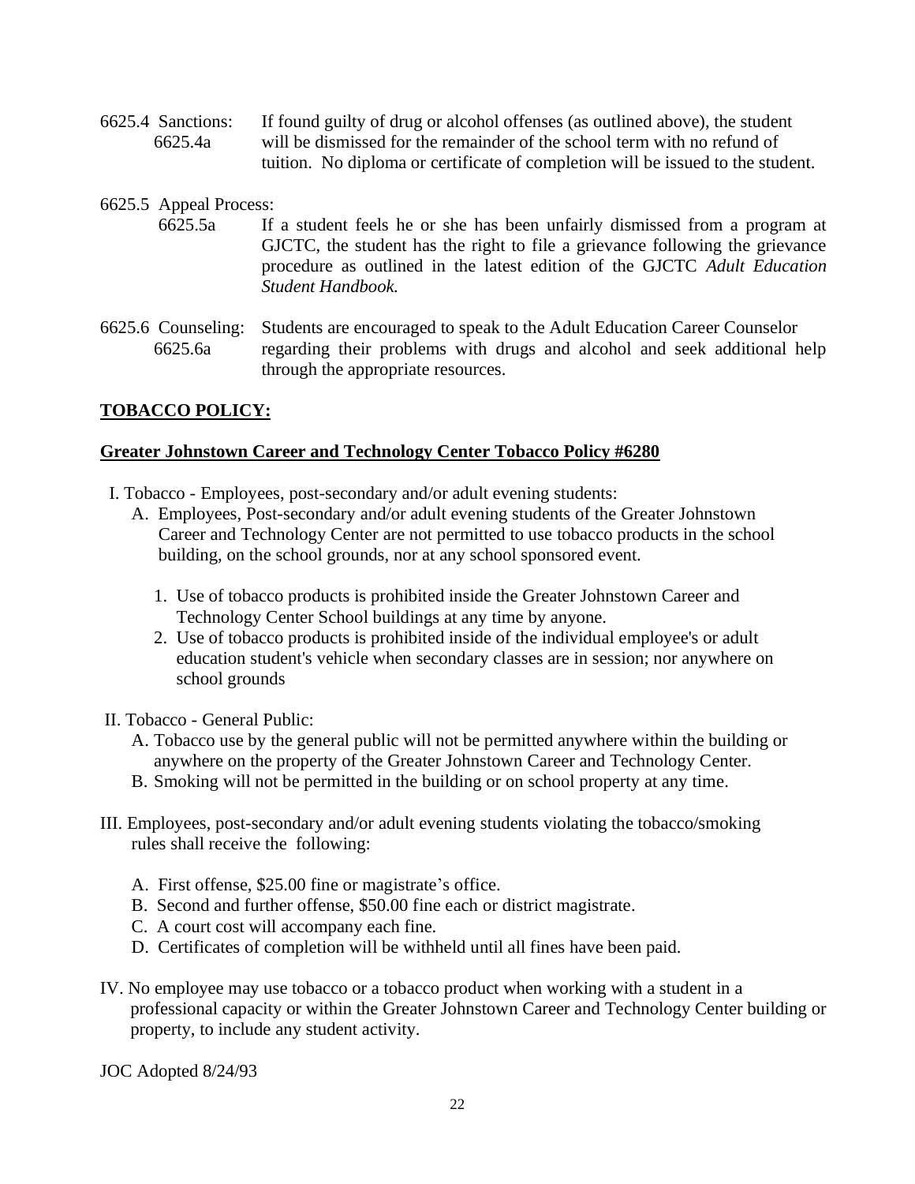6625.4 Sanctions: 6625.4a — If found guilty of drug or alcohol offenses (as outlined above), the student will be dismissed for the remainder of the school term with no refund of tuition. No diploma or certificate of completion will be issued to the student.

6625.5 Appeal Process:

6625.5a — If a student feels he or she has been unfairly dismissed from a program at GJCTC, the student has the right to file a grievance following the grievance procedure as outlined in the latest edition of the GJCTC *Adult Education Student Handbook.*

6625.6 Counseling: 6625.6a — Students are encouraged to speak to the Adult Education Career Counselor regarding their problems with drugs and alcohol and seek additional help through the appropriate resources.

## **TOBACCO POLICY:**

### **Greater Johnstown Career and Technology Center Tobacco Policy #6280**

I. Tobacco - Employees, post-secondary and/or adult evening students:

A. Employees, Post-secondary and/or adult evening students of the Greater Johnstown Career and Technology Center are not permitted to use tobacco products in the school building, on the school grounds, nor at any school sponsored event.

1. Use of tobacco products is prohibited inside the Greater Johnstown Career and Technology Center School buildings at any time by anyone.
2. Use of tobacco products is prohibited inside of the individual employee's or adult education student's vehicle when secondary classes are in session; nor anywhere on school grounds

II. Tobacco - General Public:

A. Tobacco use by the general public will not be permitted anywhere within the building or anywhere on the property of the Greater Johnstown Career and Technology Center.

B. Smoking will not be permitted in the building or on school property at any time.

III. Employees, post-secondary and/or adult evening students violating the tobacco/smoking rules shall receive the following:

A. First offense, $25.00 fine or magistrate's office.

B. Second and further offense, $50.00 fine each or district magistrate.

C. A court cost will accompany each fine.

D. Certificates of completion will be withheld until all fines have been paid.

IV. No employee may use tobacco or a tobacco product when working with a student in a professional capacity or within the Greater Johnstown Career and Technology Center building or property, to include any student activity.

JOC Adopted 8/24/93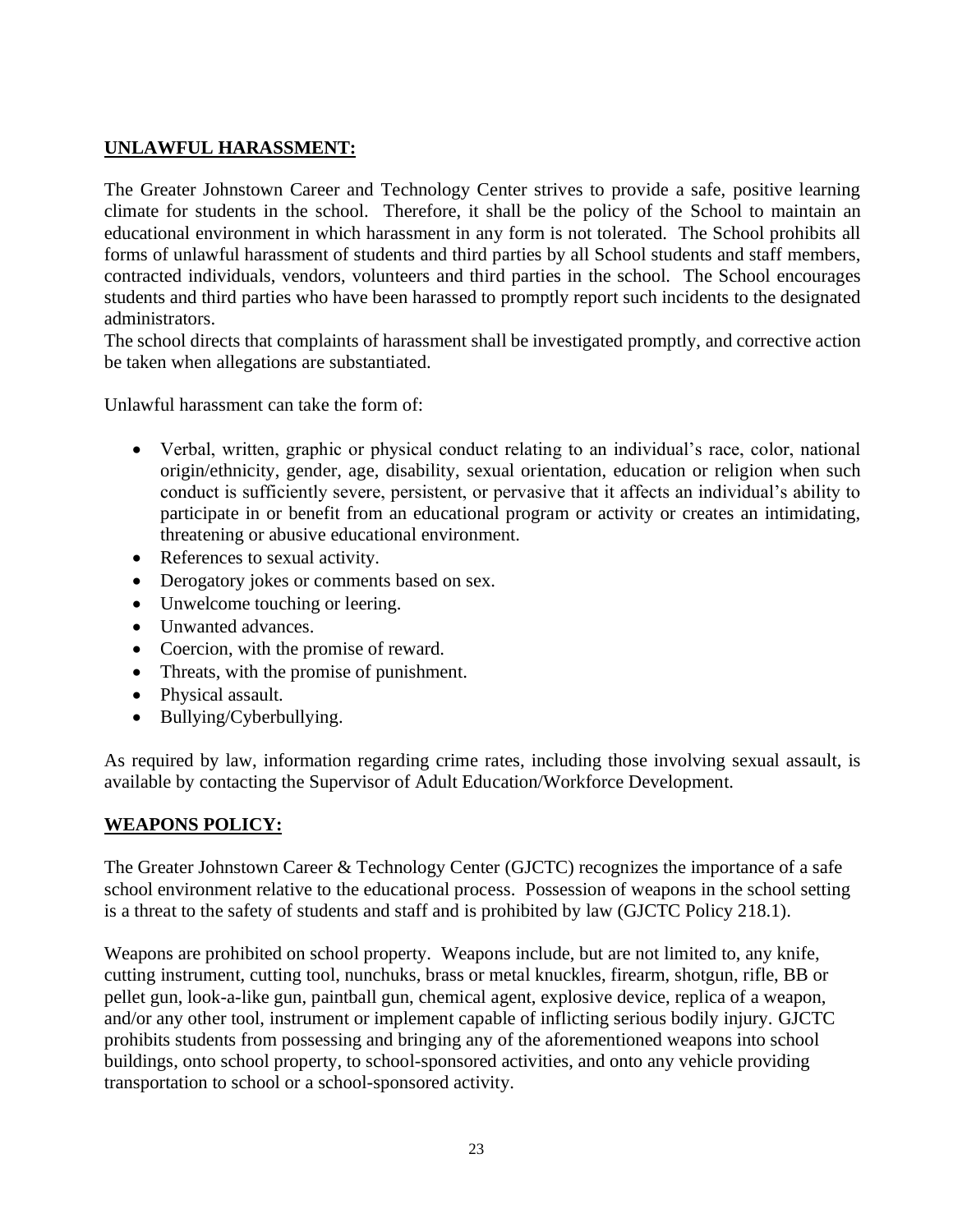## **UNLAWFUL HARASSMENT:**

The Greater Johnstown Career and Technology Center strives to provide a safe, positive learning climate for students in the school. Therefore, it shall be the policy of the School to maintain an educational environment in which harassment in any form is not tolerated. The School prohibits all forms of unlawful harassment of students and third parties by all School students and staff members, contracted individuals, vendors, volunteers and third parties in the school. The School encourages students and third parties who have been harassed to promptly report such incidents to the designated administrators.

The school directs that complaints of harassment shall be investigated promptly, and corrective action be taken when allegations are substantiated.

Unlawful harassment can take the form of:

- Verbal, written, graphic or physical conduct relating to an individual's race, color, national origin/ethnicity, gender, age, disability, sexual orientation, education or religion when such conduct is sufficiently severe, persistent, or pervasive that it affects an individual's ability to participate in or benefit from an educational program or activity or creates an intimidating, threatening or abusive educational environment.
- References to sexual activity.
- Derogatory jokes or comments based on sex.
- Unwelcome touching or leering.
- Unwanted advances.
- Coercion, with the promise of reward.
- Threats, with the promise of punishment.
- Physical assault.
- Bullying/Cyberbullying.

As required by law, information regarding crime rates, including those involving sexual assault, is available by contacting the Supervisor of Adult Education/Workforce Development.

## **WEAPONS POLICY:**

The Greater Johnstown Career & Technology Center (GJCTC) recognizes the importance of a safe school environment relative to the educational process. Possession of weapons in the school setting is a threat to the safety of students and staff and is prohibited by law (GJCTC Policy 218.1).

Weapons are prohibited on school property. Weapons include, but are not limited to, any knife, cutting instrument, cutting tool, nunchuks, brass or metal knuckles, firearm, shotgun, rifle, BB or pellet gun, look-a-like gun, paintball gun, chemical agent, explosive device, replica of a weapon, and/or any other tool, instrument or implement capable of inflicting serious bodily injury. GJCTC prohibits students from possessing and bringing any of the aforementioned weapons into school buildings, onto school property, to school-sponsored activities, and onto any vehicle providing transportation to school or a school-sponsored activity.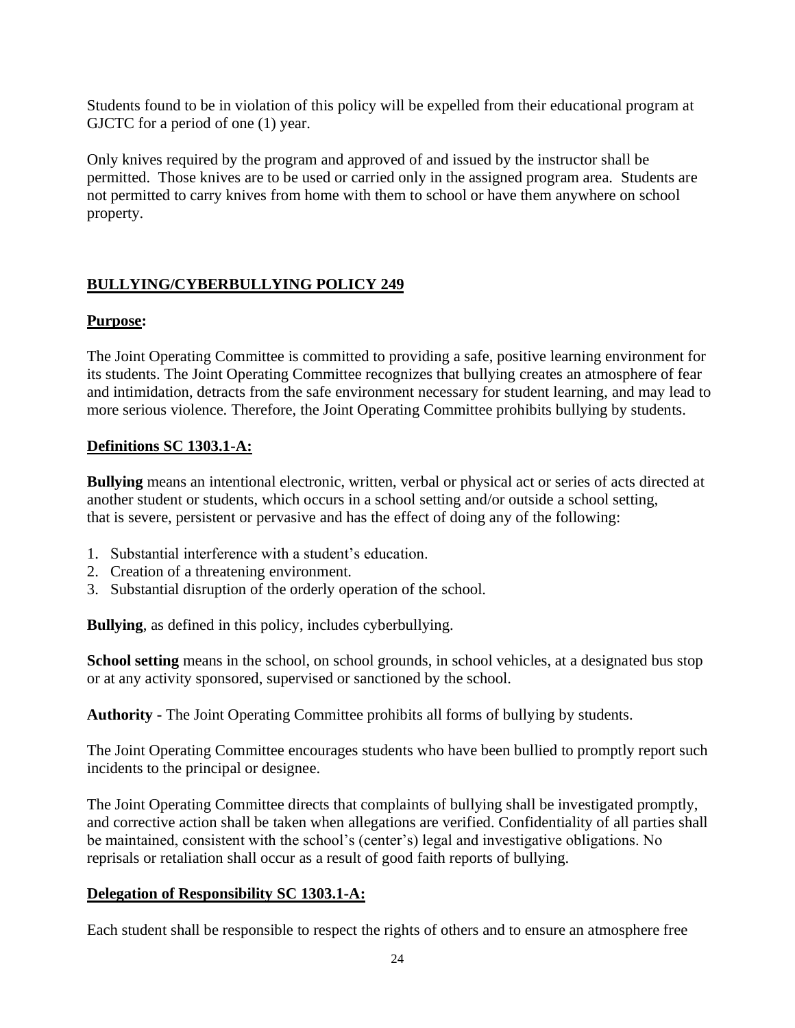Students found to be in violation of this policy will be expelled from their educational program at GJCTC for a period of one (1) year.

Only knives required by the program and approved of and issued by the instructor shall be permitted. Those knives are to be used or carried only in the assigned program area. Students are not permitted to carry knives from home with them to school or have them anywhere on school property.

## BULLYING/CYBERBULLYING POLICY 249

### Purpose:

The Joint Operating Committee is committed to providing a safe, positive learning environment for its students. The Joint Operating Committee recognizes that bullying creates an atmosphere of fear and intimidation, detracts from the safe environment necessary for student learning, and may lead to more serious violence. Therefore, the Joint Operating Committee prohibits bullying by students.

### Definitions SC 1303.1-A:

**Bullying** means an intentional electronic, written, verbal or physical act or series of acts directed at another student or students, which occurs in a school setting and/or outside a school setting, that is severe, persistent or pervasive and has the effect of doing any of the following:

1. Substantial interference with a student's education.
2. Creation of a threatening environment.
3. Substantial disruption of the orderly operation of the school.

**Bullying**, as defined in this policy, includes cyberbullying.

**School setting** means in the school, on school grounds, in school vehicles, at a designated bus stop or at any activity sponsored, supervised or sanctioned by the school.

**Authority -** The Joint Operating Committee prohibits all forms of bullying by students.

The Joint Operating Committee encourages students who have been bullied to promptly report such incidents to the principal or designee.

The Joint Operating Committee directs that complaints of bullying shall be investigated promptly, and corrective action shall be taken when allegations are verified. Confidentiality of all parties shall be maintained, consistent with the school's (center's) legal and investigative obligations. No reprisals or retaliation shall occur as a result of good faith reports of bullying.

### Delegation of Responsibility SC 1303.1-A:

Each student shall be responsible to respect the rights of others and to ensure an atmosphere free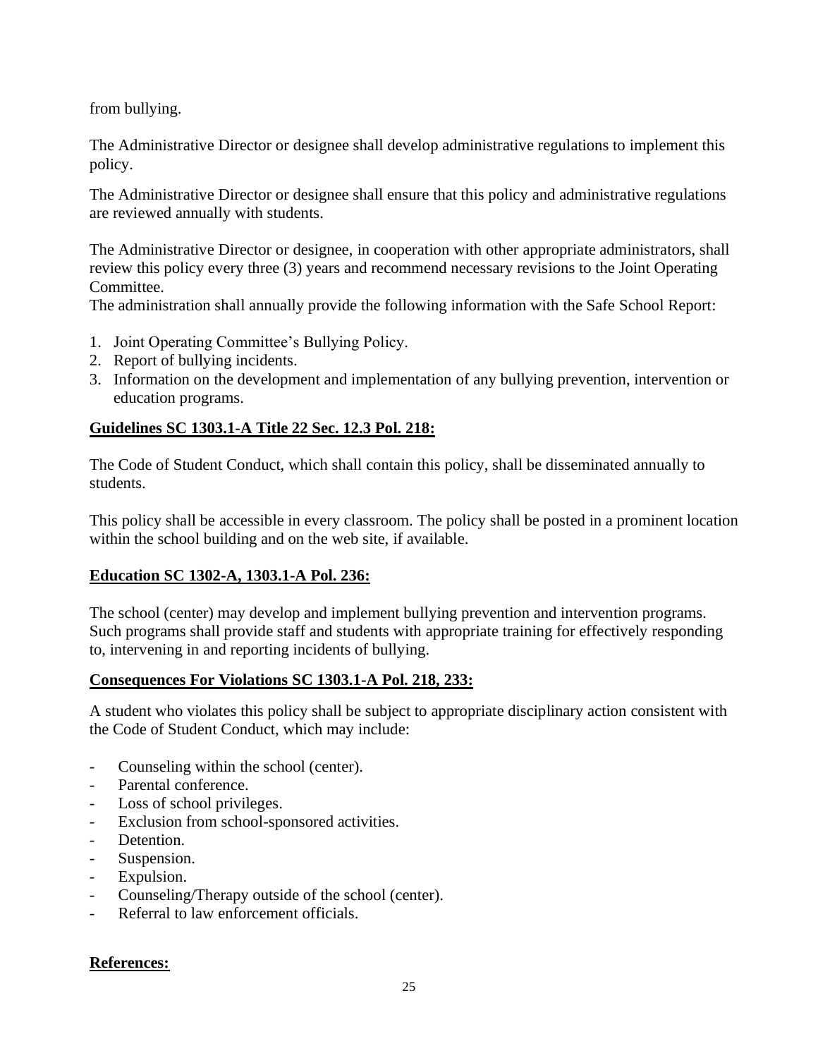from bullying.

The Administrative Director or designee shall develop administrative regulations to implement this policy.

The Administrative Director or designee shall ensure that this policy and administrative regulations are reviewed annually with students.

The Administrative Director or designee, in cooperation with other appropriate administrators, shall review this policy every three (3) years and recommend necessary revisions to the Joint Operating Committee.
The administration shall annually provide the following information with the Safe School Report:

1. Joint Operating Committee's Bullying Policy.
2. Report of bullying incidents.
3. Information on the development and implementation of any bullying prevention, intervention or education programs.

**Guidelines SC 1303.1-A Title 22 Sec. 12.3 Pol. 218:**

The Code of Student Conduct, which shall contain this policy, shall be disseminated annually to students.

This policy shall be accessible in every classroom. The policy shall be posted in a prominent location within the school building and on the web site, if available.

**Education SC 1302-A, 1303.1-A Pol. 236:**

The school (center) may develop and implement bullying prevention and intervention programs. Such programs shall provide staff and students with appropriate training for effectively responding to, intervening in and reporting incidents of bullying.

**Consequences For Violations SC 1303.1-A Pol. 218, 233:**

A student who violates this policy shall be subject to appropriate disciplinary action consistent with the Code of Student Conduct, which may include:

- Counseling within the school (center).
- Parental conference.
- Loss of school privileges.
- Exclusion from school-sponsored activities.
- Detention.
- Suspension.
- Expulsion.
- Counseling/Therapy outside of the school (center).
- Referral to law enforcement officials.

**References:**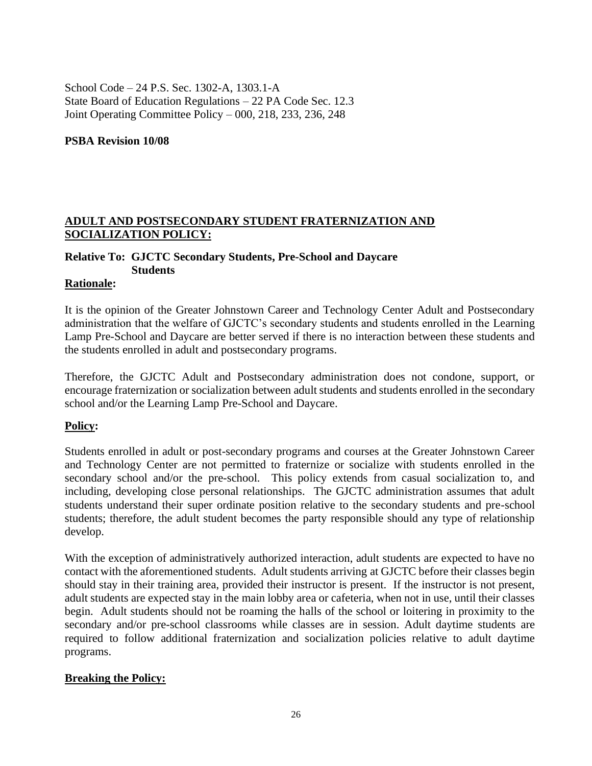School Code – 24 P.S. Sec. 1302-A, 1303.1-A
State Board of Education Regulations – 22 PA Code Sec. 12.3
Joint Operating Committee Policy – 000, 218, 233, 236, 248

**PSBA Revision 10/08**

## ADULT AND POSTSECONDARY STUDENT FRATERNIZATION AND SOCIALIZATION POLICY:

**Relative To: GJCTC Secondary Students, Pre-School and Daycare Students**

**Rationale:**

It is the opinion of the Greater Johnstown Career and Technology Center Adult and Postsecondary administration that the welfare of GJCTC's secondary students and students enrolled in the Learning Lamp Pre-School and Daycare are better served if there is no interaction between these students and the students enrolled in adult and postsecondary programs.

Therefore, the GJCTC Adult and Postsecondary administration does not condone, support, or encourage fraternization or socialization between adult students and students enrolled in the secondary school and/or the Learning Lamp Pre-School and Daycare.

**Policy:**

Students enrolled in adult or post-secondary programs and courses at the Greater Johnstown Career and Technology Center are not permitted to fraternize or socialize with students enrolled in the secondary school and/or the pre-school. This policy extends from casual socialization to, and including, developing close personal relationships. The GJCTC administration assumes that adult students understand their super ordinate position relative to the secondary students and pre-school students; therefore, the adult student becomes the party responsible should any type of relationship develop.

With the exception of administratively authorized interaction, adult students are expected to have no contact with the aforementioned students. Adult students arriving at GJCTC before their classes begin should stay in their training area, provided their instructor is present. If the instructor is not present, adult students are expected stay in the main lobby area or cafeteria, when not in use, until their classes begin. Adult students should not be roaming the halls of the school or loitering in proximity to the secondary and/or pre-school classrooms while classes are in session. Adult daytime students are required to follow additional fraternization and socialization policies relative to adult daytime programs.

**Breaking the Policy:**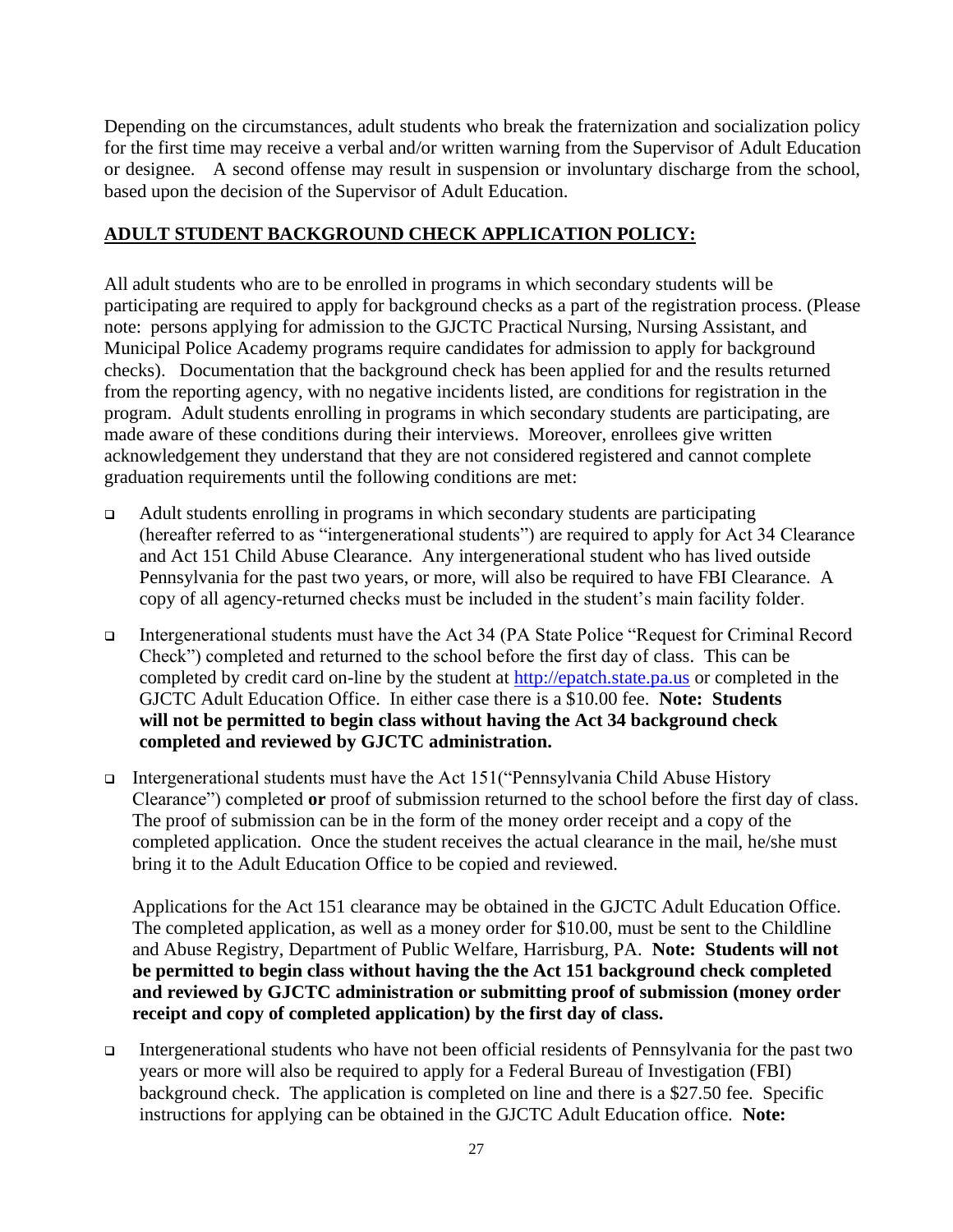Depending on the circumstances, adult students who break the fraternization and socialization policy for the first time may receive a verbal and/or written warning from the Supervisor of Adult Education or designee. A second offense may result in suspension or involuntary discharge from the school, based upon the decision of the Supervisor of Adult Education.

## ADULT STUDENT BACKGROUND CHECK APPLICATION POLICY:

All adult students who are to be enrolled in programs in which secondary students will be participating are required to apply for background checks as a part of the registration process. (Please note: persons applying for admission to the GJCTC Practical Nursing, Nursing Assistant, and Municipal Police Academy programs require candidates for admission to apply for background checks). Documentation that the background check has been applied for and the results returned from the reporting agency, with no negative incidents listed, are conditions for registration in the program. Adult students enrolling in programs in which secondary students are participating, are made aware of these conditions during their interviews. Moreover, enrollees give written acknowledgement they understand that they are not considered registered and cannot complete graduation requirements until the following conditions are met:

- Adult students enrolling in programs in which secondary students are participating (hereafter referred to as "intergenerational students") are required to apply for Act 34 Clearance and Act 151 Child Abuse Clearance. Any intergenerational student who has lived outside Pennsylvania for the past two years, or more, will also be required to have FBI Clearance. A copy of all agency-returned checks must be included in the student's main facility folder.

- Intergenerational students must have the Act 34 (PA State Police "Request for Criminal Record Check") completed and returned to the school before the first day of class. This can be completed by credit card on-line by the student at http://epatch.state.pa.us or completed in the GJCTC Adult Education Office. In either case there is a $10.00 fee. **Note: Students will not be permitted to begin class without having the Act 34 background check completed and reviewed by GJCTC administration.**

- Intergenerational students must have the Act 151("Pennsylvania Child Abuse History Clearance") completed **or** proof of submission returned to the school before the first day of class. The proof of submission can be in the form of the money order receipt and a copy of the completed application. Once the student receives the actual clearance in the mail, he/she must bring it to the Adult Education Office to be copied and reviewed.

  Applications for the Act 151 clearance may be obtained in the GJCTC Adult Education Office. The completed application, as well as a money order for $10.00, must be sent to the Childline and Abuse Registry, Department of Public Welfare, Harrisburg, PA. **Note: Students will not be permitted to begin class without having the the Act 151 background check completed and reviewed by GJCTC administration or submitting proof of submission (money order receipt and copy of completed application) by the first day of class.**

- Intergenerational students who have not been official residents of Pennsylvania for the past two years or more will also be required to apply for a Federal Bureau of Investigation (FBI) background check. The application is completed on line and there is a $27.50 fee. Specific instructions for applying can be obtained in the GJCTC Adult Education office. **Note:**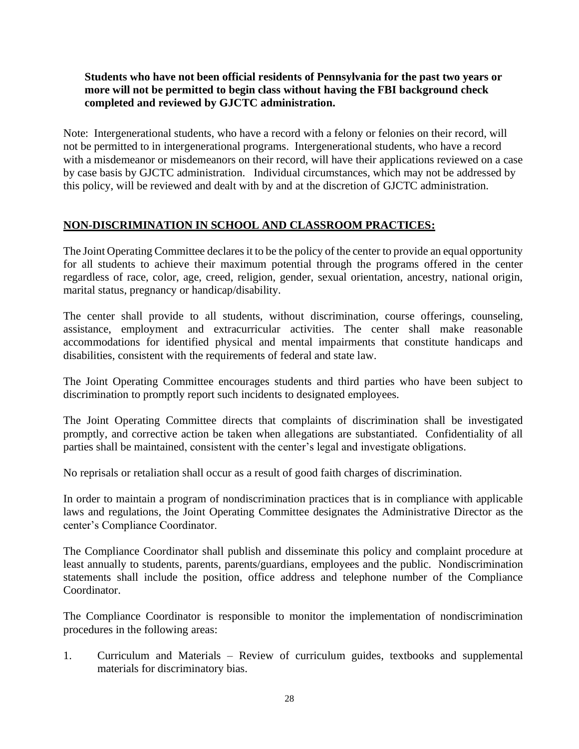**Students who have not been official residents of Pennsylvania for the past two years or more will not be permitted to begin class without having the FBI background check completed and reviewed by GJCTC administration.**

Note: Intergenerational students, who have a record with a felony or felonies on their record, will not be permitted to in intergenerational programs. Intergenerational students, who have a record with a misdemeanor or misdemeanors on their record, will have their applications reviewed on a case by case basis by GJCTC administration. Individual circumstances, which may not be addressed by this policy, will be reviewed and dealt with by and at the discretion of GJCTC administration.

## NON-DISCRIMINATION IN SCHOOL AND CLASSROOM PRACTICES:

The Joint Operating Committee declares it to be the policy of the center to provide an equal opportunity for all students to achieve their maximum potential through the programs offered in the center regardless of race, color, age, creed, religion, gender, sexual orientation, ancestry, national origin, marital status, pregnancy or handicap/disability.

The center shall provide to all students, without discrimination, course offerings, counseling, assistance, employment and extracurricular activities. The center shall make reasonable accommodations for identified physical and mental impairments that constitute handicaps and disabilities, consistent with the requirements of federal and state law.

The Joint Operating Committee encourages students and third parties who have been subject to discrimination to promptly report such incidents to designated employees.

The Joint Operating Committee directs that complaints of discrimination shall be investigated promptly, and corrective action be taken when allegations are substantiated. Confidentiality of all parties shall be maintained, consistent with the center's legal and investigate obligations.

No reprisals or retaliation shall occur as a result of good faith charges of discrimination.

In order to maintain a program of nondiscrimination practices that is in compliance with applicable laws and regulations, the Joint Operating Committee designates the Administrative Director as the center's Compliance Coordinator.

The Compliance Coordinator shall publish and disseminate this policy and complaint procedure at least annually to students, parents, parents/guardians, employees and the public. Nondiscrimination statements shall include the position, office address and telephone number of the Compliance Coordinator.

The Compliance Coordinator is responsible to monitor the implementation of nondiscrimination procedures in the following areas:

1. Curriculum and Materials – Review of curriculum guides, textbooks and supplemental materials for discriminatory bias.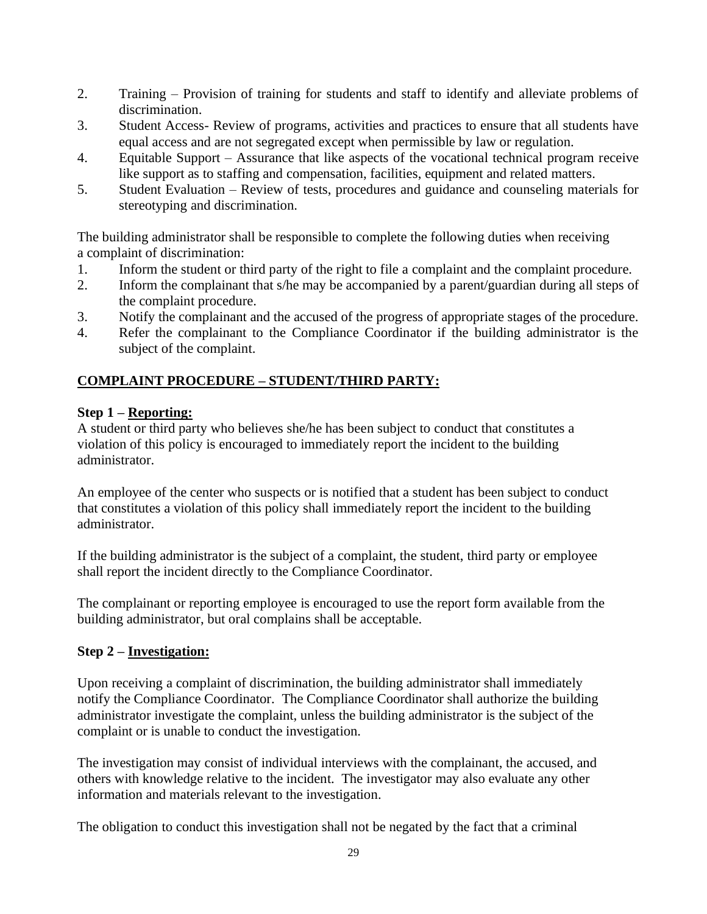2. Training – Provision of training for students and staff to identify and alleviate problems of discrimination.
3. Student Access- Review of programs, activities and practices to ensure that all students have equal access and are not segregated except when permissible by law or regulation.
4. Equitable Support – Assurance that like aspects of the vocational technical program receive like support as to staffing and compensation, facilities, equipment and related matters.
5. Student Evaluation – Review of tests, procedures and guidance and counseling materials for stereotyping and discrimination.

The building administrator shall be responsible to complete the following duties when receiving a complaint of discrimination:

1. Inform the student or third party of the right to file a complaint and the complaint procedure.
2. Inform the complainant that s/he may be accompanied by a parent/guardian during all steps of the complaint procedure.
3. Notify the complainant and the accused of the progress of appropriate stages of the procedure.
4. Refer the complainant to the Compliance Coordinator if the building administrator is the subject of the complaint.

## <u>COMPLAINT PROCEDURE – STUDENT/THIRD PARTY:</u>

**Step 1 – <u>Reporting:</u>**

A student or third party who believes she/he has been subject to conduct that constitutes a violation of this policy is encouraged to immediately report the incident to the building administrator.

An employee of the center who suspects or is notified that a student has been subject to conduct that constitutes a violation of this policy shall immediately report the incident to the building administrator.

If the building administrator is the subject of a complaint, the student, third party or employee shall report the incident directly to the Compliance Coordinator.

The complainant or reporting employee is encouraged to use the report form available from the building administrator, but oral complains shall be acceptable.

**Step 2 – <u>Investigation:</u>**

Upon receiving a complaint of discrimination, the building administrator shall immediately notify the Compliance Coordinator. The Compliance Coordinator shall authorize the building administrator investigate the complaint, unless the building administrator is the subject of the complaint or is unable to conduct the investigation.

The investigation may consist of individual interviews with the complainant, the accused, and others with knowledge relative to the incident. The investigator may also evaluate any other information and materials relevant to the investigation.

The obligation to conduct this investigation shall not be negated by the fact that a criminal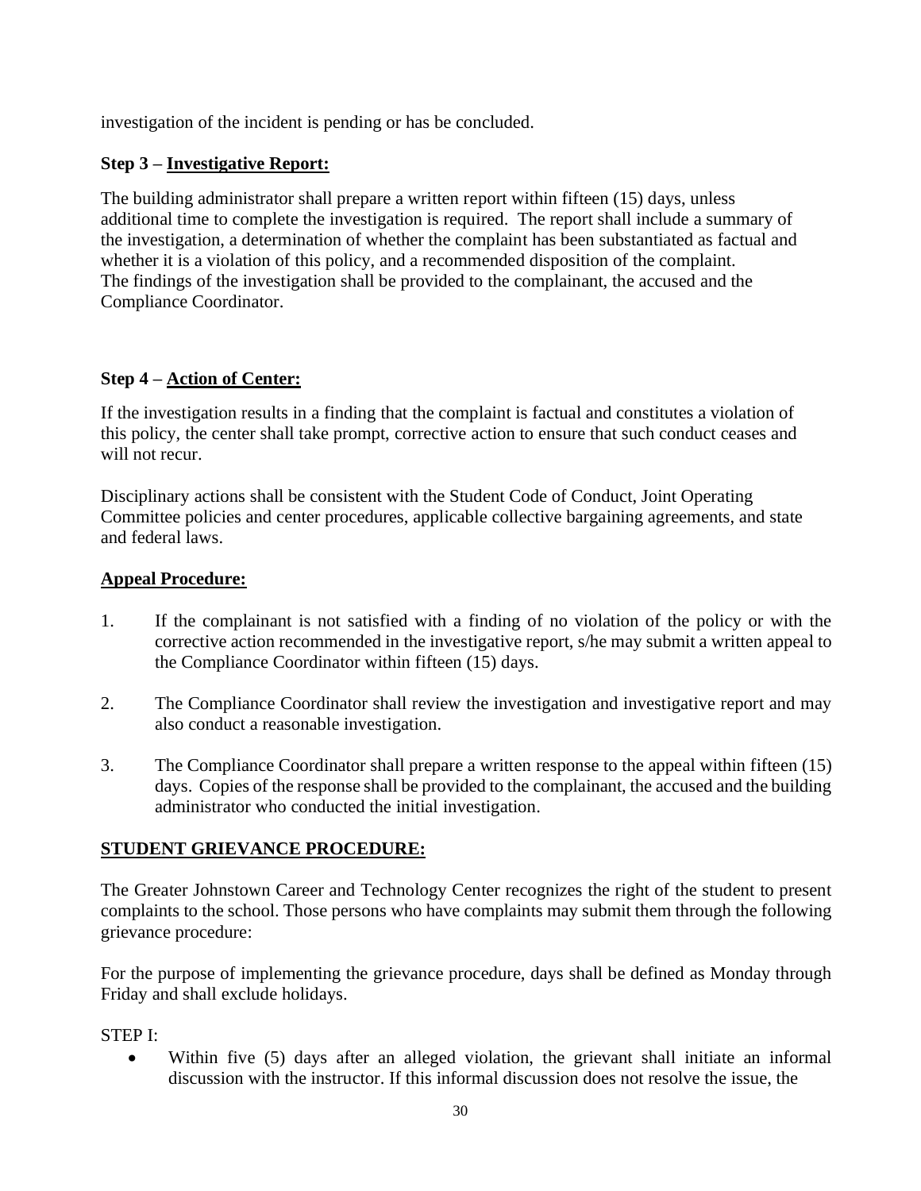investigation of the incident is pending or has be concluded.

**Step 3 – <u>Investigative Report:</u>**

The building administrator shall prepare a written report within fifteen (15) days, unless additional time to complete the investigation is required. The report shall include a summary of the investigation, a determination of whether the complaint has been substantiated as factual and whether it is a violation of this policy, and a recommended disposition of the complaint. The findings of the investigation shall be provided to the complainant, the accused and the Compliance Coordinator.

**Step 4 – <u>Action of Center:</u>**

If the investigation results in a finding that the complaint is factual and constitutes a violation of this policy, the center shall take prompt, corrective action to ensure that such conduct ceases and will not recur.

Disciplinary actions shall be consistent with the Student Code of Conduct, Joint Operating Committee policies and center procedures, applicable collective bargaining agreements, and state and federal laws.

**<u>Appeal Procedure:</u>**

1. If the complainant is not satisfied with a finding of no violation of the policy or with the corrective action recommended in the investigative report, s/he may submit a written appeal to the Compliance Coordinator within fifteen (15) days.

2. The Compliance Coordinator shall review the investigation and investigative report and may also conduct a reasonable investigation.

3. The Compliance Coordinator shall prepare a written response to the appeal within fifteen (15) days. Copies of the response shall be provided to the complainant, the accused and the building administrator who conducted the initial investigation.

**<u>STUDENT GRIEVANCE PROCEDURE:</u>**

The Greater Johnstown Career and Technology Center recognizes the right of the student to present complaints to the school. Those persons who have complaints may submit them through the following grievance procedure:

For the purpose of implementing the grievance procedure, days shall be defined as Monday through Friday and shall exclude holidays.

STEP I:

- Within five (5) days after an alleged violation, the grievant shall initiate an informal discussion with the instructor. If this informal discussion does not resolve the issue, the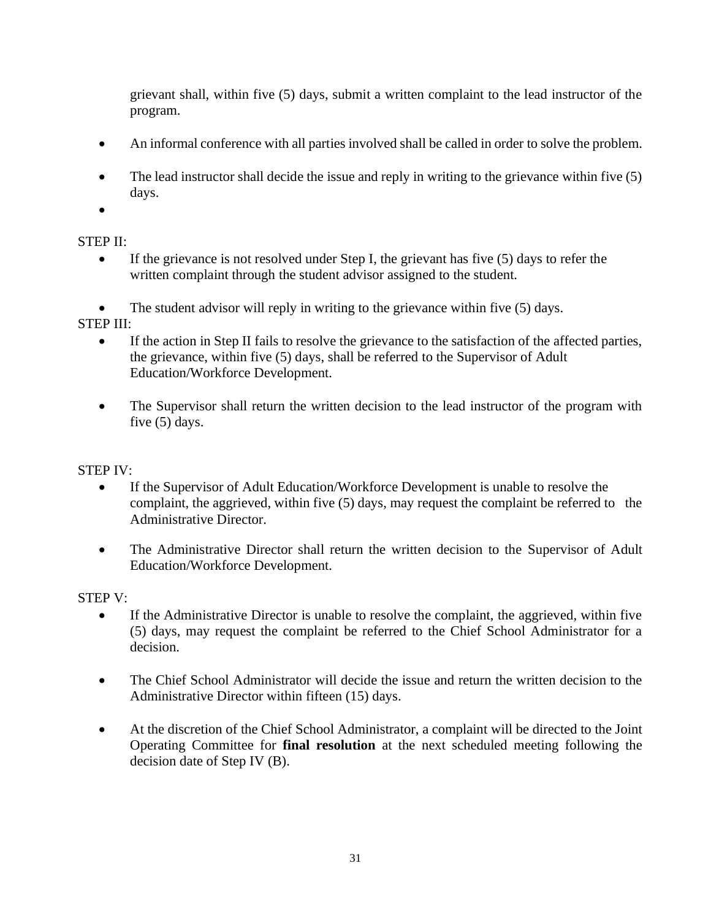grievant shall, within five (5) days, submit a written complaint to the lead instructor of the program.

- An informal conference with all parties involved shall be called in order to solve the problem.
- The lead instructor shall decide the issue and reply in writing to the grievance within five (5) days.
- 

STEP II:

- If the grievance is not resolved under Step I, the grievant has five (5) days to refer the written complaint through the student advisor assigned to the student.
- The student advisor will reply in writing to the grievance within five (5) days.

STEP III:

- If the action in Step II fails to resolve the grievance to the satisfaction of the affected parties, the grievance, within five (5) days, shall be referred to the Supervisor of Adult Education/Workforce Development.
- The Supervisor shall return the written decision to the lead instructor of the program with five (5) days.

STEP IV:

- If the Supervisor of Adult Education/Workforce Development is unable to resolve the complaint, the aggrieved, within five (5) days, may request the complaint be referred to the Administrative Director.
- The Administrative Director shall return the written decision to the Supervisor of Adult Education/Workforce Development.

STEP V:

- If the Administrative Director is unable to resolve the complaint, the aggrieved, within five (5) days, may request the complaint be referred to the Chief School Administrator for a decision.
- The Chief School Administrator will decide the issue and return the written decision to the Administrative Director within fifteen (15) days.
- At the discretion of the Chief School Administrator, a complaint will be directed to the Joint Operating Committee for **final resolution** at the next scheduled meeting following the decision date of Step IV (B).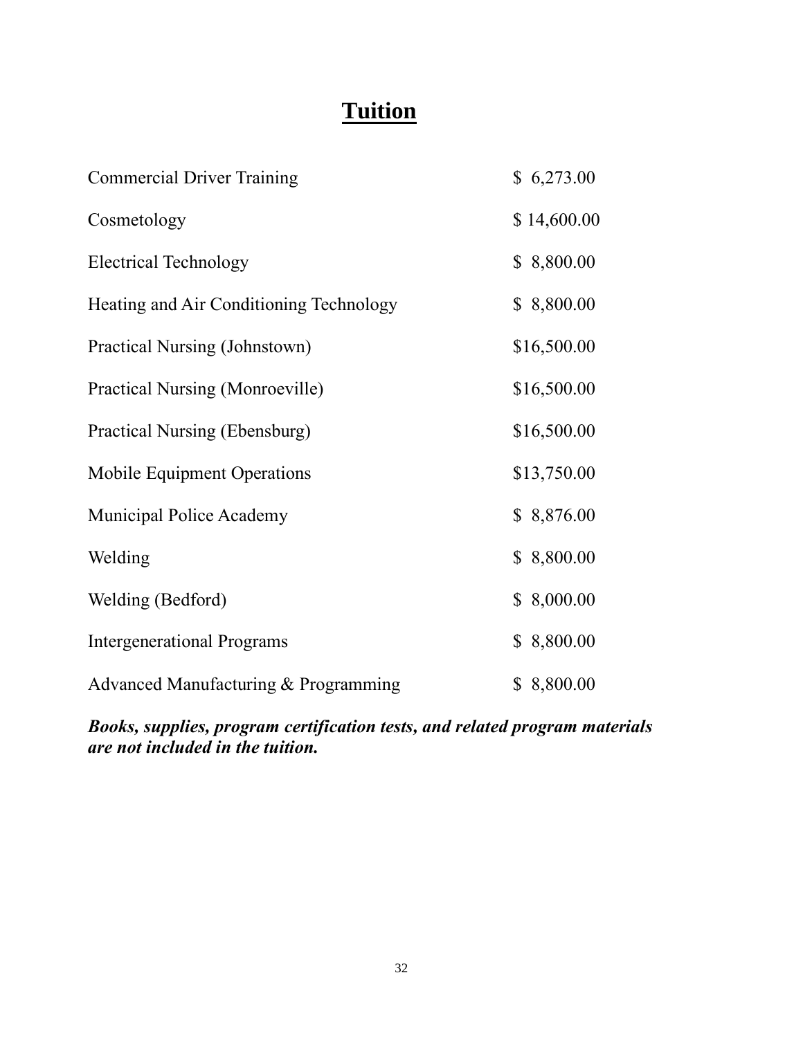# Tuition

| Program | Tuition |
| --- | --- |
| Commercial Driver Training | $ 6,273.00 |
| Cosmetology | $ 14,600.00 |
| Electrical Technology | $ 8,800.00 |
| Heating and Air Conditioning Technology | $ 8,800.00 |
| Practical Nursing (Johnstown) | $16,500.00 |
| Practical Nursing (Monroeville) | $16,500.00 |
| Practical Nursing (Ebensburg) | $16,500.00 |
| Mobile Equipment Operations | $13,750.00 |
| Municipal Police Academy | $ 8,876.00 |
| Welding | $ 8,800.00 |
| Welding (Bedford) | $ 8,000.00 |
| Intergenerational Programs | $ 8,800.00 |
| Advanced Manufacturing & Programming | $ 8,800.00 |

***Books, supplies, program certification tests, and related program materials are not included in the tuition.***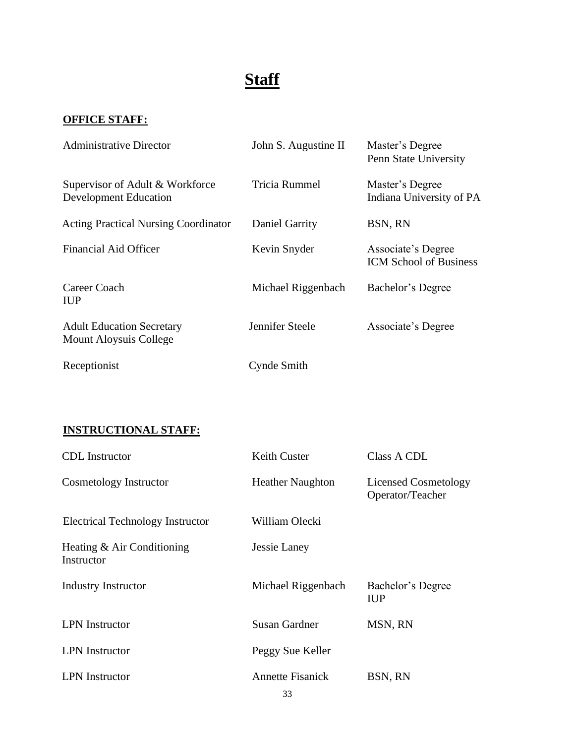# Staff

## OFFICE STAFF:

| | | |
|---|---|---|
| Administrative Director | John S. Augustine II | Master's Degree Penn State University |
| Supervisor of Adult & Workforce Development Education | Tricia Rummel | Master's Degree Indiana University of PA |
| Acting Practical Nursing Coordinator | Daniel Garrity | BSN, RN |
| Financial Aid Officer | Kevin Snyder | Associate's Degree ICM School of Business |
| Career Coach IUP | Michael Riggenbach | Bachelor's Degree |
| Adult Education Secretary Mount Aloysuis College | Jennifer Steele | Associate's Degree |
| Receptionist | Cynde Smith | |

## INSTRUCTIONAL STAFF:

| | | |
|---|---|---|
| CDL Instructor | Keith Custer | Class A CDL |
| Cosmetology Instructor | Heather Naughton | Licensed Cosmetology Operator/Teacher |
| Electrical Technology Instructor | William Olecki | |
| Heating & Air Conditioning Instructor | Jessie Laney | |
| Industry Instructor | Michael Riggenbach | Bachelor's Degree IUP |
| LPN Instructor | Susan Gardner | MSN, RN |
| LPN Instructor | Peggy Sue Keller | |
| LPN Instructor | Annette Fisanick | BSN, RN |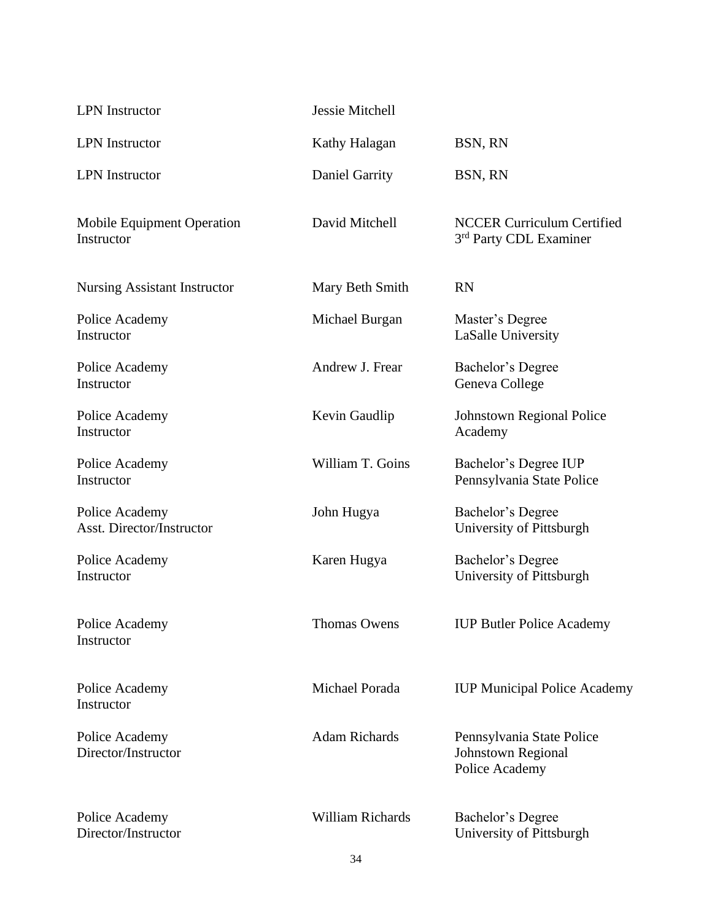| | | |
|---|---|---|
| LPN Instructor | Jessie Mitchell | |
| LPN Instructor | Kathy Halagan | BSN, RN |
| LPN Instructor | Daniel Garrity | BSN, RN |
| Mobile Equipment Operation Instructor | David Mitchell | NCCER Curriculum Certified 3rd Party CDL Examiner |
| Nursing Assistant Instructor | Mary Beth Smith | RN |
| Police Academy Instructor | Michael Burgan | Master's Degree LaSalle University |
| Police Academy Instructor | Andrew J. Frear | Bachelor's Degree Geneva College |
| Police Academy Instructor | Kevin Gaudlip | Johnstown Regional Police Academy |
| Police Academy Instructor | William T. Goins | Bachelor's Degree IUP Pennsylvania State Police |
| Police Academy Asst. Director/Instructor | John Hugya | Bachelor's Degree University of Pittsburgh |
| Police Academy Instructor | Karen Hugya | Bachelor's Degree University of Pittsburgh |
| Police Academy Instructor | Thomas Owens | IUP Butler Police Academy |
| Police Academy Instructor | Michael Porada | IUP Municipal Police Academy |
| Police Academy Director/Instructor | Adam Richards | Pennsylvania State Police Johnstown Regional Police Academy |
| Police Academy Director/Instructor | William Richards | Bachelor's Degree University of Pittsburgh |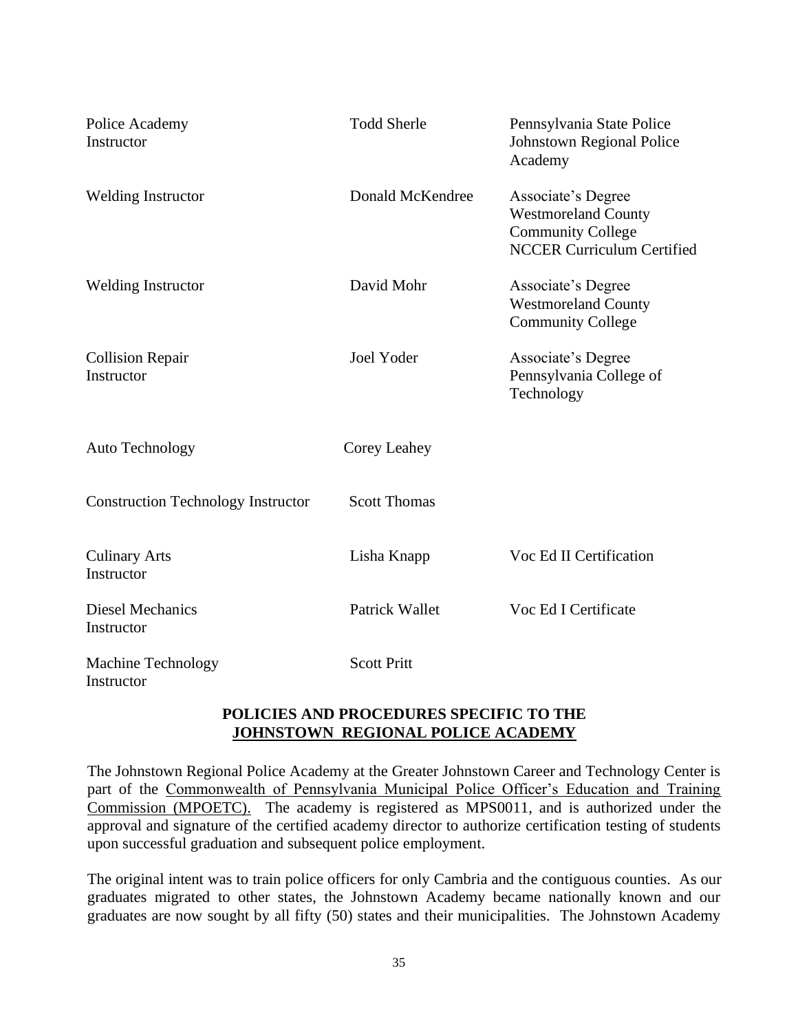| | | |
|---|---|---|
| Police Academy Instructor | Todd Sherle | Pennsylvania State Police Johnstown Regional Police Academy |
| Welding Instructor | Donald McKendree | Associate's Degree Westmoreland County Community College NCCER Curriculum Certified |
| Welding Instructor | David Mohr | Associate's Degree Westmoreland County Community College |
| Collision Repair Instructor | Joel Yoder | Associate's Degree Pennsylvania College of Technology |
| Auto Technology | Corey Leahey | |
| Construction Technology Instructor | Scott Thomas | |
| Culinary Arts Instructor | Lisha Knapp | Voc Ed II Certification |
| Diesel Mechanics Instructor | Patrick Wallet | Voc Ed I Certificate |
| Machine Technology Instructor | Scott Pritt | |

## POLICIES AND PROCEDURES SPECIFIC TO THE <u>JOHNSTOWN REGIONAL POLICE ACADEMY</u>

The Johnstown Regional Police Academy at the Greater Johnstown Career and Technology Center is part of the <u>Commonwealth of Pennsylvania Municipal Police Officer's Education and Training Commission (MPOETC).</u> The academy is registered as MPS0011, and is authorized under the approval and signature of the certified academy director to authorize certification testing of students upon successful graduation and subsequent police employment.

The original intent was to train police officers for only Cambria and the contiguous counties. As our graduates migrated to other states, the Johnstown Academy became nationally known and our graduates are now sought by all fifty (50) states and their municipalities. The Johnstown Academy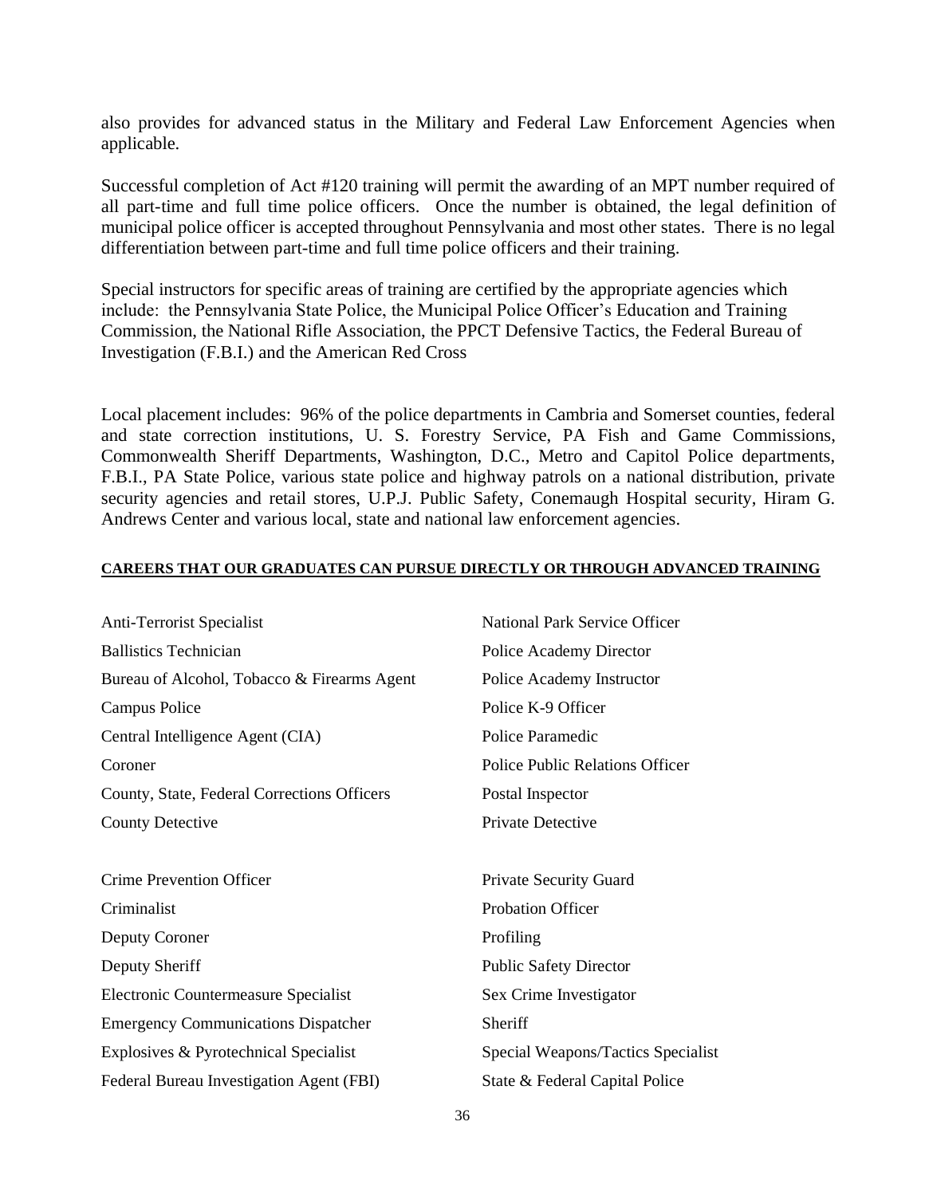also provides for advanced status in the Military and Federal Law Enforcement Agencies when applicable.

Successful completion of Act #120 training will permit the awarding of an MPT number required of all part-time and full time police officers. Once the number is obtained, the legal definition of municipal police officer is accepted throughout Pennsylvania and most other states. There is no legal differentiation between part-time and full time police officers and their training.

Special instructors for specific areas of training are certified by the appropriate agencies which include: the Pennsylvania State Police, the Municipal Police Officer's Education and Training Commission, the National Rifle Association, the PPCT Defensive Tactics, the Federal Bureau of Investigation (F.B.I.) and the American Red Cross

Local placement includes: 96% of the police departments in Cambria and Somerset counties, federal and state correction institutions, U. S. Forestry Service, PA Fish and Game Commissions, Commonwealth Sheriff Departments, Washington, D.C., Metro and Capitol Police departments, F.B.I., PA State Police, various state police and highway patrols on a national distribution, private security agencies and retail stores, U.P.J. Public Safety, Conemaugh Hospital security, Hiram G. Andrews Center and various local, state and national law enforcement agencies.

**CAREERS THAT OUR GRADUATES CAN PURSUE DIRECTLY OR THROUGH ADVANCED TRAINING**

- Anti-Terrorist Specialist
- Ballistics Technician
- Bureau of Alcohol, Tobacco & Firearms Agent
- Campus Police
- Central Intelligence Agent (CIA)
- Coroner
- County, State, Federal Corrections Officers
- County Detective
- Crime Prevention Officer
- Criminalist
- Deputy Coroner
- Deputy Sheriff
- Electronic Countermeasure Specialist
- Emergency Communications Dispatcher
- Explosives & Pyrotechnical Specialist
- Federal Bureau Investigation Agent (FBI)
- National Park Service Officer
- Police Academy Director
- Police Academy Instructor
- Police K-9 Officer
- Police Paramedic
- Police Public Relations Officer
- Postal Inspector
- Private Detective
- Private Security Guard
- Probation Officer
- Profiling
- Public Safety Director
- Sex Crime Investigator
- Sheriff
- Special Weapons/Tactics Specialist
- State & Federal Capital Police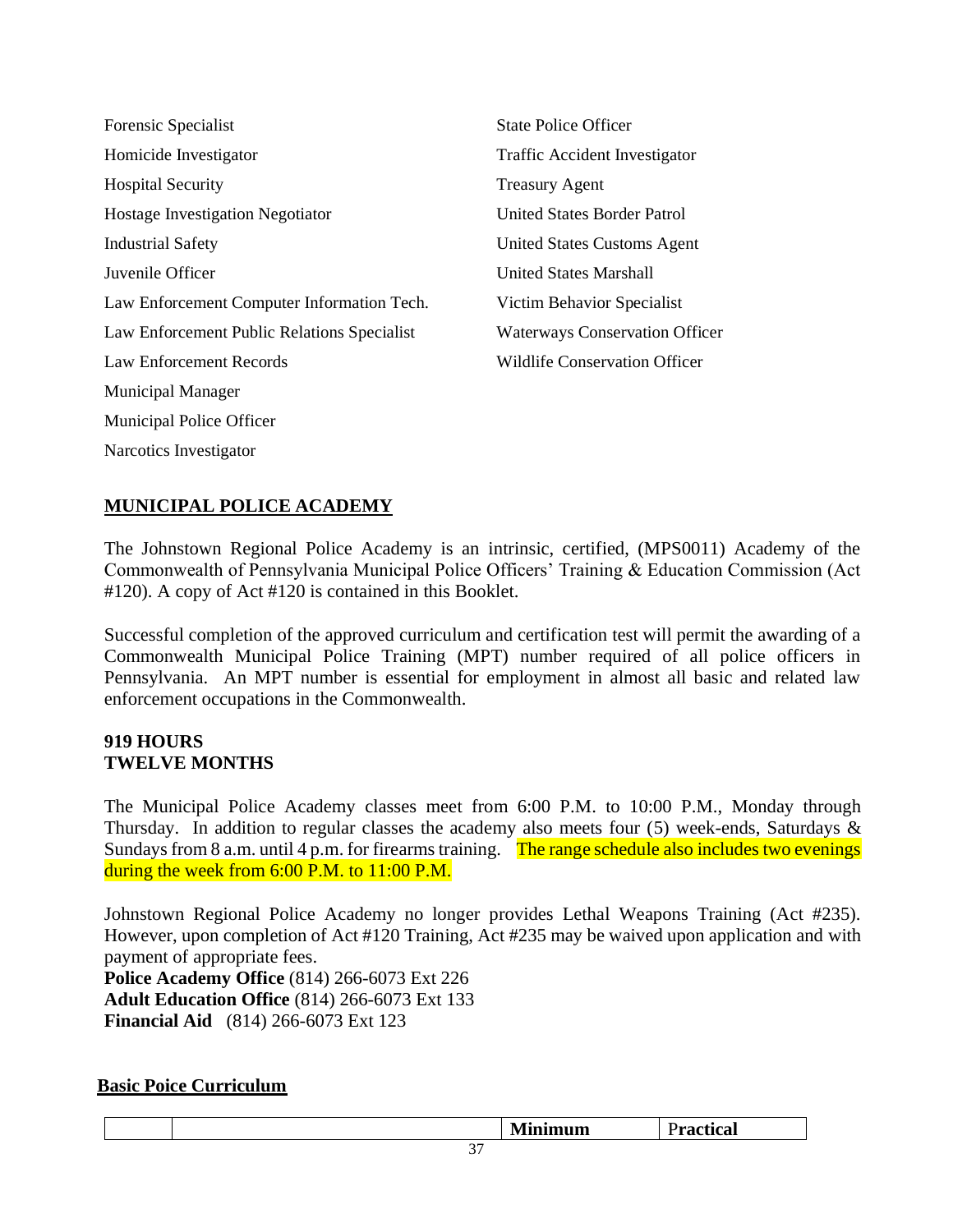- Forensic Specialist
- Homicide Investigator
- Hospital Security
- Hostage Investigation Negotiator
- Industrial Safety
- Juvenile Officer
- Law Enforcement Computer Information Tech.
- Law Enforcement Public Relations Specialist
- Law Enforcement Records
- Municipal Manager
- Municipal Police Officer
- Narcotics Investigator
- State Police Officer
- Traffic Accident Investigator
- Treasury Agent
- United States Border Patrol
- United States Customs Agent
- United States Marshall
- Victim Behavior Specialist
- Waterways Conservation Officer
- Wildlife Conservation Officer

## MUNICIPAL POLICE ACADEMY

The Johnstown Regional Police Academy is an intrinsic, certified, (MPS0011) Academy of the Commonwealth of Pennsylvania Municipal Police Officers' Training & Education Commission (Act #120). A copy of Act #120 is contained in this Booklet.

Successful completion of the approved curriculum and certification test will permit the awarding of a Commonwealth Municipal Police Training (MPT) number required of all police officers in Pennsylvania. An MPT number is essential for employment in almost all basic and related law enforcement occupations in the Commonwealth.

**919 HOURS**
**TWELVE MONTHS**

The Municipal Police Academy classes meet from 6:00 P.M. to 10:00 P.M., Monday through Thursday. In addition to regular classes the academy also meets four (5) week-ends, Saturdays & Sundays from 8 a.m. until 4 p.m. for firearms training. The range schedule also includes two evenings during the week from 6:00 P.M. to 11:00 P.M.

Johnstown Regional Police Academy no longer provides Lethal Weapons Training (Act #235). However, upon completion of Act #120 Training, Act #235 may be waived upon application and with payment of appropriate fees.

**Police Academy Office** (814) 266-6073 Ext 226
**Adult Education Office** (814) 266-6073 Ext 133
**Financial Aid** (814) 266-6073 Ext 123

## Basic Poice Curriculum

| | | Minimum | Practical |
|---|---|---|---|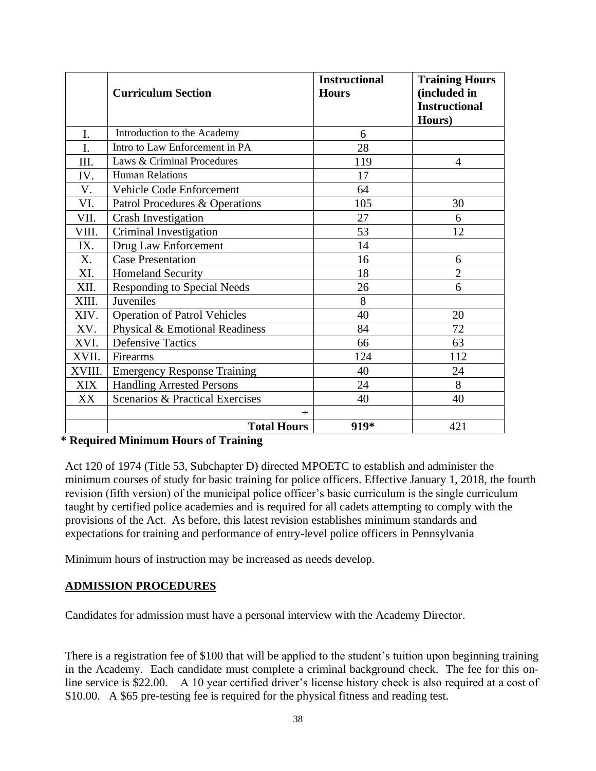| | Curriculum Section | Instructional Hours | Training Hours (included in Instructional Hours) |
|---|---|---|---|
| I. | Introduction to the Academy | 6 | |
| I. | Intro to Law Enforcement in PA | 28 | |
| III. | Laws & Criminal Procedures | 119 | 4 |
| IV. | Human Relations | 17 | |
| V. | Vehicle Code Enforcement | 64 | |
| VI. | Patrol Procedures & Operations | 105 | 30 |
| VII. | Crash Investigation | 27 | 6 |
| VIII. | Criminal Investigation | 53 | 12 |
| IX. | Drug Law Enforcement | 14 | |
| X. | Case Presentation | 16 | 6 |
| XI. | Homeland Security | 18 | 2 |
| XII. | Responding to Special Needs | 26 | 6 |
| XIII. | Juveniles | 8 | |
| XIV. | Operation of Patrol Vehicles | 40 | 20 |
| XV. | Physical & Emotional Readiness | 84 | 72 |
| XVI. | Defensive Tactics | 66 | 63 |
| XVII. | Firearms | 124 | 112 |
| XVIII. | Emergency Response Training | 40 | 24 |
| XIX | Handling Arrested Persons | 24 | 8 |
| XX | Scenarios & Practical Exercises | 40 | 40 |
| | + | | |
| | **Total Hours** | **919*** | 421 |

**\* Required Minimum Hours of Training**

Act 120 of 1974 (Title 53, Subchapter D) directed MPOETC to establish and administer the minimum courses of study for basic training for police officers. Effective January 1, 2018, the fourth revision (fifth version) of the municipal police officer's basic curriculum is the single curriculum taught by certified police academies and is required for all cadets attempting to comply with the provisions of the Act. As before, this latest revision establishes minimum standards and expectations for training and performance of entry-level police officers in Pennsylvania

Minimum hours of instruction may be increased as needs develop.

## ADMISSION PROCEDURES

Candidates for admission must have a personal interview with the Academy Director.

There is a registration fee of $100 that will be applied to the student's tuition upon beginning training in the Academy. Each candidate must complete a criminal background check. The fee for this on-line service is $22.00. A 10 year certified driver's license history check is also required at a cost of $10.00. A $65 pre-testing fee is required for the physical fitness and reading test.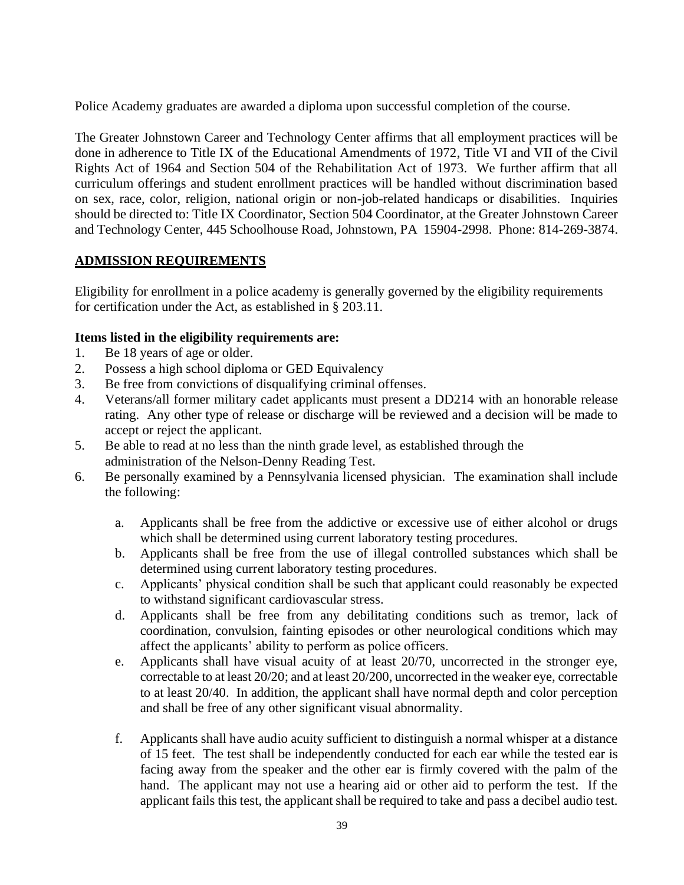Police Academy graduates are awarded a diploma upon successful completion of the course.

The Greater Johnstown Career and Technology Center affirms that all employment practices will be done in adherence to Title IX of the Educational Amendments of 1972, Title VI and VII of the Civil Rights Act of 1964 and Section 504 of the Rehabilitation Act of 1973. We further affirm that all curriculum offerings and student enrollment practices will be handled without discrimination based on sex, race, color, religion, national origin or non-job-related handicaps or disabilities. Inquiries should be directed to: Title IX Coordinator, Section 504 Coordinator, at the Greater Johnstown Career and Technology Center, 445 Schoolhouse Road, Johnstown, PA 15904-2998. Phone: 814-269-3874.

## ADMISSION REQUIREMENTS

Eligibility for enrollment in a police academy is generally governed by the eligibility requirements for certification under the Act, as established in § 203.11.

**Items listed in the eligibility requirements are:**

1. Be 18 years of age or older.
2. Possess a high school diploma or GED Equivalency
3. Be free from convictions of disqualifying criminal offenses.
4. Veterans/all former military cadet applicants must present a DD214 with an honorable release rating. Any other type of release or discharge will be reviewed and a decision will be made to accept or reject the applicant.
5. Be able to read at no less than the ninth grade level, as established through the administration of the Nelson-Denny Reading Test.
6. Be personally examined by a Pennsylvania licensed physician. The examination shall include the following:
   a. Applicants shall be free from the addictive or excessive use of either alcohol or drugs which shall be determined using current laboratory testing procedures.
   b. Applicants shall be free from the use of illegal controlled substances which shall be determined using current laboratory testing procedures.
   c. Applicants' physical condition shall be such that applicant could reasonably be expected to withstand significant cardiovascular stress.
   d. Applicants shall be free from any debilitating conditions such as tremor, lack of coordination, convulsion, fainting episodes or other neurological conditions which may affect the applicants' ability to perform as police officers.
   e. Applicants shall have visual acuity of at least 20/70, uncorrected in the stronger eye, correctable to at least 20/20; and at least 20/200, uncorrected in the weaker eye, correctable to at least 20/40. In addition, the applicant shall have normal depth and color perception and shall be free of any other significant visual abnormality.
   f. Applicants shall have audio acuity sufficient to distinguish a normal whisper at a distance of 15 feet. The test shall be independently conducted for each ear while the tested ear is facing away from the speaker and the other ear is firmly covered with the palm of the hand. The applicant may not use a hearing aid or other aid to perform the test. If the applicant fails this test, the applicant shall be required to take and pass a decibel audio test.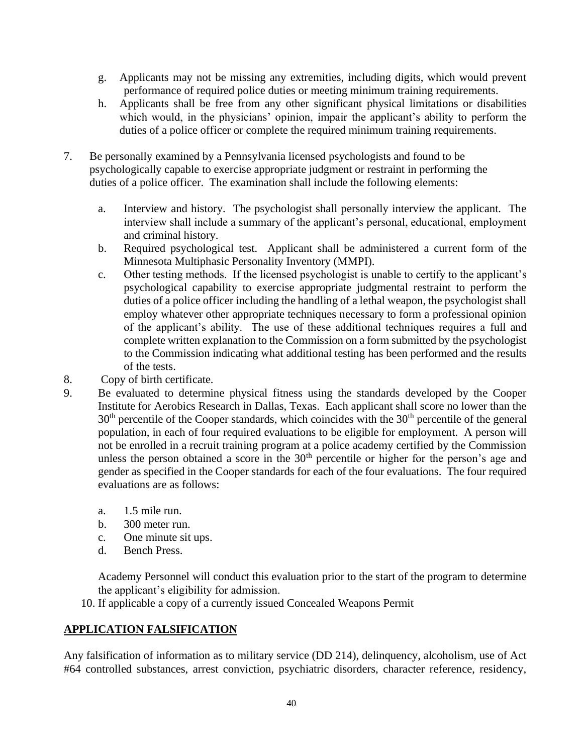g. Applicants may not be missing any extremities, including digits, which would prevent performance of required police duties or meeting minimum training requirements.
h. Applicants shall be free from any other significant physical limitations or disabilities which would, in the physicians' opinion, impair the applicant's ability to perform the duties of a police officer or complete the required minimum training requirements.

7. Be personally examined by a Pennsylvania licensed psychologists and found to be psychologically capable to exercise appropriate judgment or restraint in performing the duties of a police officer. The examination shall include the following elements:

   a. Interview and history. The psychologist shall personally interview the applicant. The interview shall include a summary of the applicant's personal, educational, employment and criminal history.
   b. Required psychological test. Applicant shall be administered a current form of the Minnesota Multiphasic Personality Inventory (MMPI).
   c. Other testing methods. If the licensed psychologist is unable to certify to the applicant's psychological capability to exercise appropriate judgmental restraint to perform the duties of a police officer including the handling of a lethal weapon, the psychologist shall employ whatever other appropriate techniques necessary to form a professional opinion of the applicant's ability. The use of these additional techniques requires a full and complete written explanation to the Commission on a form submitted by the psychologist to the Commission indicating what additional testing has been performed and the results of the tests.

8. Copy of birth certificate.
9. Be evaluated to determine physical fitness using the standards developed by the Cooper Institute for Aerobics Research in Dallas, Texas. Each applicant shall score no lower than the 30th percentile of the Cooper standards, which coincides with the 30th percentile of the general population, in each of four required evaluations to be eligible for employment. A person will not be enrolled in a recruit training program at a police academy certified by the Commission unless the person obtained a score in the 30th percentile or higher for the person's age and gender as specified in the Cooper standards for each of the four evaluations. The four required evaluations are as follows:

   a. 1.5 mile run.
   b. 300 meter run.
   c. One minute sit ups.
   d. Bench Press.

   Academy Personnel will conduct this evaluation prior to the start of the program to determine the applicant's eligibility for admission.

10. If applicable a copy of a currently issued Concealed Weapons Permit

## APPLICATION FALSIFICATION

Any falsification of information as to military service (DD 214), delinquency, alcoholism, use of Act #64 controlled substances, arrest conviction, psychiatric disorders, character reference, residency,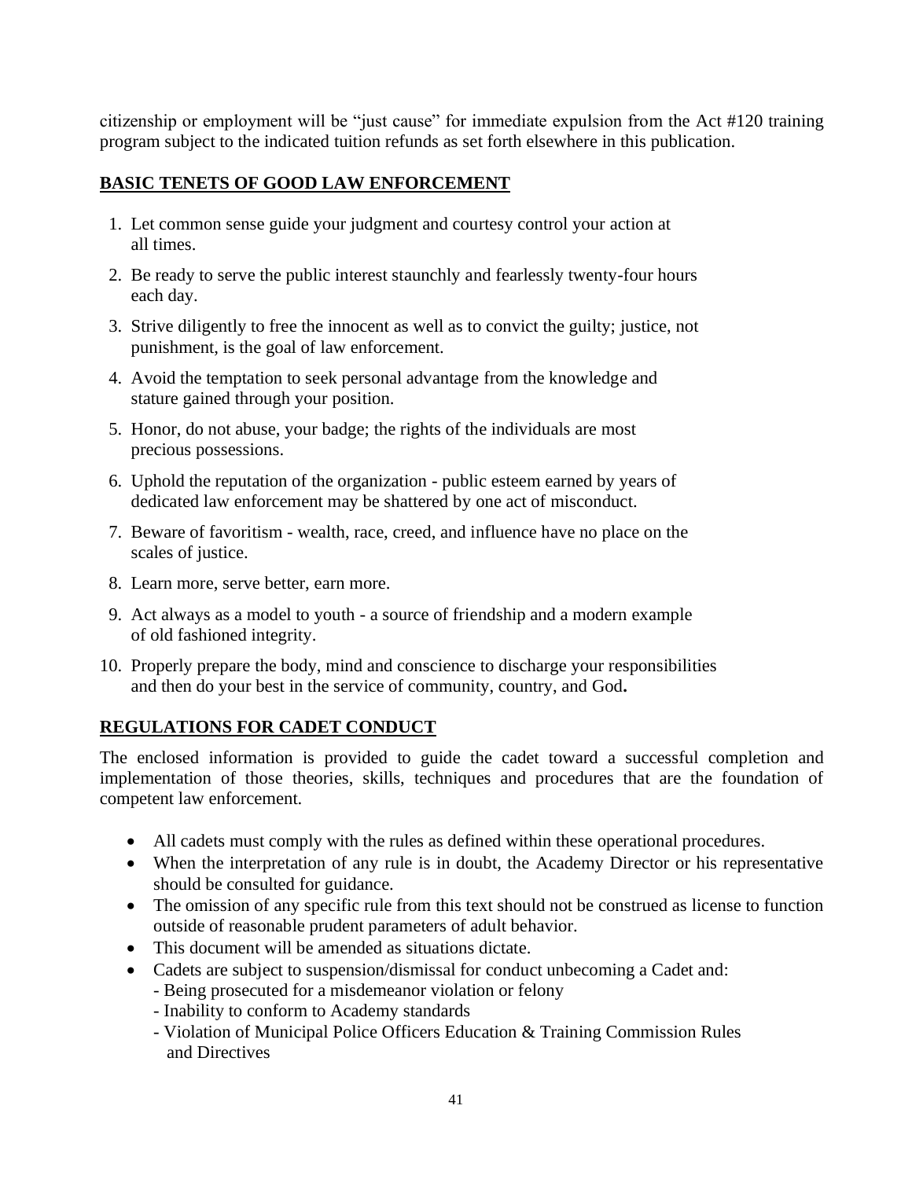citizenship or employment will be "just cause" for immediate expulsion from the Act #120 training program subject to the indicated tuition refunds as set forth elsewhere in this publication.

## BASIC TENETS OF GOOD LAW ENFORCEMENT

1. Let common sense guide your judgment and courtesy control your action at all times.
2. Be ready to serve the public interest staunchly and fearlessly twenty-four hours each day.
3. Strive diligently to free the innocent as well as to convict the guilty; justice, not punishment, is the goal of law enforcement.
4. Avoid the temptation to seek personal advantage from the knowledge and stature gained through your position.
5. Honor, do not abuse, your badge; the rights of the individuals are most precious possessions.
6. Uphold the reputation of the organization - public esteem earned by years of dedicated law enforcement may be shattered by one act of misconduct.
7. Beware of favoritism - wealth, race, creed, and influence have no place on the scales of justice.
8. Learn more, serve better, earn more.
9. Act always as a model to youth - a source of friendship and a modern example of old fashioned integrity.
10. Properly prepare the body, mind and conscience to discharge your responsibilities and then do your best in the service of community, country, and God**.**

## REGULATIONS FOR CADET CONDUCT

The enclosed information is provided to guide the cadet toward a successful completion and implementation of those theories, skills, techniques and procedures that are the foundation of competent law enforcement.

- All cadets must comply with the rules as defined within these operational procedures.
- When the interpretation of any rule is in doubt, the Academy Director or his representative should be consulted for guidance.
- The omission of any specific rule from this text should not be construed as license to function outside of reasonable prudent parameters of adult behavior.
- This document will be amended as situations dictate.
- Cadets are subject to suspension/dismissal for conduct unbecoming a Cadet and:
  - Being prosecuted for a misdemeanor violation or felony
  - Inability to conform to Academy standards
  - Violation of Municipal Police Officers Education & Training Commission Rules and Directives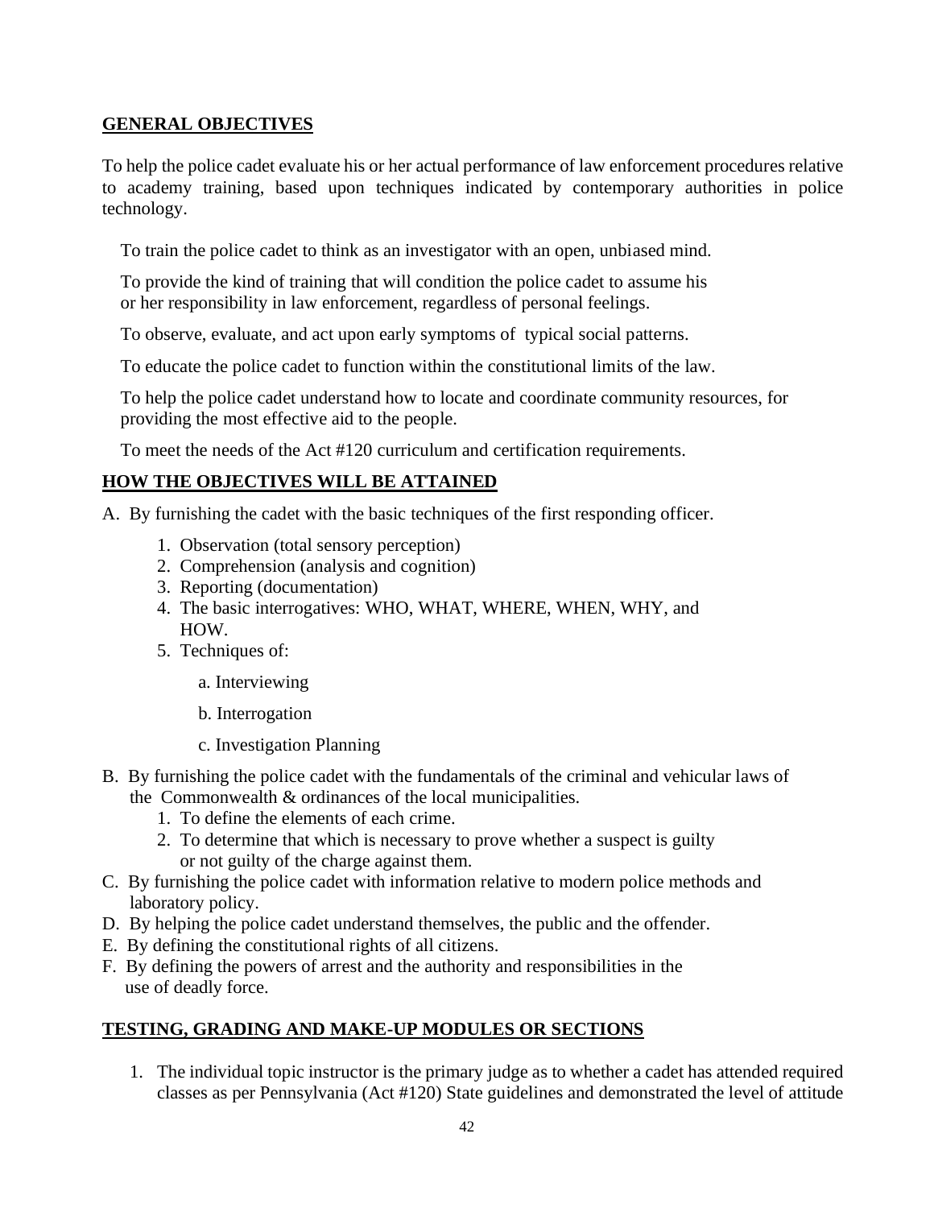## GENERAL OBJECTIVES

To help the police cadet evaluate his or her actual performance of law enforcement procedures relative to academy training, based upon techniques indicated by contemporary authorities in police technology.

To train the police cadet to think as an investigator with an open, unbiased mind.

To provide the kind of training that will condition the police cadet to assume his or her responsibility in law enforcement, regardless of personal feelings.

To observe, evaluate, and act upon early symptoms of typical social patterns.

To educate the police cadet to function within the constitutional limits of the law.

To help the police cadet understand how to locate and coordinate community resources, for providing the most effective aid to the people.

To meet the needs of the Act #120 curriculum and certification requirements.

## HOW THE OBJECTIVES WILL BE ATTAINED

A. By furnishing the cadet with the basic techniques of the first responding officer.
   1. Observation (total sensory perception)
   2. Comprehension (analysis and cognition)
   3. Reporting (documentation)
   4. The basic interrogatives: WHO, WHAT, WHERE, WHEN, WHY, and HOW.
   5. Techniques of:
      a. Interviewing
      b. Interrogation
      c. Investigation Planning
B. By furnishing the police cadet with the fundamentals of the criminal and vehicular laws of the Commonwealth & ordinances of the local municipalities.
   1. To define the elements of each crime.
   2. To determine that which is necessary to prove whether a suspect is guilty or not guilty of the charge against them.
C. By furnishing the police cadet with information relative to modern police methods and laboratory policy.
D. By helping the police cadet understand themselves, the public and the offender.
E. By defining the constitutional rights of all citizens.
F. By defining the powers of arrest and the authority and responsibilities in the use of deadly force.

## TESTING, GRADING AND MAKE-UP MODULES OR SECTIONS

1. The individual topic instructor is the primary judge as to whether a cadet has attended required classes as per Pennsylvania (Act #120) State guidelines and demonstrated the level of attitude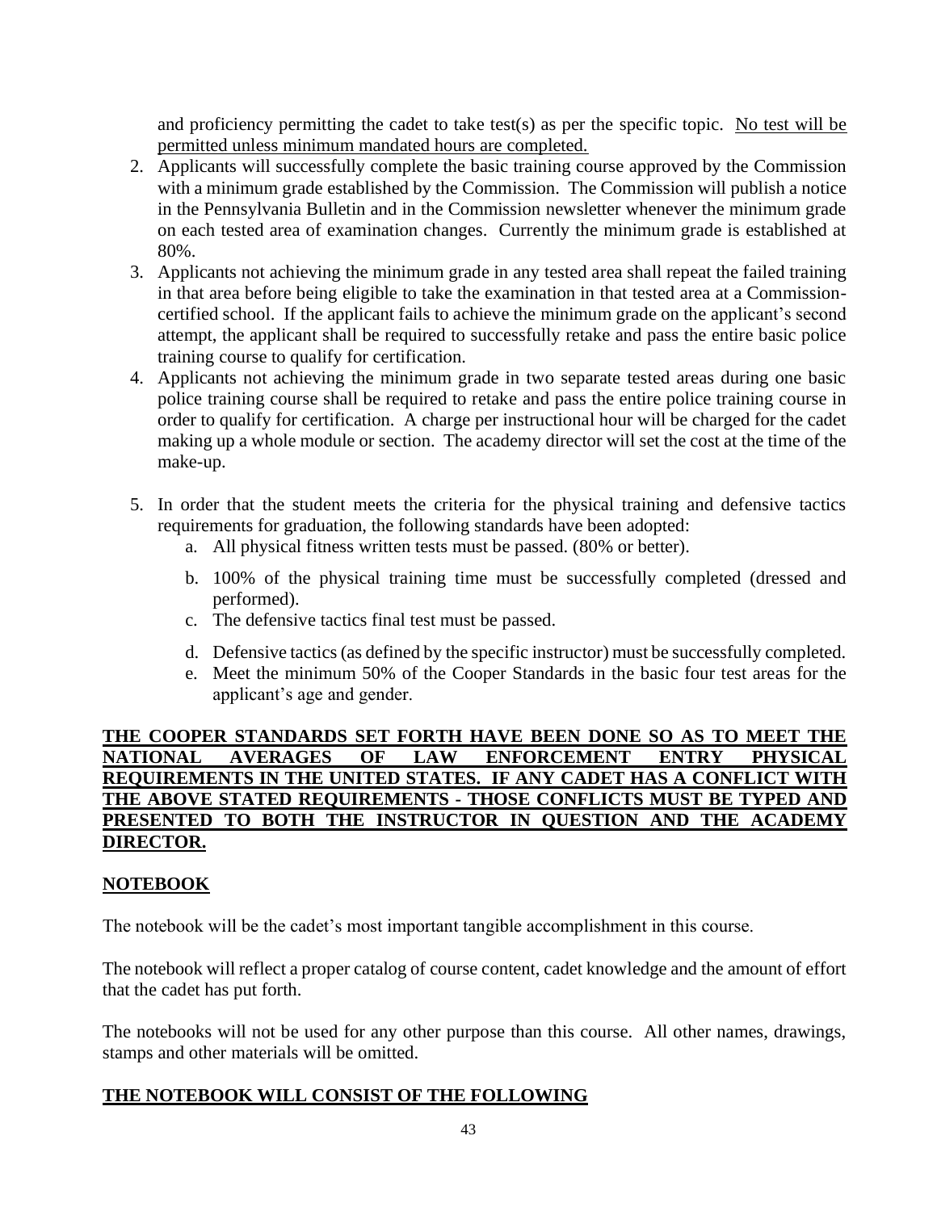and proficiency permitting the cadet to take test(s) as per the specific topic. No test will be permitted unless minimum mandated hours are completed.

2. Applicants will successfully complete the basic training course approved by the Commission with a minimum grade established by the Commission. The Commission will publish a notice in the Pennsylvania Bulletin and in the Commission newsletter whenever the minimum grade on each tested area of examination changes. Currently the minimum grade is established at 80%.
3. Applicants not achieving the minimum grade in any tested area shall repeat the failed training in that area before being eligible to take the examination in that tested area at a Commission-certified school. If the applicant fails to achieve the minimum grade on the applicant's second attempt, the applicant shall be required to successfully retake and pass the entire basic police training course to qualify for certification.
4. Applicants not achieving the minimum grade in two separate tested areas during one basic police training course shall be required to retake and pass the entire police training course in order to qualify for certification. A charge per instructional hour will be charged for the cadet making up a whole module or section. The academy director will set the cost at the time of the make-up.
5. In order that the student meets the criteria for the physical training and defensive tactics requirements for graduation, the following standards have been adopted:
   a. All physical fitness written tests must be passed. (80% or better).
   b. 100% of the physical training time must be successfully completed (dressed and performed).
   c. The defensive tactics final test must be passed.
   d. Defensive tactics (as defined by the specific instructor) must be successfully completed.
   e. Meet the minimum 50% of the Cooper Standards in the basic four test areas for the applicant's age and gender.

**THE COOPER STANDARDS SET FORTH HAVE BEEN DONE SO AS TO MEET THE NATIONAL AVERAGES OF LAW ENFORCEMENT ENTRY PHYSICAL REQUIREMENTS IN THE UNITED STATES. IF ANY CADET HAS A CONFLICT WITH THE ABOVE STATED REQUIREMENTS - THOSE CONFLICTS MUST BE TYPED AND PRESENTED TO BOTH THE INSTRUCTOR IN QUESTION AND THE ACADEMY DIRECTOR.**

## NOTEBOOK

The notebook will be the cadet's most important tangible accomplishment in this course.

The notebook will reflect a proper catalog of course content, cadet knowledge and the amount of effort that the cadet has put forth.

The notebooks will not be used for any other purpose than this course. All other names, drawings, stamps and other materials will be omitted.

## THE NOTEBOOK WILL CONSIST OF THE FOLLOWING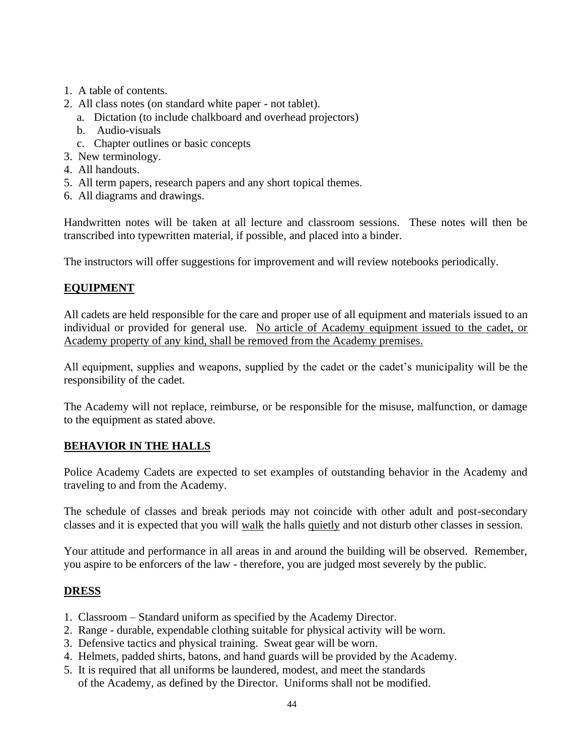1. A table of contents.
2. All class notes (on standard white paper - not tablet).
   a. Dictation (to include chalkboard and overhead projectors)
   b. Audio-visuals
   c. Chapter outlines or basic concepts
3. New terminology.
4. All handouts.
5. All term papers, research papers and any short topical themes.
6. All diagrams and drawings.

Handwritten notes will be taken at all lecture and classroom sessions. These notes will then be transcribed into typewritten material, if possible, and placed into a binder.

The instructors will offer suggestions for improvement and will review notebooks periodically.

## EQUIPMENT

All cadets are held responsible for the care and proper use of all equipment and materials issued to an individual or provided for general use. <u>No article of Academy equipment issued to the cadet, or Academy property of any kind, shall be removed from the Academy premises.</u>

All equipment, supplies and weapons, supplied by the cadet or the cadet's municipality will be the responsibility of the cadet.

The Academy will not replace, reimburse, or be responsible for the misuse, malfunction, or damage to the equipment as stated above.

## BEHAVIOR IN THE HALLS

Police Academy Cadets are expected to set examples of outstanding behavior in the Academy and traveling to and from the Academy.

The schedule of classes and break periods may not coincide with other adult and post-secondary classes and it is expected that you will <u>walk</u> the halls <u>quietly</u> and not disturb other classes in session.

Your attitude and performance in all areas in and around the building will be observed. Remember, you aspire to be enforcers of the law - therefore, you are judged most severely by the public.

## DRESS

1. Classroom – Standard uniform as specified by the Academy Director.
2. Range - durable, expendable clothing suitable for physical activity will be worn.
3. Defensive tactics and physical training. Sweat gear will be worn.
4. Helmets, padded shirts, batons, and hand guards will be provided by the Academy.
5. It is required that all uniforms be laundered, modest, and meet the standards of the Academy, as defined by the Director. Uniforms shall not be modified.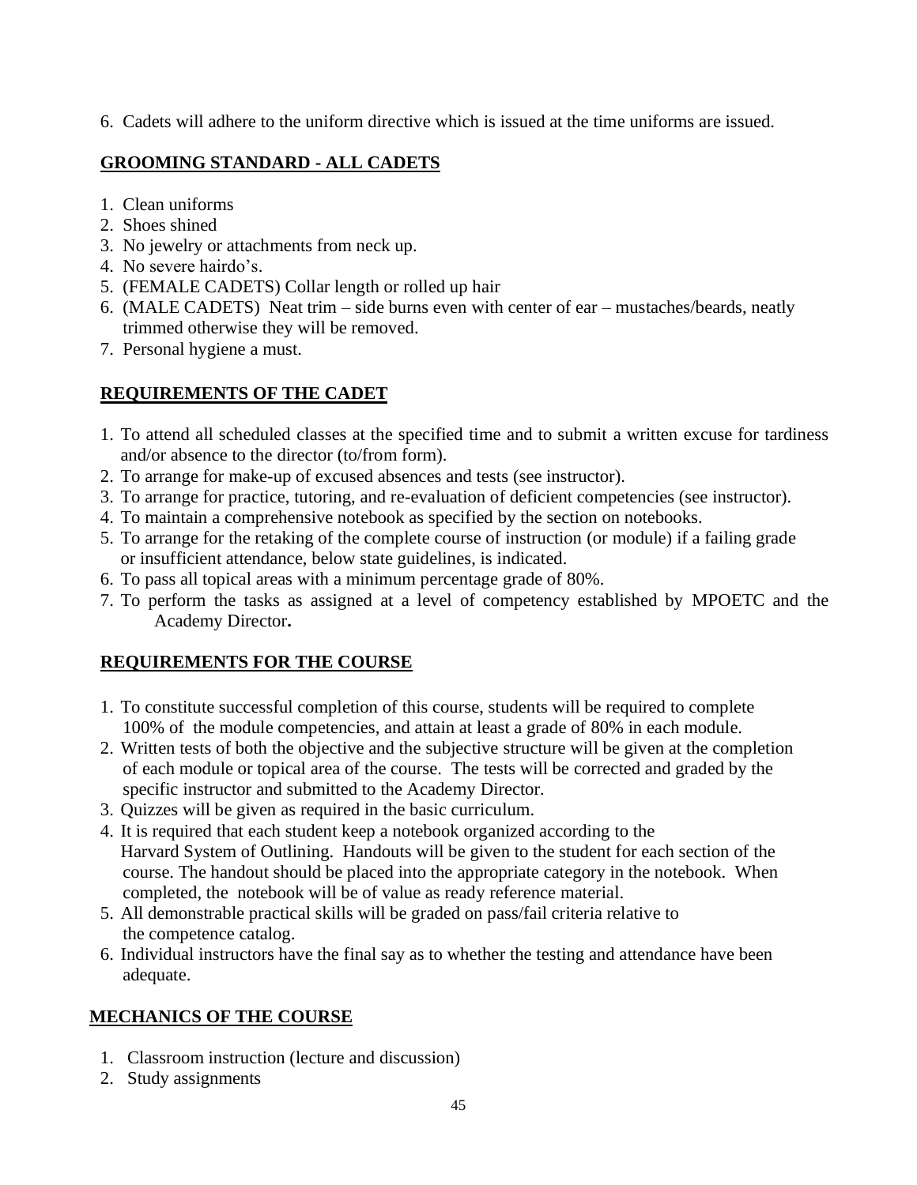6. Cadets will adhere to the uniform directive which is issued at the time uniforms are issued.

## GROOMING STANDARD - ALL CADETS

1. Clean uniforms
2. Shoes shined
3. No jewelry or attachments from neck up.
4. No severe hairdo's.
5. (FEMALE CADETS) Collar length or rolled up hair
6. (MALE CADETS) Neat trim – side burns even with center of ear – mustaches/beards, neatly trimmed otherwise they will be removed.
7. Personal hygiene a must.

## REQUIREMENTS OF THE CADET

1. To attend all scheduled classes at the specified time and to submit a written excuse for tardiness and/or absence to the director (to/from form).
2. To arrange for make-up of excused absences and tests (see instructor).
3. To arrange for practice, tutoring, and re-evaluation of deficient competencies (see instructor).
4. To maintain a comprehensive notebook as specified by the section on notebooks.
5. To arrange for the retaking of the complete course of instruction (or module) if a failing grade or insufficient attendance, below state guidelines, is indicated.
6. To pass all topical areas with a minimum percentage grade of 80%.
7. To perform the tasks as assigned at a level of competency established by MPOETC and the Academy Director**.**

## REQUIREMENTS FOR THE COURSE

1. To constitute successful completion of this course, students will be required to complete 100% of the module competencies, and attain at least a grade of 80% in each module.
2. Written tests of both the objective and the subjective structure will be given at the completion of each module or topical area of the course. The tests will be corrected and graded by the specific instructor and submitted to the Academy Director.
3. Quizzes will be given as required in the basic curriculum.
4. It is required that each student keep a notebook organized according to the Harvard System of Outlining. Handouts will be given to the student for each section of the course. The handout should be placed into the appropriate category in the notebook. When completed, the notebook will be of value as ready reference material.
5. All demonstrable practical skills will be graded on pass/fail criteria relative to the competence catalog.
6. Individual instructors have the final say as to whether the testing and attendance have been adequate.

## MECHANICS OF THE COURSE

1. Classroom instruction (lecture and discussion)
2. Study assignments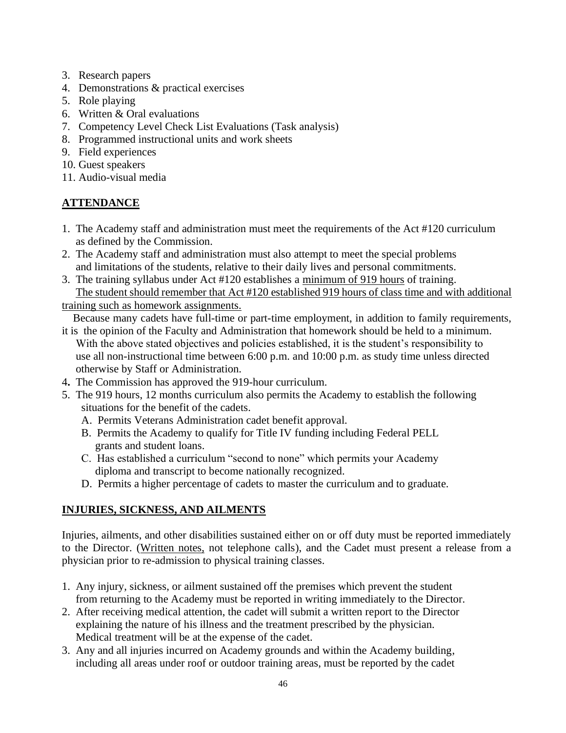3. Research papers
4. Demonstrations & practical exercises
5. Role playing
6. Written & Oral evaluations
7. Competency Level Check List Evaluations (Task analysis)
8. Programmed instructional units and work sheets
9. Field experiences
10. Guest speakers
11. Audio-visual media

## ATTENDANCE

1. The Academy staff and administration must meet the requirements of the Act #120 curriculum as defined by the Commission.
2. The Academy staff and administration must also attempt to meet the special problems and limitations of the students, relative to their daily lives and personal commitments.
3. The training syllabus under Act #120 establishes a minimum of 919 hours of training. The student should remember that Act #120 established 919 hours of class time and with additional training such as homework assignments.

   Because many cadets have full-time or part-time employment, in addition to family requirements, it is the opinion of the Faculty and Administration that homework should be held to a minimum. With the above stated objectives and policies established, it is the student's responsibility to use all non-instructional time between 6:00 p.m. and 10:00 p.m. as study time unless directed otherwise by Staff or Administration.
4. The Commission has approved the 919-hour curriculum.
5. The 919 hours, 12 months curriculum also permits the Academy to establish the following situations for the benefit of the cadets.
   - A. Permits Veterans Administration cadet benefit approval.
   - B. Permits the Academy to qualify for Title IV funding including Federal PELL grants and student loans.
   - C. Has established a curriculum "second to none" which permits your Academy diploma and transcript to become nationally recognized.
   - D. Permits a higher percentage of cadets to master the curriculum and to graduate.

## INJURIES, SICKNESS, AND AILMENTS

Injuries, ailments, and other disabilities sustained either on or off duty must be reported immediately to the Director. (Written notes, not telephone calls), and the Cadet must present a release from a physician prior to re-admission to physical training classes.

1. Any injury, sickness, or ailment sustained off the premises which prevent the student from returning to the Academy must be reported in writing immediately to the Director.
2. After receiving medical attention, the cadet will submit a written report to the Director explaining the nature of his illness and the treatment prescribed by the physician. Medical treatment will be at the expense of the cadet.
3. Any and all injuries incurred on Academy grounds and within the Academy building, including all areas under roof or outdoor training areas, must be reported by the cadet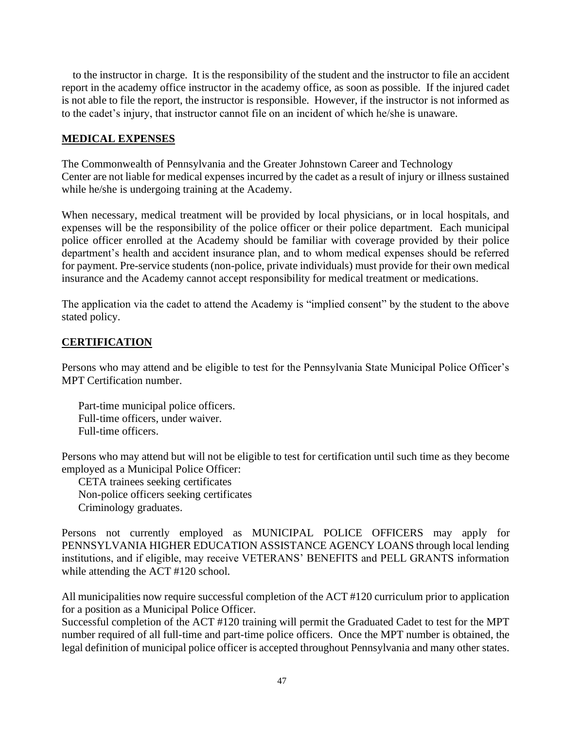to the instructor in charge. It is the responsibility of the student and the instructor to file an accident report in the academy office instructor in the academy office, as soon as possible. If the injured cadet is not able to file the report, the instructor is responsible. However, if the instructor is not informed as to the cadet's injury, that instructor cannot file on an incident of which he/she is unaware.

## MEDICAL EXPENSES

The Commonwealth of Pennsylvania and the Greater Johnstown Career and Technology Center are not liable for medical expenses incurred by the cadet as a result of injury or illness sustained while he/she is undergoing training at the Academy.

When necessary, medical treatment will be provided by local physicians, or in local hospitals, and expenses will be the responsibility of the police officer or their police department. Each municipal police officer enrolled at the Academy should be familiar with coverage provided by their police department's health and accident insurance plan, and to whom medical expenses should be referred for payment. Pre-service students (non-police, private individuals) must provide for their own medical insurance and the Academy cannot accept responsibility for medical treatment or medications.

The application via the cadet to attend the Academy is "implied consent" by the student to the above stated policy.

## CERTIFICATION

Persons who may attend and be eligible to test for the Pennsylvania State Municipal Police Officer's MPT Certification number.

- Part-time municipal police officers.
- Full-time officers, under waiver.
- Full-time officers.

Persons who may attend but will not be eligible to test for certification until such time as they become employed as a Municipal Police Officer:

- CETA trainees seeking certificates
- Non-police officers seeking certificates
- Criminology graduates.

Persons not currently employed as MUNICIPAL POLICE OFFICERS may apply for PENNSYLVANIA HIGHER EDUCATION ASSISTANCE AGENCY LOANS through local lending institutions, and if eligible, may receive VETERANS' BENEFITS and PELL GRANTS information while attending the ACT #120 school.

All municipalities now require successful completion of the ACT #120 curriculum prior to application for a position as a Municipal Police Officer.

Successful completion of the ACT #120 training will permit the Graduated Cadet to test for the MPT number required of all full-time and part-time police officers. Once the MPT number is obtained, the legal definition of municipal police officer is accepted throughout Pennsylvania and many other states.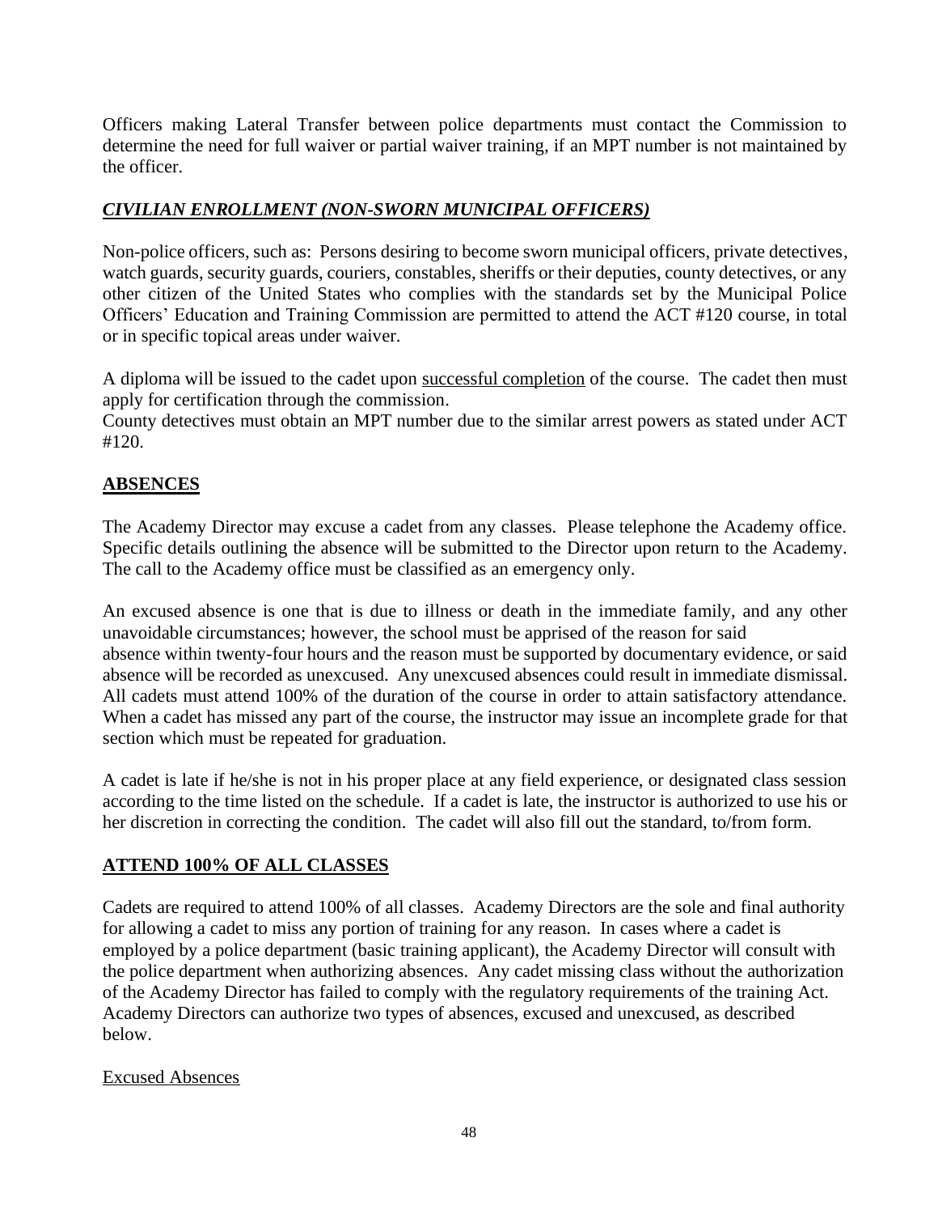Officers making Lateral Transfer between police departments must contact the Commission to determine the need for full waiver or partial waiver training, if an MPT number is not maintained by the officer.

## ***CIVILIAN ENROLLMENT (NON-SWORN MUNICIPAL OFFICERS)***

Non-police officers, such as: Persons desiring to become sworn municipal officers, private detectives, watch guards, security guards, couriers, constables, sheriffs or their deputies, county detectives, or any other citizen of the United States who complies with the standards set by the Municipal Police Officers' Education and Training Commission are permitted to attend the ACT #120 course, in total or in specific topical areas under waiver.

A diploma will be issued to the cadet upon successful completion of the course. The cadet then must apply for certification through the commission.
County detectives must obtain an MPT number due to the similar arrest powers as stated under ACT #120.

## **ABSENCES**

The Academy Director may excuse a cadet from any classes. Please telephone the Academy office. Specific details outlining the absence will be submitted to the Director upon return to the Academy. The call to the Academy office must be classified as an emergency only.

An excused absence is one that is due to illness or death in the immediate family, and any other unavoidable circumstances; however, the school must be apprised of the reason for said absence within twenty-four hours and the reason must be supported by documentary evidence, or said absence will be recorded as unexcused. Any unexcused absences could result in immediate dismissal. All cadets must attend 100% of the duration of the course in order to attain satisfactory attendance. When a cadet has missed any part of the course, the instructor may issue an incomplete grade for that section which must be repeated for graduation.

A cadet is late if he/she is not in his proper place at any field experience, or designated class session according to the time listed on the schedule. If a cadet is late, the instructor is authorized to use his or her discretion in correcting the condition. The cadet will also fill out the standard, to/from form.

## **ATTEND 100% OF ALL CLASSES**

Cadets are required to attend 100% of all classes. Academy Directors are the sole and final authority for allowing a cadet to miss any portion of training for any reason. In cases where a cadet is employed by a police department (basic training applicant), the Academy Director will consult with the police department when authorizing absences. Any cadet missing class without the authorization of the Academy Director has failed to comply with the regulatory requirements of the training Act. Academy Directors can authorize two types of absences, excused and unexcused, as described below.

Excused Absences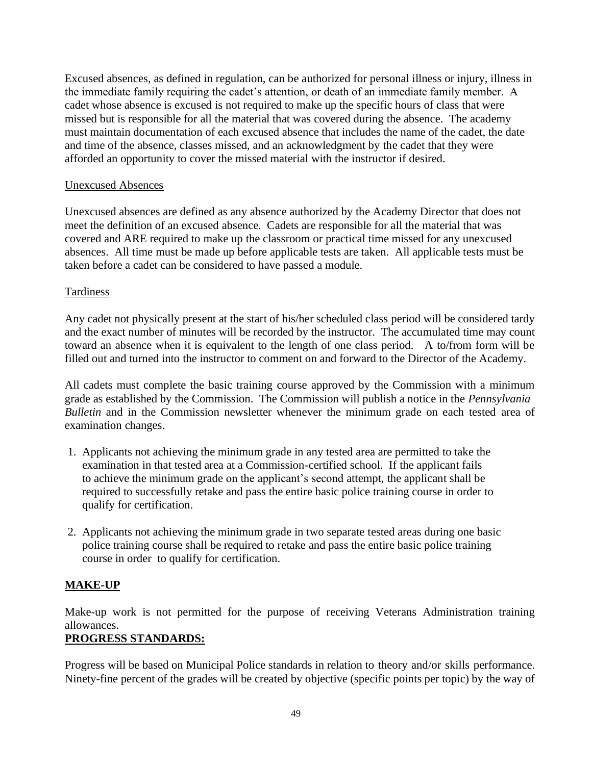Excused absences, as defined in regulation, can be authorized for personal illness or injury, illness in the immediate family requiring the cadet's attention, or death of an immediate family member. A cadet whose absence is excused is not required to make up the specific hours of class that were missed but is responsible for all the material that was covered during the absence. The academy must maintain documentation of each excused absence that includes the name of the cadet, the date and time of the absence, classes missed, and an acknowledgment by the cadet that they were afforded an opportunity to cover the missed material with the instructor if desired.

Unexcused Absences

Unexcused absences are defined as any absence authorized by the Academy Director that does not meet the definition of an excused absence. Cadets are responsible for all the material that was covered and ARE required to make up the classroom or practical time missed for any unexcused absences. All time must be made up before applicable tests are taken. All applicable tests must be taken before a cadet can be considered to have passed a module.

Tardiness

Any cadet not physically present at the start of his/her scheduled class period will be considered tardy and the exact number of minutes will be recorded by the instructor. The accumulated time may count toward an absence when it is equivalent to the length of one class period. A to/from form will be filled out and turned into the instructor to comment on and forward to the Director of the Academy.

All cadets must complete the basic training course approved by the Commission with a minimum grade as established by the Commission. The Commission will publish a notice in the *Pennsylvania Bulletin* and in the Commission newsletter whenever the minimum grade on each tested area of examination changes.

1. Applicants not achieving the minimum grade in any tested area are permitted to take the examination in that tested area at a Commission-certified school. If the applicant fails to achieve the minimum grade on the applicant's second attempt, the applicant shall be required to successfully retake and pass the entire basic police training course in order to qualify for certification.

2. Applicants not achieving the minimum grade in two separate tested areas during one basic police training course shall be required to retake and pass the entire basic police training course in order to qualify for certification.

**MAKE-UP**

Make-up work is not permitted for the purpose of receiving Veterans Administration training allowances.

**PROGRESS STANDARDS:**

Progress will be based on Municipal Police standards in relation to theory and/or skills performance. Ninety-fine percent of the grades will be created by objective (specific points per topic) by the way of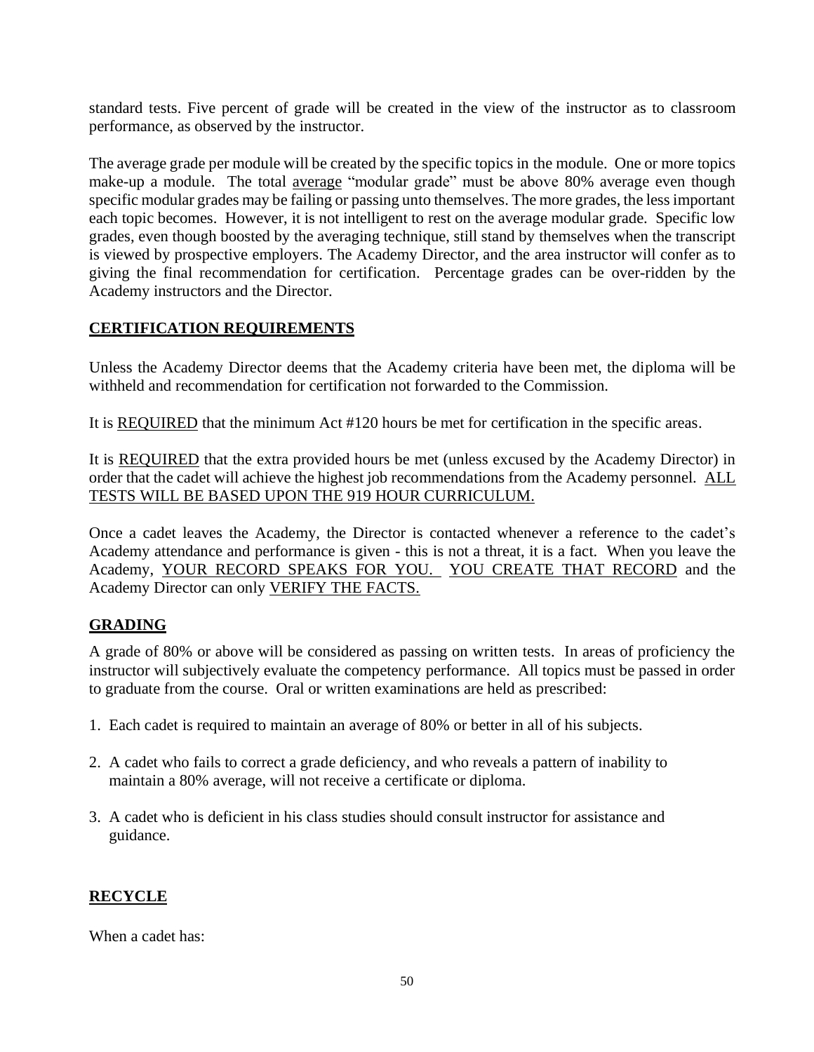standard tests. Five percent of grade will be created in the view of the instructor as to classroom performance, as observed by the instructor.

The average grade per module will be created by the specific topics in the module. One or more topics make-up a module. The total average "modular grade" must be above 80% average even though specific modular grades may be failing or passing unto themselves. The more grades, the less important each topic becomes. However, it is not intelligent to rest on the average modular grade. Specific low grades, even though boosted by the averaging technique, still stand by themselves when the transcript is viewed by prospective employers. The Academy Director, and the area instructor will confer as to giving the final recommendation for certification. Percentage grades can be over-ridden by the Academy instructors and the Director.

## CERTIFICATION REQUIREMENTS

Unless the Academy Director deems that the Academy criteria have been met, the diploma will be withheld and recommendation for certification not forwarded to the Commission.

It is REQUIRED that the minimum Act #120 hours be met for certification in the specific areas.

It is REQUIRED that the extra provided hours be met (unless excused by the Academy Director) in order that the cadet will achieve the highest job recommendations from the Academy personnel. ALL TESTS WILL BE BASED UPON THE 919 HOUR CURRICULUM.

Once a cadet leaves the Academy, the Director is contacted whenever a reference to the cadet's Academy attendance and performance is given - this is not a threat, it is a fact. When you leave the Academy, YOUR RECORD SPEAKS FOR YOU. YOU CREATE THAT RECORD and the Academy Director can only VERIFY THE FACTS.

## GRADING

A grade of 80% or above will be considered as passing on written tests. In areas of proficiency the instructor will subjectively evaluate the competency performance. All topics must be passed in order to graduate from the course. Oral or written examinations are held as prescribed:

1. Each cadet is required to maintain an average of 80% or better in all of his subjects.
2. A cadet who fails to correct a grade deficiency, and who reveals a pattern of inability to maintain a 80% average, will not receive a certificate or diploma.
3. A cadet who is deficient in his class studies should consult instructor for assistance and guidance.

## RECYCLE

When a cadet has: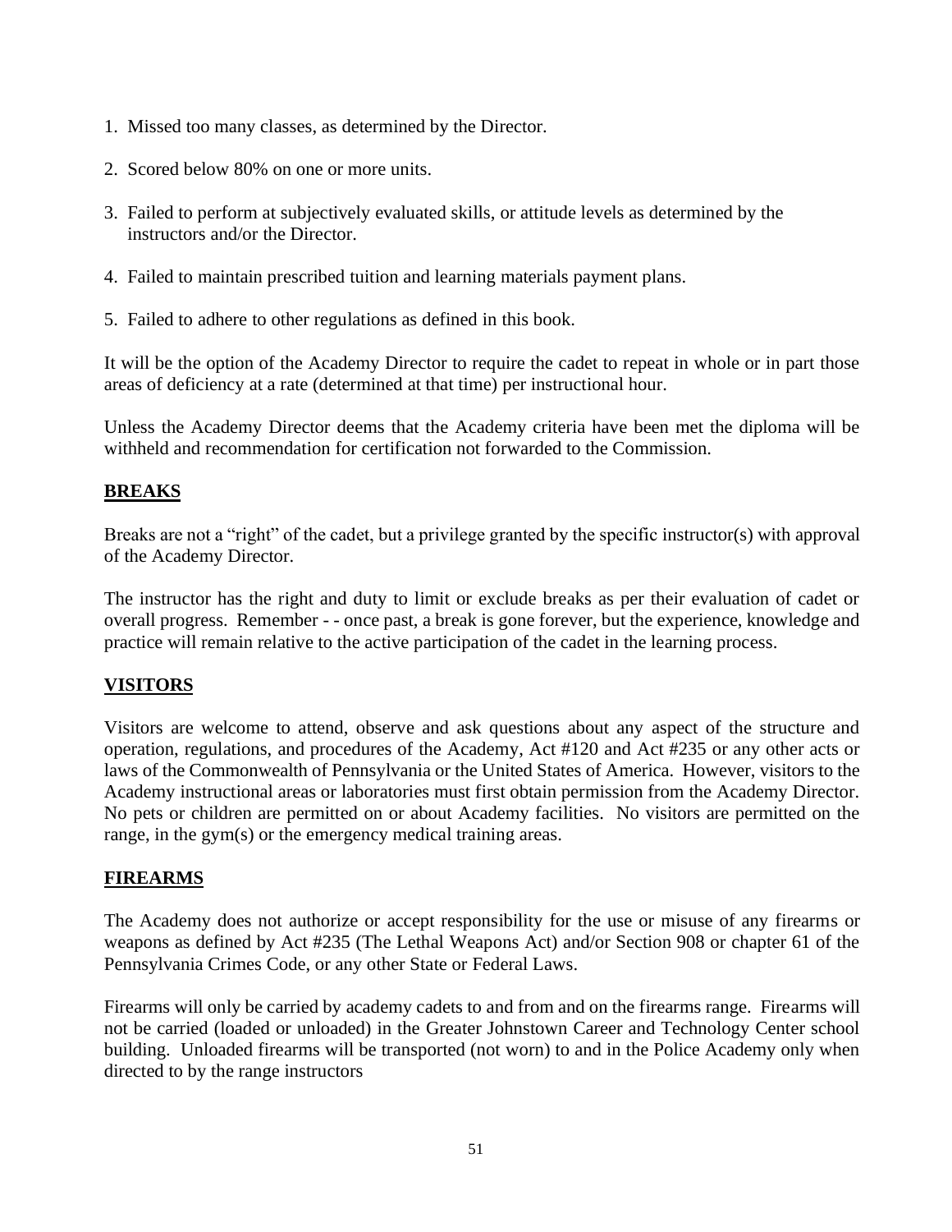1. Missed too many classes, as determined by the Director.
2. Scored below 80% on one or more units.
3. Failed to perform at subjectively evaluated skills, or attitude levels as determined by the instructors and/or the Director.
4. Failed to maintain prescribed tuition and learning materials payment plans.
5. Failed to adhere to other regulations as defined in this book.

It will be the option of the Academy Director to require the cadet to repeat in whole or in part those areas of deficiency at a rate (determined at that time) per instructional hour.

Unless the Academy Director deems that the Academy criteria have been met the diploma will be withheld and recommendation for certification not forwarded to the Commission.

## BREAKS

Breaks are not a "right" of the cadet, but a privilege granted by the specific instructor(s) with approval of the Academy Director.

The instructor has the right and duty to limit or exclude breaks as per their evaluation of cadet or overall progress. Remember - - once past, a break is gone forever, but the experience, knowledge and practice will remain relative to the active participation of the cadet in the learning process.

## VISITORS

Visitors are welcome to attend, observe and ask questions about any aspect of the structure and operation, regulations, and procedures of the Academy, Act #120 and Act #235 or any other acts or laws of the Commonwealth of Pennsylvania or the United States of America. However, visitors to the Academy instructional areas or laboratories must first obtain permission from the Academy Director. No pets or children are permitted on or about Academy facilities. No visitors are permitted on the range, in the gym(s) or the emergency medical training areas.

## FIREARMS

The Academy does not authorize or accept responsibility for the use or misuse of any firearms or weapons as defined by Act #235 (The Lethal Weapons Act) and/or Section 908 or chapter 61 of the Pennsylvania Crimes Code, or any other State or Federal Laws.

Firearms will only be carried by academy cadets to and from and on the firearms range. Firearms will not be carried (loaded or unloaded) in the Greater Johnstown Career and Technology Center school building. Unloaded firearms will be transported (not worn) to and in the Police Academy only when directed to by the range instructors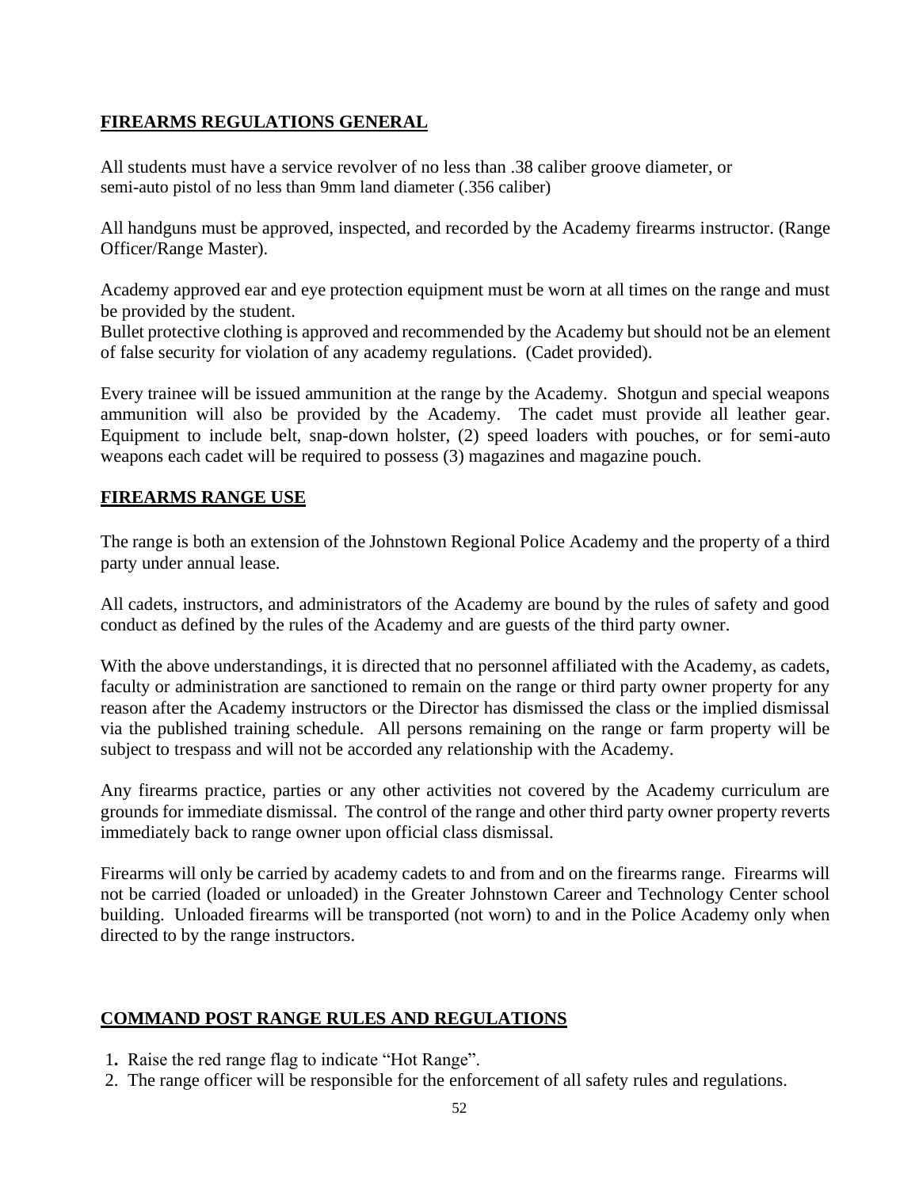## FIREARMS REGULATIONS GENERAL

All students must have a service revolver of no less than .38 caliber groove diameter, or semi-auto pistol of no less than 9mm land diameter (.356 caliber)

All handguns must be approved, inspected, and recorded by the Academy firearms instructor. (Range Officer/Range Master).

Academy approved ear and eye protection equipment must be worn at all times on the range and must be provided by the student.
Bullet protective clothing is approved and recommended by the Academy but should not be an element of false security for violation of any academy regulations. (Cadet provided).

Every trainee will be issued ammunition at the range by the Academy. Shotgun and special weapons ammunition will also be provided by the Academy. The cadet must provide all leather gear. Equipment to include belt, snap-down holster, (2) speed loaders with pouches, or for semi-auto weapons each cadet will be required to possess (3) magazines and magazine pouch.

## FIREARMS RANGE USE

The range is both an extension of the Johnstown Regional Police Academy and the property of a third party under annual lease.

All cadets, instructors, and administrators of the Academy are bound by the rules of safety and good conduct as defined by the rules of the Academy and are guests of the third party owner.

With the above understandings, it is directed that no personnel affiliated with the Academy, as cadets, faculty or administration are sanctioned to remain on the range or third party owner property for any reason after the Academy instructors or the Director has dismissed the class or the implied dismissal via the published training schedule. All persons remaining on the range or farm property will be subject to trespass and will not be accorded any relationship with the Academy.

Any firearms practice, parties or any other activities not covered by the Academy curriculum are grounds for immediate dismissal. The control of the range and other third party owner property reverts immediately back to range owner upon official class dismissal.

Firearms will only be carried by academy cadets to and from and on the firearms range. Firearms will not be carried (loaded or unloaded) in the Greater Johnstown Career and Technology Center school building. Unloaded firearms will be transported (not worn) to and in the Police Academy only when directed to by the range instructors.

## COMMAND POST RANGE RULES AND REGULATIONS

1. Raise the red range flag to indicate "Hot Range".
2. The range officer will be responsible for the enforcement of all safety rules and regulations.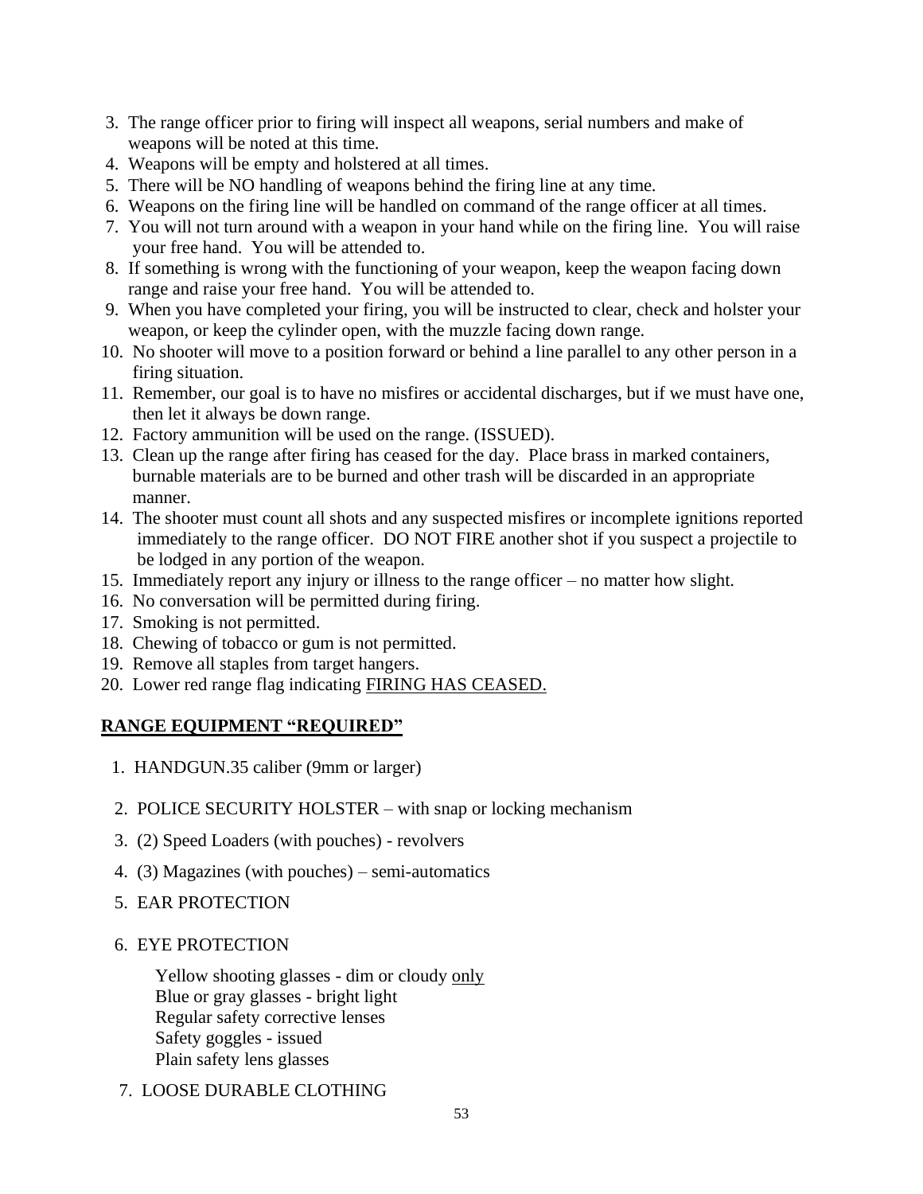3. The range officer prior to firing will inspect all weapons, serial numbers and make of weapons will be noted at this time.
4. Weapons will be empty and holstered at all times.
5. There will be NO handling of weapons behind the firing line at any time.
6. Weapons on the firing line will be handled on command of the range officer at all times.
7. You will not turn around with a weapon in your hand while on the firing line. You will raise your free hand. You will be attended to.
8. If something is wrong with the functioning of your weapon, keep the weapon facing down range and raise your free hand. You will be attended to.
9. When you have completed your firing, you will be instructed to clear, check and holster your weapon, or keep the cylinder open, with the muzzle facing down range.
10. No shooter will move to a position forward or behind a line parallel to any other person in a firing situation.
11. Remember, our goal is to have no misfires or accidental discharges, but if we must have one, then let it always be down range.
12. Factory ammunition will be used on the range. (ISSUED).
13. Clean up the range after firing has ceased for the day. Place brass in marked containers, burnable materials are to be burned and other trash will be discarded in an appropriate manner.
14. The shooter must count all shots and any suspected misfires or incomplete ignitions reported immediately to the range officer. DO NOT FIRE another shot if you suspect a projectile to be lodged in any portion of the weapon.
15. Immediately report any injury or illness to the range officer – no matter how slight.
16. No conversation will be permitted during firing.
17. Smoking is not permitted.
18. Chewing of tobacco or gum is not permitted.
19. Remove all staples from target hangers.
20. Lower red range flag indicating <u>FIRING HAS CEASED.</u>

## <u>RANGE EQUIPMENT "REQUIRED"</u>

1. HANDGUN.35 caliber (9mm or larger)
2. POLICE SECURITY HOLSTER – with snap or locking mechanism
3. (2) Speed Loaders (with pouches) - revolvers
4. (3) Magazines (with pouches) – semi-automatics
5. EAR PROTECTION
6. EYE PROTECTION

   Yellow shooting glasses - dim or cloudy <u>only</u>
   Blue or gray glasses - bright light
   Regular safety corrective lenses
   Safety goggles - issued
   Plain safety lens glasses

7. LOOSE DURABLE CLOTHING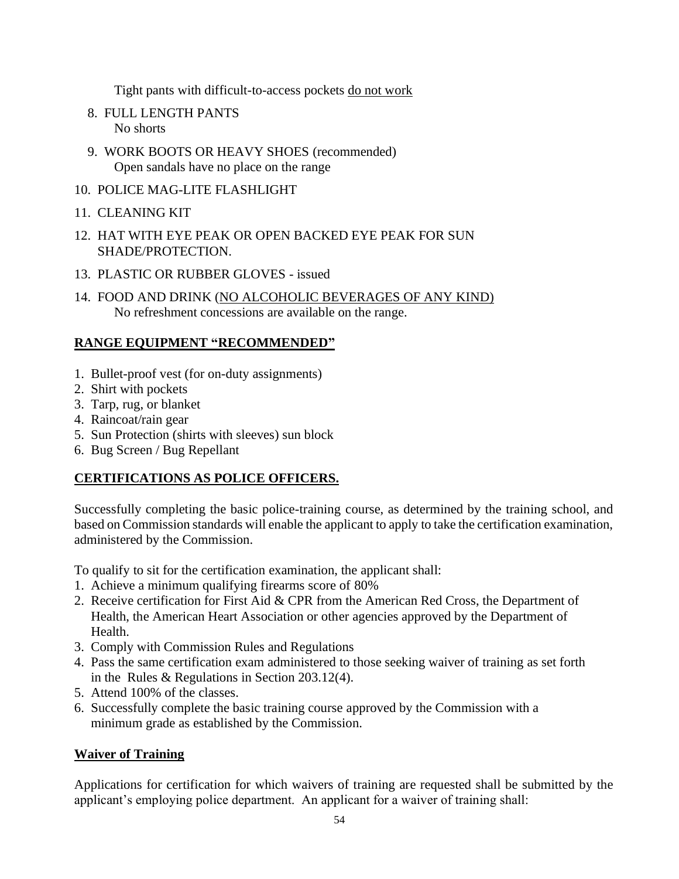Tight pants with difficult-to-access pockets <u>do not work</u>

8. FULL LENGTH PANTS
   No shorts
9. WORK BOOTS OR HEAVY SHOES (recommended)
   Open sandals have no place on the range
10. POLICE MAG-LITE FLASHLIGHT
11. CLEANING KIT
12. HAT WITH EYE PEAK OR OPEN BACKED EYE PEAK FOR SUN SHADE/PROTECTION.
13. PLASTIC OR RUBBER GLOVES - issued
14. FOOD AND DRINK (<u>NO ALCOHOLIC BEVERAGES OF ANY KIND</u>)
    No refreshment concessions are available on the range.

## RANGE EQUIPMENT "RECOMMENDED"

1. Bullet-proof vest (for on-duty assignments)
2. Shirt with pockets
3. Tarp, rug, or blanket
4. Raincoat/rain gear
5. Sun Protection (shirts with sleeves) sun block
6. Bug Screen / Bug Repellant

## CERTIFICATIONS AS POLICE OFFICERS.

Successfully completing the basic police-training course, as determined by the training school, and based on Commission standards will enable the applicant to apply to take the certification examination, administered by the Commission.

To qualify to sit for the certification examination, the applicant shall:

1. Achieve a minimum qualifying firearms score of 80%
2. Receive certification for First Aid & CPR from the American Red Cross, the Department of Health, the American Heart Association or other agencies approved by the Department of Health.
3. Comply with Commission Rules and Regulations
4. Pass the same certification exam administered to those seeking waiver of training as set forth in the Rules & Regulations in Section 203.12(4).
5. Attend 100% of the classes.
6. Successfully complete the basic training course approved by the Commission with a minimum grade as established by the Commission.

## Waiver of Training

Applications for certification for which waivers of training are requested shall be submitted by the applicant's employing police department. An applicant for a waiver of training shall: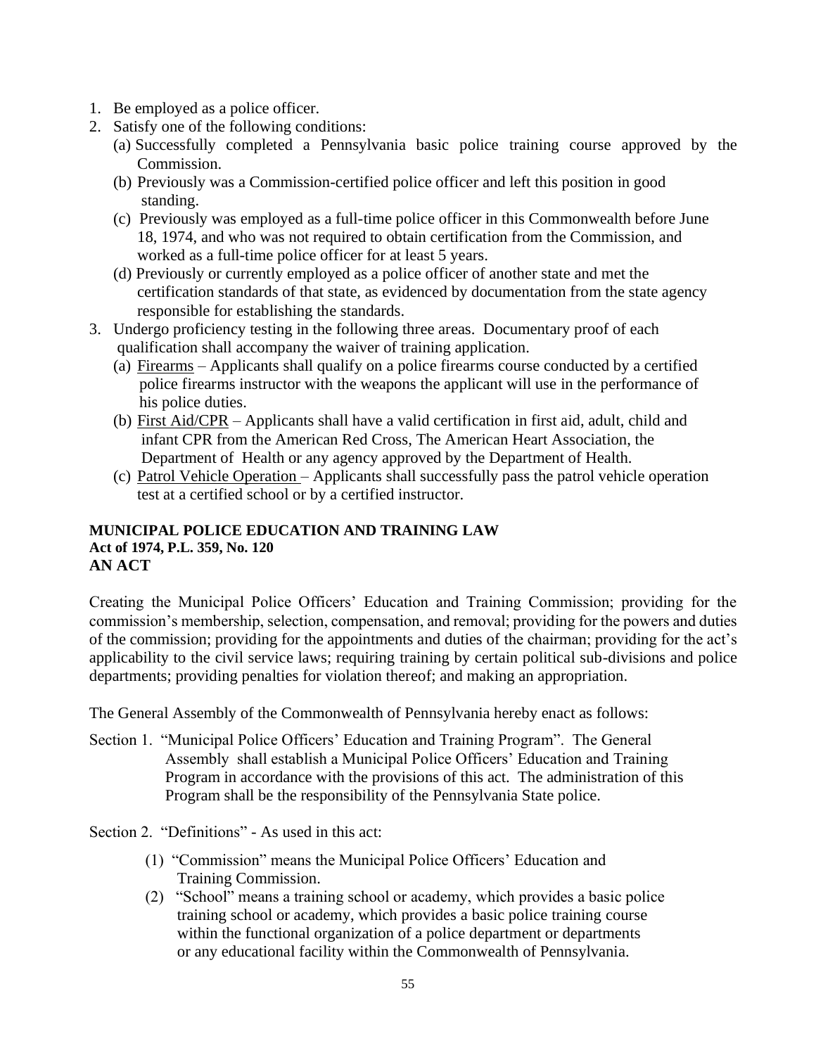1. Be employed as a police officer.
2. Satisfy one of the following conditions:
   (a) Successfully completed a Pennsylvania basic police training course approved by the Commission.
   (b) Previously was a Commission-certified police officer and left this position in good standing.
   (c) Previously was employed as a full-time police officer in this Commonwealth before June 18, 1974, and who was not required to obtain certification from the Commission, and worked as a full-time police officer for at least 5 years.
   (d) Previously or currently employed as a police officer of another state and met the certification standards of that state, as evidenced by documentation from the state agency responsible for establishing the standards.
3. Undergo proficiency testing in the following three areas. Documentary proof of each qualification shall accompany the waiver of training application.
   (a) Firearms – Applicants shall qualify on a police firearms course conducted by a certified police firearms instructor with the weapons the applicant will use in the performance of his police duties.
   (b) First Aid/CPR – Applicants shall have a valid certification in first aid, adult, child and infant CPR from the American Red Cross, The American Heart Association, the Department of Health or any agency approved by the Department of Health.
   (c) Patrol Vehicle Operation – Applicants shall successfully pass the patrol vehicle operation test at a certified school or by a certified instructor.

**MUNICIPAL POLICE EDUCATION AND TRAINING LAW**
**Act of 1974, P.L. 359, No. 120**
**AN ACT**

Creating the Municipal Police Officers' Education and Training Commission; providing for the commission's membership, selection, compensation, and removal; providing for the powers and duties of the commission; providing for the appointments and duties of the chairman; providing for the act's applicability to the civil service laws; requiring training by certain political sub-divisions and police departments; providing penalties for violation thereof; and making an appropriation.

The General Assembly of the Commonwealth of Pennsylvania hereby enact as follows:

Section 1. "Municipal Police Officers' Education and Training Program". The General Assembly shall establish a Municipal Police Officers' Education and Training Program in accordance with the provisions of this act. The administration of this Program shall be the responsibility of the Pennsylvania State police.

Section 2. "Definitions" - As used in this act:

(1) "Commission" means the Municipal Police Officers' Education and Training Commission.

(2) "School" means a training school or academy, which provides a basic police training school or academy, which provides a basic police training course within the functional organization of a police department or departments or any educational facility within the Commonwealth of Pennsylvania.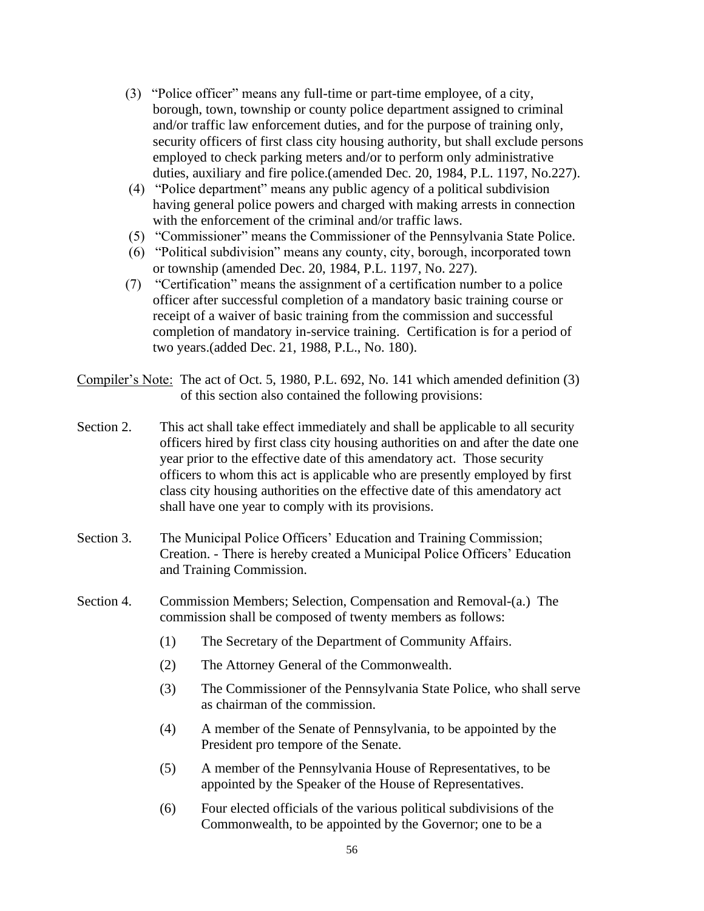(3) "Police officer" means any full-time or part-time employee, of a city, borough, town, township or county police department assigned to criminal and/or traffic law enforcement duties, and for the purpose of training only, security officers of first class city housing authority, but shall exclude persons employed to check parking meters and/or to perform only administrative duties, auxiliary and fire police.(amended Dec. 20, 1984, P.L. 1197, No.227).

(4) "Police department" means any public agency of a political subdivision having general police powers and charged with making arrests in connection with the enforcement of the criminal and/or traffic laws.

(5) "Commissioner" means the Commissioner of the Pennsylvania State Police.

(6) "Political subdivision" means any county, city, borough, incorporated town or township (amended Dec. 20, 1984, P.L. 1197, No. 227).

(7) "Certification" means the assignment of a certification number to a police officer after successful completion of a mandatory basic training course or receipt of a waiver of basic training from the commission and successful completion of mandatory in-service training. Certification is for a period of two years.(added Dec. 21, 1988, P.L., No. 180).

Compiler's Note: The act of Oct. 5, 1980, P.L. 692, No. 141 which amended definition (3) of this section also contained the following provisions:

Section 2. This act shall take effect immediately and shall be applicable to all security officers hired by first class city housing authorities on and after the date one year prior to the effective date of this amendatory act. Those security officers to whom this act is applicable who are presently employed by first class city housing authorities on the effective date of this amendatory act shall have one year to comply with its provisions.

Section 3. The Municipal Police Officers' Education and Training Commission; Creation. - There is hereby created a Municipal Police Officers' Education and Training Commission.

Section 4. Commission Members; Selection, Compensation and Removal-(a.) The commission shall be composed of twenty members as follows:

(1) The Secretary of the Department of Community Affairs.

(2) The Attorney General of the Commonwealth.

(3) The Commissioner of the Pennsylvania State Police, who shall serve as chairman of the commission.

(4) A member of the Senate of Pennsylvania, to be appointed by the President pro tempore of the Senate.

(5) A member of the Pennsylvania House of Representatives, to be appointed by the Speaker of the House of Representatives.

(6) Four elected officials of the various political subdivisions of the Commonwealth, to be appointed by the Governor; one to be a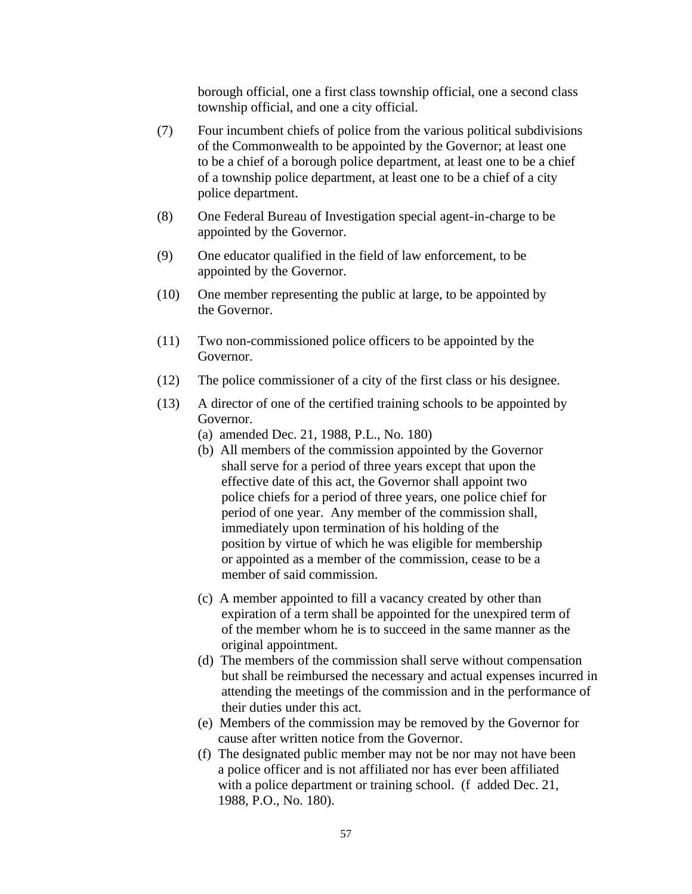borough official, one a first class township official, one a second class township official, and one a city official.

(7) Four incumbent chiefs of police from the various political subdivisions of the Commonwealth to be appointed by the Governor; at least one to be a chief of a borough police department, at least one to be a chief of a township police department, at least one to be a chief of a city police department.

(8) One Federal Bureau of Investigation special agent-in-charge to be appointed by the Governor.

(9) One educator qualified in the field of law enforcement, to be appointed by the Governor.

(10) One member representing the public at large, to be appointed by the Governor.

(11) Two non-commissioned police officers to be appointed by the Governor.

(12) The police commissioner of a city of the first class or his designee.

(13) A director of one of the certified training schools to be appointed by Governor.

(a) amended Dec. 21, 1988, P.L., No. 180)

(b) All members of the commission appointed by the Governor shall serve for a period of three years except that upon the effective date of this act, the Governor shall appoint two police chiefs for a period of three years, one police chief for period of one year. Any member of the commission shall, immediately upon termination of his holding of the position by virtue of which he was eligible for membership or appointed as a member of the commission, cease to be a member of said commission.

(c) A member appointed to fill a vacancy created by other than expiration of a term shall be appointed for the unexpired term of of the member whom he is to succeed in the same manner as the original appointment.

(d) The members of the commission shall serve without compensation but shall be reimbursed the necessary and actual expenses incurred in attending the meetings of the commission and in the performance of their duties under this act.

(e) Members of the commission may be removed by the Governor for cause after written notice from the Governor.

(f) The designated public member may not be nor may not have been a police officer and is not affiliated nor has ever been affiliated with a police department or training school. (f added Dec. 21, 1988, P.O., No. 180).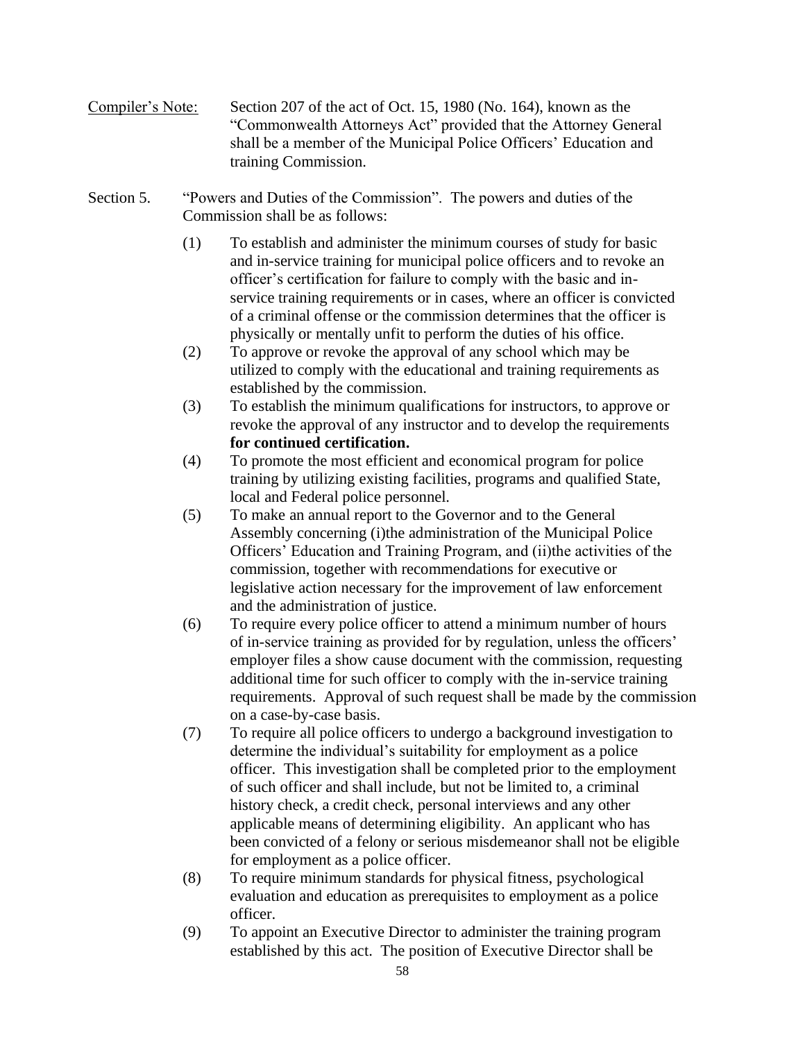Compiler's Note: Section 207 of the act of Oct. 15, 1980 (No. 164), known as the "Commonwealth Attorneys Act" provided that the Attorney General shall be a member of the Municipal Police Officers' Education and training Commission.

Section 5. "Powers and Duties of the Commission". The powers and duties of the Commission shall be as follows:

(1) To establish and administer the minimum courses of study for basic and in-service training for municipal police officers and to revoke an officer's certification for failure to comply with the basic and in-service training requirements or in cases, where an officer is convicted of a criminal offense or the commission determines that the officer is physically or mentally unfit to perform the duties of his office.

(2) To approve or revoke the approval of any school which may be utilized to comply with the educational and training requirements as established by the commission.

(3) To establish the minimum qualifications for instructors, to approve or revoke the approval of any instructor and to develop the requirements **for continued certification.**

(4) To promote the most efficient and economical program for police training by utilizing existing facilities, programs and qualified State, local and Federal police personnel.

(5) To make an annual report to the Governor and to the General Assembly concerning (i)the administration of the Municipal Police Officers' Education and Training Program, and (ii)the activities of the commission, together with recommendations for executive or legislative action necessary for the improvement of law enforcement and the administration of justice.

(6) To require every police officer to attend a minimum number of hours of in-service training as provided for by regulation, unless the officers' employer files a show cause document with the commission, requesting additional time for such officer to comply with the in-service training requirements. Approval of such request shall be made by the commission on a case-by-case basis.

(7) To require all police officers to undergo a background investigation to determine the individual's suitability for employment as a police officer. This investigation shall be completed prior to the employment of such officer and shall include, but not be limited to, a criminal history check, a credit check, personal interviews and any other applicable means of determining eligibility. An applicant who has been convicted of a felony or serious misdemeanor shall not be eligible for employment as a police officer.

(8) To require minimum standards for physical fitness, psychological evaluation and education as prerequisites to employment as a police officer.

(9) To appoint an Executive Director to administer the training program established by this act. The position of Executive Director shall be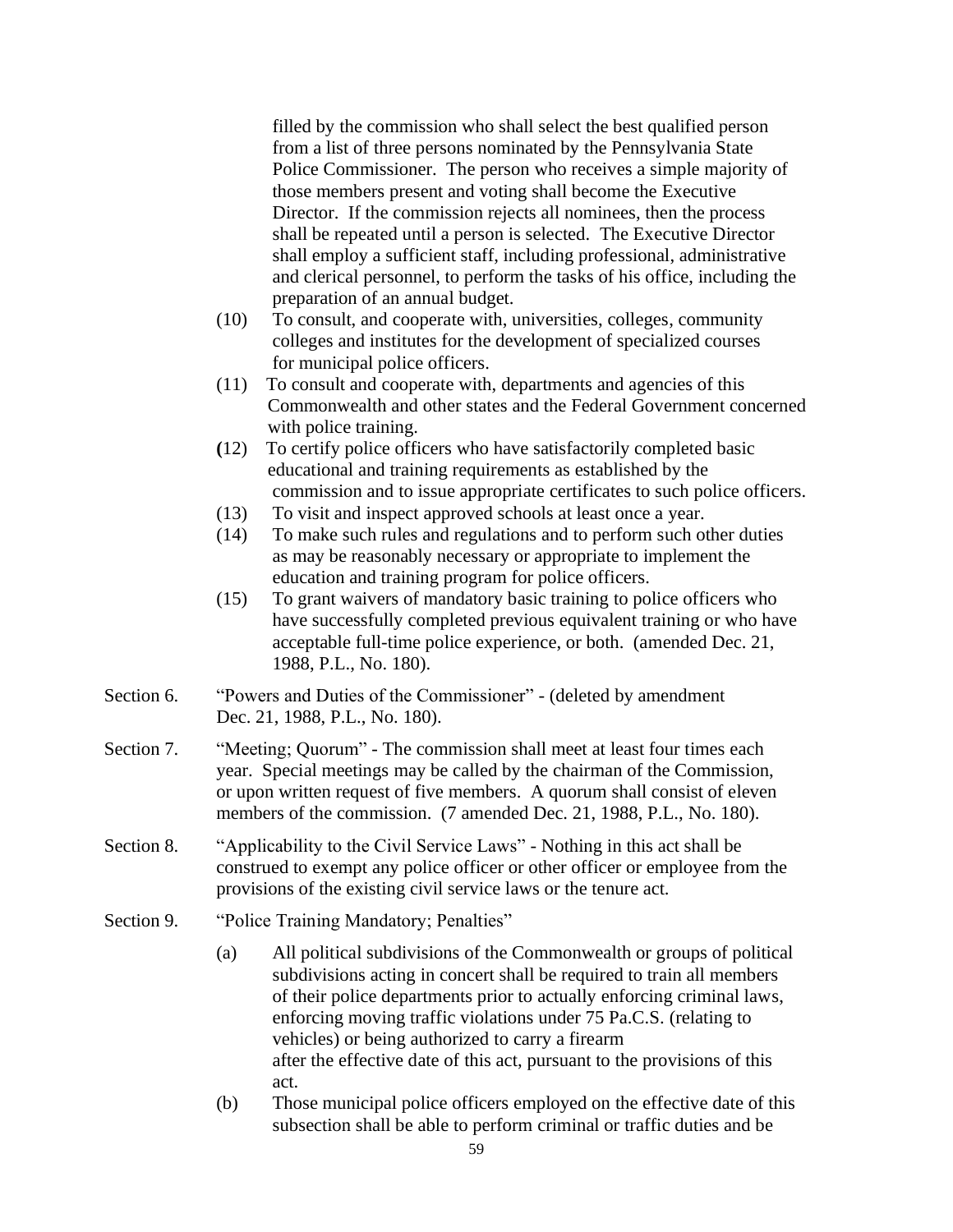filled by the commission who shall select the best qualified person from a list of three persons nominated by the Pennsylvania State Police Commissioner. The person who receives a simple majority of those members present and voting shall become the Executive Director. If the commission rejects all nominees, then the process shall be repeated until a person is selected. The Executive Director shall employ a sufficient staff, including professional, administrative and clerical personnel, to perform the tasks of his office, including the preparation of an annual budget.

(10) To consult, and cooperate with, universities, colleges, community colleges and institutes for the development of specialized courses for municipal police officers.

(11) To consult and cooperate with, departments and agencies of this Commonwealth and other states and the Federal Government concerned with police training.

(12) To certify police officers who have satisfactorily completed basic educational and training requirements as established by the commission and to issue appropriate certificates to such police officers.

(13) To visit and inspect approved schools at least once a year.

(14) To make such rules and regulations and to perform such other duties as may be reasonably necessary or appropriate to implement the education and training program for police officers.

(15) To grant waivers of mandatory basic training to police officers who have successfully completed previous equivalent training or who have acceptable full-time police experience, or both. (amended Dec. 21, 1988, P.L., No. 180).

Section 6. "Powers and Duties of the Commissioner" - (deleted by amendment Dec. 21, 1988, P.L., No. 180).

Section 7. "Meeting; Quorum" - The commission shall meet at least four times each year. Special meetings may be called by the chairman of the Commission, or upon written request of five members. A quorum shall consist of eleven members of the commission. (7 amended Dec. 21, 1988, P.L., No. 180).

Section 8. "Applicability to the Civil Service Laws" - Nothing in this act shall be construed to exempt any police officer or other officer or employee from the provisions of the existing civil service laws or the tenure act.

Section 9. "Police Training Mandatory; Penalties"

(a) All political subdivisions of the Commonwealth or groups of political subdivisions acting in concert shall be required to train all members of their police departments prior to actually enforcing criminal laws, enforcing moving traffic violations under 75 Pa.C.S. (relating to vehicles) or being authorized to carry a firearm after the effective date of this act, pursuant to the provisions of this act.

(b) Those municipal police officers employed on the effective date of this subsection shall be able to perform criminal or traffic duties and be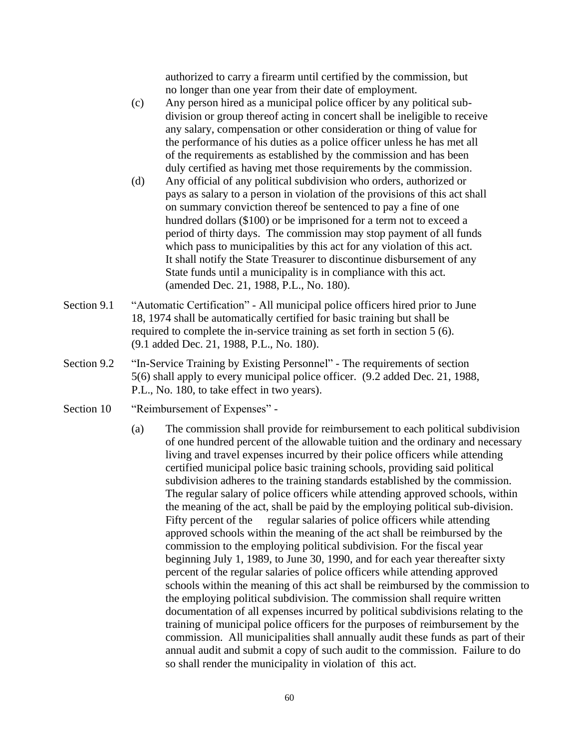authorized to carry a firearm until certified by the commission, but no longer than one year from their date of employment.

(c) Any person hired as a municipal police officer by any political sub-division or group thereof acting in concert shall be ineligible to receive any salary, compensation or other consideration or thing of value for the performance of his duties as a police officer unless he has met all of the requirements as established by the commission and has been duly certified as having met those requirements by the commission.

(d) Any official of any political subdivision who orders, authorized or pays as salary to a person in violation of the provisions of this act shall on summary conviction thereof be sentenced to pay a fine of one hundred dollars ($100) or be imprisoned for a term not to exceed a period of thirty days. The commission may stop payment of all funds which pass to municipalities by this act for any violation of this act. It shall notify the State Treasurer to discontinue disbursement of any State funds until a municipality is in compliance with this act. (amended Dec. 21, 1988, P.L., No. 180).

Section 9.1 "Automatic Certification" - All municipal police officers hired prior to June 18, 1974 shall be automatically certified for basic training but shall be required to complete the in-service training as set forth in section 5 (6). (9.1 added Dec. 21, 1988, P.L., No. 180).

Section 9.2 "In-Service Training by Existing Personnel" - The requirements of section 5(6) shall apply to every municipal police officer. (9.2 added Dec. 21, 1988, P.L., No. 180, to take effect in two years).

Section 10 "Reimbursement of Expenses" -

(a) The commission shall provide for reimbursement to each political subdivision of one hundred percent of the allowable tuition and the ordinary and necessary living and travel expenses incurred by their police officers while attending certified municipal police basic training schools, providing said political subdivision adheres to the training standards established by the commission. The regular salary of police officers while attending approved schools, within the meaning of the act, shall be paid by the employing political sub-division. Fifty percent of the regular salaries of police officers while attending approved schools within the meaning of the act shall be reimbursed by the commission to the employing political subdivision. For the fiscal year beginning July 1, 1989, to June 30, 1990, and for each year thereafter sixty percent of the regular salaries of police officers while attending approved schools within the meaning of this act shall be reimbursed by the commission to the employing political subdivision. The commission shall require written documentation of all expenses incurred by political subdivisions relating to the training of municipal police officers for the purposes of reimbursement by the commission. All municipalities shall annually audit these funds as part of their annual audit and submit a copy of such audit to the commission. Failure to do so shall render the municipality in violation of this act.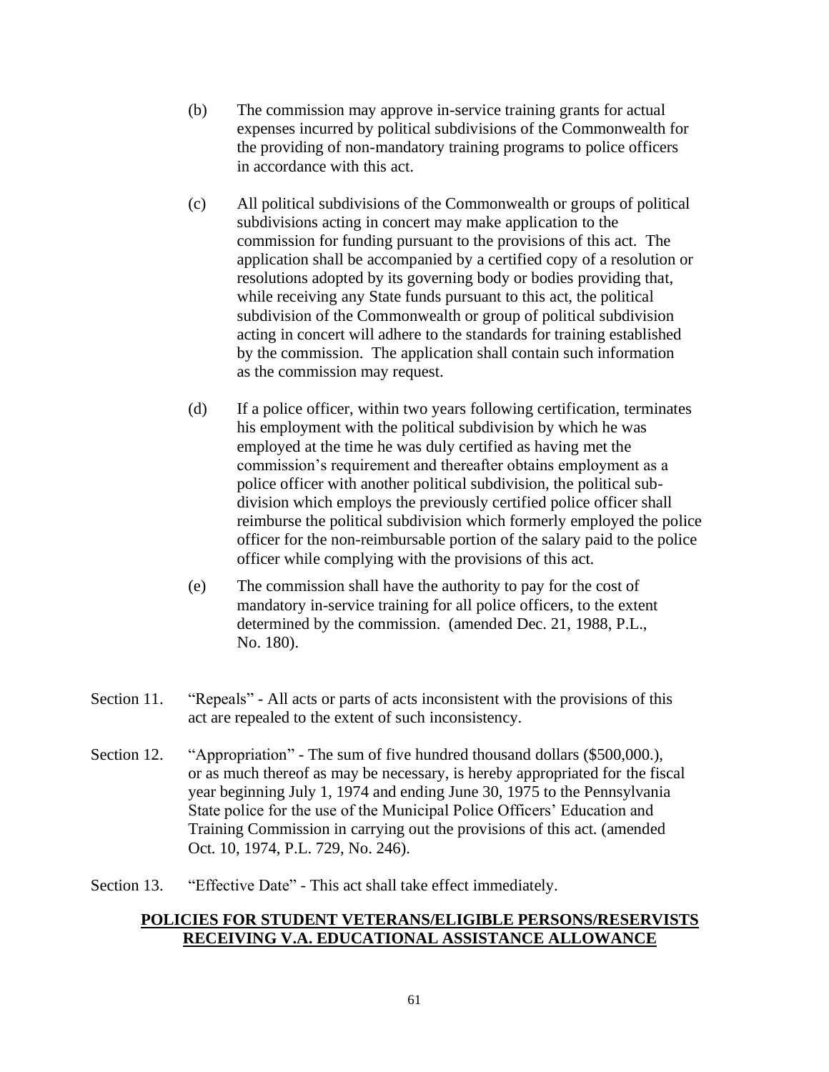(b) The commission may approve in-service training grants for actual expenses incurred by political subdivisions of the Commonwealth for the providing of non-mandatory training programs to police officers in accordance with this act.

(c) All political subdivisions of the Commonwealth or groups of political subdivisions acting in concert may make application to the commission for funding pursuant to the provisions of this act. The application shall be accompanied by a certified copy of a resolution or resolutions adopted by its governing body or bodies providing that, while receiving any State funds pursuant to this act, the political subdivision of the Commonwealth or group of political subdivision acting in concert will adhere to the standards for training established by the commission. The application shall contain such information as the commission may request.

(d) If a police officer, within two years following certification, terminates his employment with the political subdivision by which he was employed at the time he was duly certified as having met the commission's requirement and thereafter obtains employment as a police officer with another political subdivision, the political sub-division which employs the previously certified police officer shall reimburse the political subdivision which formerly employed the police officer for the non-reimbursable portion of the salary paid to the police officer while complying with the provisions of this act.

(e) The commission shall have the authority to pay for the cost of mandatory in-service training for all police officers, to the extent determined by the commission. (amended Dec. 21, 1988, P.L., No. 180).

Section 11. "Repeals" - All acts or parts of acts inconsistent with the provisions of this act are repealed to the extent of such inconsistency.

Section 12. "Appropriation" - The sum of five hundred thousand dollars ($500,000.), or as much thereof as may be necessary, is hereby appropriated for the fiscal year beginning July 1, 1974 and ending June 30, 1975 to the Pennsylvania State police for the use of the Municipal Police Officers' Education and Training Commission in carrying out the provisions of this act. (amended Oct. 10, 1974, P.L. 729, No. 246).

Section 13. "Effective Date" - This act shall take effect immediately.

## POLICIES FOR STUDENT VETERANS/ELIGIBLE PERSONS/RESERVISTS RECEIVING V.A. EDUCATIONAL ASSISTANCE ALLOWANCE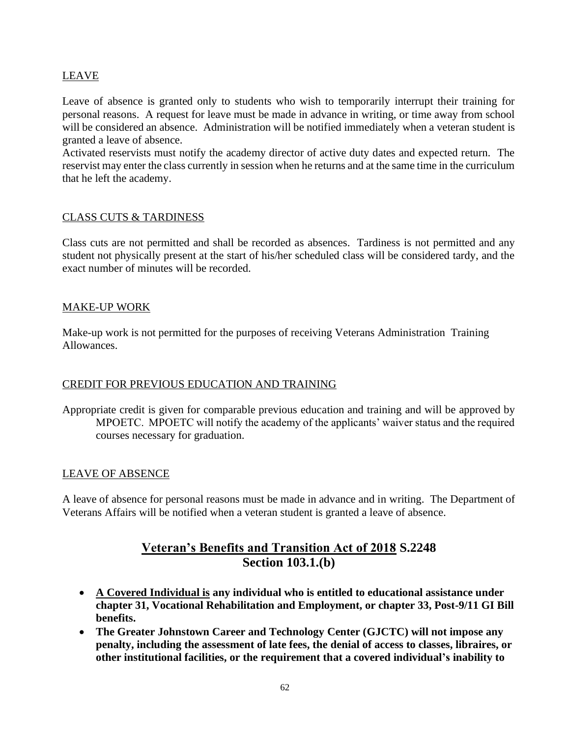LEAVE

Leave of absence is granted only to students who wish to temporarily interrupt their training for personal reasons. A request for leave must be made in advance in writing, or time away from school will be considered an absence. Administration will be notified immediately when a veteran student is granted a leave of absence.

Activated reservists must notify the academy director of active duty dates and expected return. The reservist may enter the class currently in session when he returns and at the same time in the curriculum that he left the academy.

CLASS CUTS & TARDINESS

Class cuts are not permitted and shall be recorded as absences. Tardiness is not permitted and any student not physically present at the start of his/her scheduled class will be considered tardy, and the exact number of minutes will be recorded.

MAKE-UP WORK

Make-up work is not permitted for the purposes of receiving Veterans Administration Training Allowances.

CREDIT FOR PREVIOUS EDUCATION AND TRAINING

Appropriate credit is given for comparable previous education and training and will be approved by MPOETC. MPOETC will notify the academy of the applicants' waiver status and the required courses necessary for graduation.

LEAVE OF ABSENCE

A leave of absence for personal reasons must be made in advance and in writing. The Department of Veterans Affairs will be notified when a veteran student is granted a leave of absence.

## Veteran's Benefits and Transition Act of 2018 S.2248 Section 103.1.(b)

- **A Covered Individual is any individual who is entitled to educational assistance under chapter 31, Vocational Rehabilitation and Employment, or chapter 33, Post-9/11 GI Bill benefits.**
- **The Greater Johnstown Career and Technology Center (GJCTC) will not impose any penalty, including the assessment of late fees, the denial of access to classes, libraires, or other institutional facilities, or the requirement that a covered individual's inability to**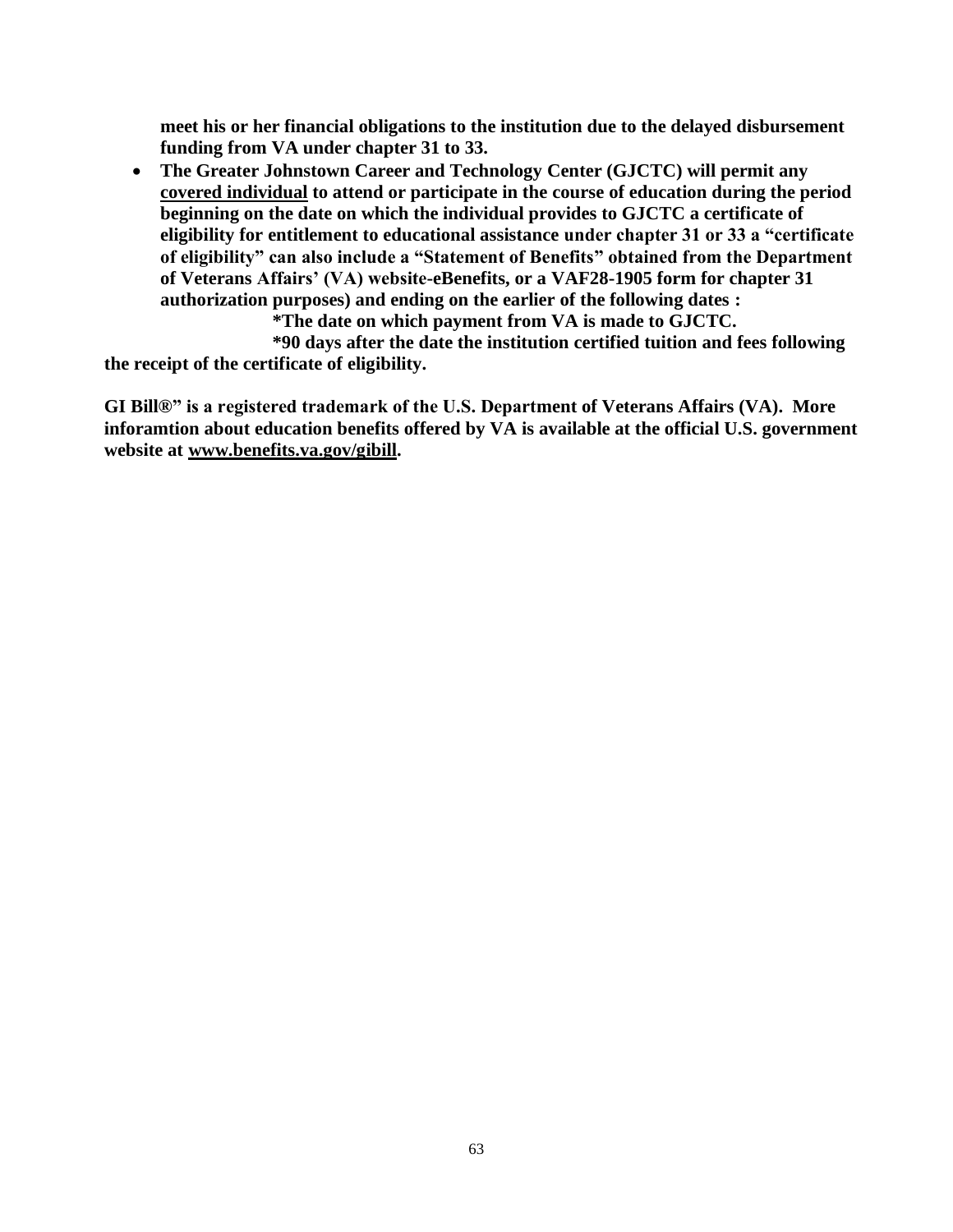**meet his or her financial obligations to the institution due to the delayed disbursement funding from VA under chapter 31 to 33.**

- **The Greater Johnstown Career and Technology Center (GJCTC) will permit any <u>covered individual</u> to attend or participate in the course of education during the period beginning on the date on which the individual provides to GJCTC a certificate of eligibility for entitlement to educational assistance under chapter 31 or 33 a "certificate of eligibility" can also include a "Statement of Benefits" obtained from the Department of Veterans Affairs' (VA) website-eBenefits, or a VAF28-1905 form for chapter 31 authorization purposes) and ending on the earlier of the following dates :**

  **\*The date on which payment from VA is made to GJCTC.**

  **\*90 days after the date the institution certified tuition and fees following the receipt of the certificate of eligibility.**

**GI Bill®" is a registered trademark of the U.S. Department of Veterans Affairs (VA). More inforamtion about education benefits offered by VA is available at the official U.S. government website at <u>www.benefits.va.gov/gibill</u>.**